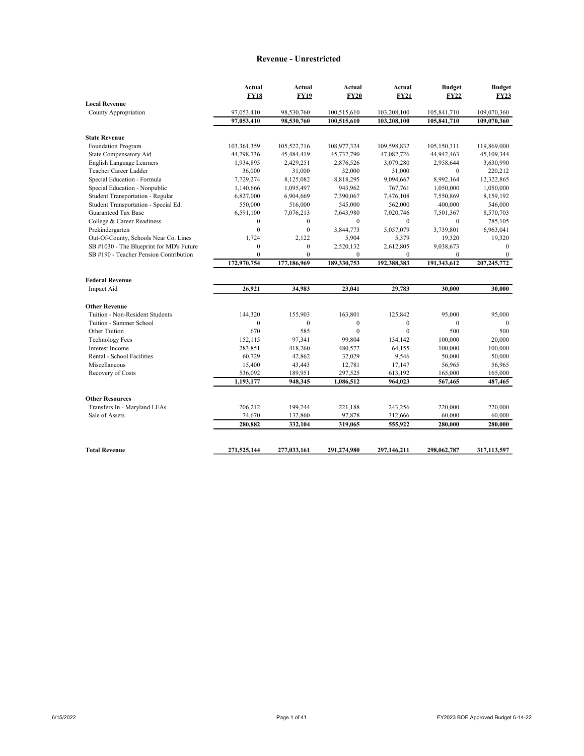# Revenue - Unrestricted

| | Actual FY18 | Actual FY19 | Actual FY20 | Actual FY21 | Budget FY22 | Budget FY23 |
|---|---|---|---|---|---|---|
| **Local Revenue** | | | | | | |
| County Appropriation | 97,053,410 | 98,530,760 | 100,515,610 | 103,208,100 | 105,841,710 | 109,070,360 |
| | **97,053,410** | **98,530,760** | **100,515,610** | **103,208,100** | **105,841,710** | **109,070,360** |
| **State Revenue** | | | | | | |
| Foundation Program | 103,361,359 | 105,522,716 | 108,977,324 | 109,598,832 | 105,150,311 | 119,869,000 |
| State Compensatory Aid | 44,798,736 | 45,484,419 | 45,732,790 | 47,082,726 | 44,942,463 | 45,109,344 |
| English Language Learners | 1,934,895 | 2,429,251 | 2,876,526 | 3,079,280 | 2,958,644 | 3,630,990 |
| Teacher Career Ladder | 36,000 | 31,000 | 32,000 | 31,000 | 0 | 220,212 |
| Special Education - Formula | 7,729,274 | 8,125,082 | 8,818,295 | 9,094,667 | 8,992,164 | 12,322,865 |
| Special Education - Nonpublic | 1,140,666 | 1,095,497 | 943,962 | 767,761 | 1,050,000 | 1,050,000 |
| Student Transportation - Regular | 6,827,000 | 6,904,669 | 7,390,067 | 7,476,108 | 7,550,869 | 8,159,192 |
| Student Transportation - Special Ed. | 550,000 | 516,000 | 545,000 | 562,000 | 400,000 | 546,000 |
| Guaranteed Tax Base | 6,591,100 | 7,076,213 | 7,643,980 | 7,020,746 | 7,501,367 | 8,570,703 |
| College & Career Readiness | 0 | 0 | 0 | 0 | 0 | 785,105 |
| Prekindergarten | 0 | 0 | 3,844,773 | 5,057,079 | 3,739,801 | 6,963,041 |
| Out-Of-County, Schools Near Co. Lines | 1,724 | 2,122 | 5,904 | 5,379 | 19,320 | 19,320 |
| SB #1030 - The Blueprint for MD's Future | 0 | 0 | 2,520,132 | 2,612,805 | 9,038,673 | 0 |
| SB #190 - Teacher Pension Contribution | 0 | 0 | 0 | 0 | 0 | 0 |
| | **172,970,754** | **177,186,969** | **189,330,753** | **192,388,383** | **191,343,612** | **207,245,772** |
| **Federal Revenue** | | | | | | |
| Impact Aid | **26,921** | **34,983** | **23,041** | **29,783** | **30,000** | **30,000** |
| **Other Revenue** | | | | | | |
| Tuition - Non-Resident Students | 144,320 | 155,903 | 163,801 | 125,842 | 95,000 | 95,000 |
| Tuition - Summer School | 0 | 0 | 0 | 0 | 0 | 0 |
| Other Tuition | 670 | 585 | 0 | 0 | 500 | 500 |
| Technology Fees | 152,115 | 97,341 | 99,804 | 134,142 | 100,000 | 20,000 |
| Interest Income | 283,851 | 418,260 | 480,572 | 64,155 | 100,000 | 100,000 |
| Rental - School Facilities | 60,729 | 42,862 | 32,029 | 9,546 | 50,000 | 50,000 |
| Miscellaneous | 15,400 | 43,443 | 12,781 | 17,147 | 56,965 | 56,965 |
| Recovery of Costs | 536,092 | 189,951 | 297,525 | 613,192 | 165,000 | 165,000 |
| | **1,193,177** | **948,345** | **1,086,512** | **964,023** | **567,465** | **487,465** |
| **Other Resources** | | | | | | |
| Transfers In - Maryland LEAs | 206,212 | 199,244 | 221,188 | 243,256 | 220,000 | 220,000 |
| Sale of Assets | 74,670 | 132,860 | 97,878 | 312,666 | 60,000 | 60,000 |
| | **280,882** | **332,104** | **319,065** | **555,922** | **280,000** | **280,000** |
| **Total Revenue** | **271,525,144** | **277,033,161** | **291,274,980** | **297,146,211** | **298,062,787** | **317,113,597** |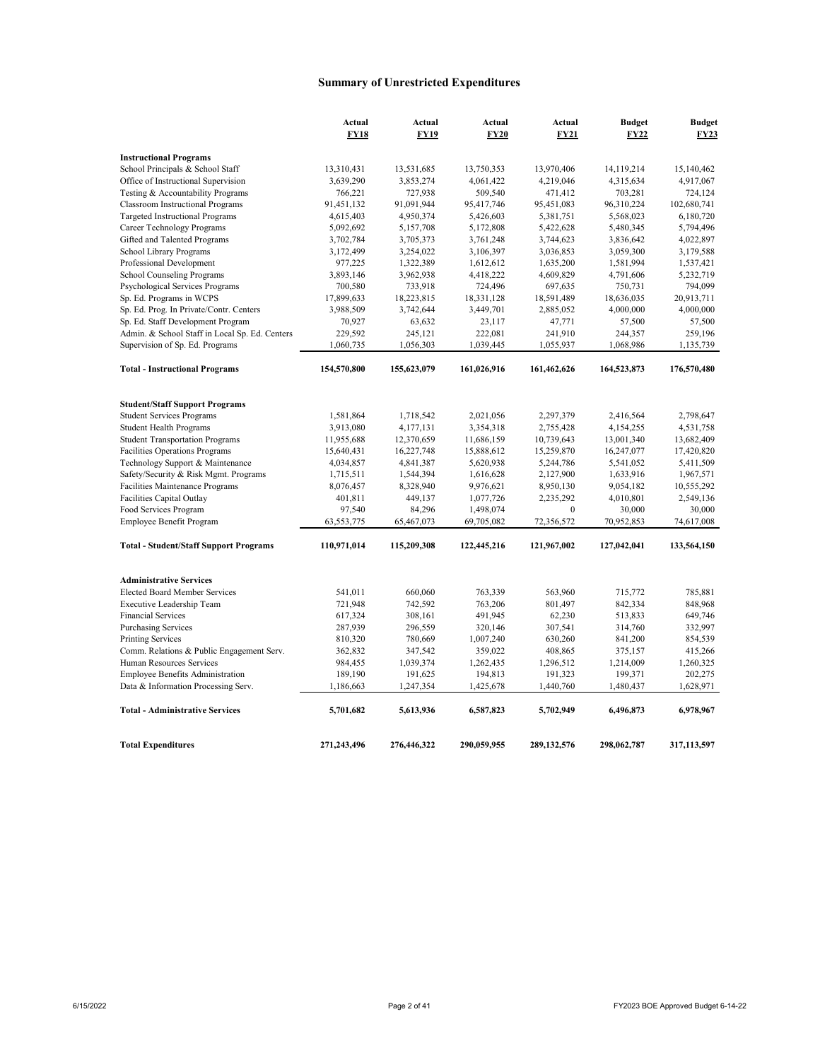# Summary of Unrestricted Expenditures

| | Actual FY18 | Actual FY19 | Actual FY20 | Actual FY21 | Budget FY22 | Budget FY23 |
|---|---|---|---|---|---|---|
| **Instructional Programs** | | | | | | |
| School Principals & School Staff | 13,310,431 | 13,531,685 | 13,750,353 | 13,970,406 | 14,119,214 | 15,140,462 |
| Office of Instructional Supervision | 3,639,290 | 3,853,274 | 4,061,422 | 4,219,046 | 4,315,634 | 4,917,067 |
| Testing & Accountability Programs | 766,221 | 727,938 | 509,540 | 471,412 | 703,281 | 724,124 |
| Classroom Instructional Programs | 91,451,132 | 91,091,944 | 95,417,746 | 95,451,083 | 96,310,224 | 102,680,741 |
| Targeted Instructional Programs | 4,615,403 | 4,950,374 | 5,426,603 | 5,381,751 | 5,568,023 | 6,180,720 |
| Career Technology Programs | 5,092,692 | 5,157,708 | 5,172,808 | 5,422,628 | 5,480,345 | 5,794,496 |
| Gifted and Talented Programs | 3,702,784 | 3,705,373 | 3,761,248 | 3,744,623 | 3,836,642 | 4,022,897 |
| School Library Programs | 3,172,499 | 3,254,022 | 3,106,397 | 3,036,853 | 3,059,300 | 3,179,588 |
| Professional Development | 977,225 | 1,322,389 | 1,612,612 | 1,635,200 | 1,581,994 | 1,537,421 |
| School Counseling Programs | 3,893,146 | 3,962,938 | 4,418,222 | 4,609,829 | 4,791,606 | 5,232,719 |
| Psychological Services Programs | 700,580 | 733,918 | 724,496 | 697,635 | 750,731 | 794,099 |
| Sp. Ed. Programs in WCPS | 17,899,633 | 18,223,815 | 18,331,128 | 18,591,489 | 18,636,035 | 20,913,711 |
| Sp. Ed. Prog. In Private/Contr. Centers | 3,988,509 | 3,742,644 | 3,449,701 | 2,885,052 | 4,000,000 | 4,000,000 |
| Sp. Ed. Staff Development Program | 70,927 | 63,632 | 23,117 | 47,771 | 57,500 | 57,500 |
| Admin. & School Staff in Local Sp. Ed. Centers | 229,592 | 245,121 | 222,081 | 241,910 | 244,357 | 259,196 |
| Supervision of Sp. Ed. Programs | 1,060,735 | 1,056,303 | 1,039,445 | 1,055,937 | 1,068,986 | 1,135,739 |
| **Total - Instructional Programs** | **154,570,800** | **155,623,079** | **161,026,916** | **161,462,626** | **164,523,873** | **176,570,480** |
| **Student/Staff Support Programs** | | | | | | |
| Student Services Programs | 1,581,864 | 1,718,542 | 2,021,056 | 2,297,379 | 2,416,564 | 2,798,647 |
| Student Health Programs | 3,913,080 | 4,177,131 | 3,354,318 | 2,755,428 | 4,154,255 | 4,531,758 |
| Student Transportation Programs | 11,955,688 | 12,370,659 | 11,686,159 | 10,739,643 | 13,001,340 | 13,682,409 |
| Facilities Operations Programs | 15,640,431 | 16,227,748 | 15,888,612 | 15,259,870 | 16,247,077 | 17,420,820 |
| Technology Support & Maintenance | 4,034,857 | 4,841,387 | 5,620,938 | 5,244,786 | 5,541,052 | 5,411,509 |
| Safety/Security & Risk Mgmt. Programs | 1,715,511 | 1,544,394 | 1,616,628 | 2,127,900 | 1,633,916 | 1,967,571 |
| Facilities Maintenance Programs | 8,076,457 | 8,328,940 | 9,976,621 | 8,950,130 | 9,054,182 | 10,555,292 |
| Facilities Capital Outlay | 401,811 | 449,137 | 1,077,726 | 2,235,292 | 4,010,801 | 2,549,136 |
| Food Services Program | 97,540 | 84,296 | 1,498,074 | 0 | 30,000 | 30,000 |
| Employee Benefit Program | 63,553,775 | 65,467,073 | 69,705,082 | 72,356,572 | 70,952,853 | 74,617,008 |
| **Total - Student/Staff Support Programs** | **110,971,014** | **115,209,308** | **122,445,216** | **121,967,002** | **127,042,041** | **133,564,150** |
| **Administrative Services** | | | | | | |
| Elected Board Member Services | 541,011 | 660,060 | 763,339 | 563,960 | 715,772 | 785,881 |
| Executive Leadership Team | 721,948 | 742,592 | 763,206 | 801,497 | 842,334 | 848,968 |
| Financial Services | 617,324 | 308,161 | 491,945 | 62,230 | 513,833 | 649,746 |
| Purchasing Services | 287,939 | 296,559 | 320,146 | 307,541 | 314,760 | 332,997 |
| Printing Services | 810,320 | 780,669 | 1,007,240 | 630,260 | 841,200 | 854,539 |
| Comm. Relations & Public Engagement Serv. | 362,832 | 347,542 | 359,022 | 408,865 | 375,157 | 415,266 |
| Human Resources Services | 984,455 | 1,039,374 | 1,262,435 | 1,296,512 | 1,214,009 | 1,260,325 |
| Employee Benefits Administration | 189,190 | 191,625 | 194,813 | 191,323 | 199,371 | 202,275 |
| Data & Information Processing Serv. | 1,186,663 | 1,247,354 | 1,425,678 | 1,440,760 | 1,480,437 | 1,628,971 |
| **Total - Administrative Services** | **5,701,682** | **5,613,936** | **6,587,823** | **5,702,949** | **6,496,873** | **6,978,967** |
| **Total Expenditures** | **271,243,496** | **276,446,322** | **290,059,955** | **289,132,576** | **298,062,787** | **317,113,597** |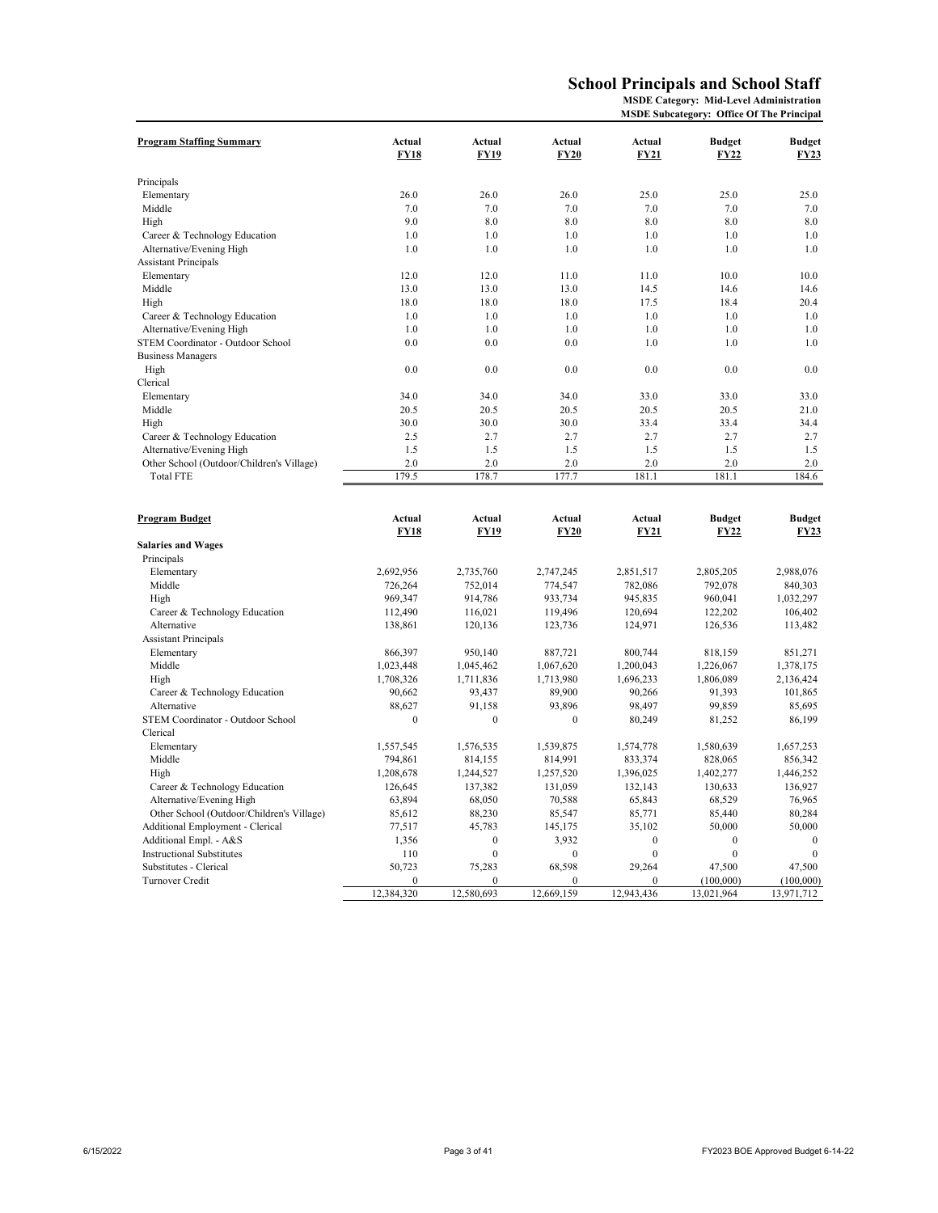# School Principals and School Staff

**MSDE Category: Mid-Level Administration**
**MSDE Subcategory: Office Of The Principal**

| Program Staffing Summary | Actual FY18 | Actual FY19 | Actual FY20 | Actual FY21 | Budget FY22 | Budget FY23 |
|---|---|---|---|---|---|---|
| Principals | | | | | | |
| Elementary | 26.0 | 26.0 | 26.0 | 25.0 | 25.0 | 25.0 |
| Middle | 7.0 | 7.0 | 7.0 | 7.0 | 7.0 | 7.0 |
| High | 9.0 | 8.0 | 8.0 | 8.0 | 8.0 | 8.0 |
| Career & Technology Education | 1.0 | 1.0 | 1.0 | 1.0 | 1.0 | 1.0 |
| Alternative/Evening High | 1.0 | 1.0 | 1.0 | 1.0 | 1.0 | 1.0 |
| Assistant Principals | | | | | | |
| Elementary | 12.0 | 12.0 | 11.0 | 11.0 | 10.0 | 10.0 |
| Middle | 13.0 | 13.0 | 13.0 | 14.5 | 14.6 | 14.6 |
| High | 18.0 | 18.0 | 18.0 | 17.5 | 18.4 | 20.4 |
| Career & Technology Education | 1.0 | 1.0 | 1.0 | 1.0 | 1.0 | 1.0 |
| Alternative/Evening High | 1.0 | 1.0 | 1.0 | 1.0 | 1.0 | 1.0 |
| STEM Coordinator - Outdoor School | 0.0 | 0.0 | 0.0 | 1.0 | 1.0 | 1.0 |
| Business Managers | | | | | | |
| High | 0.0 | 0.0 | 0.0 | 0.0 | 0.0 | 0.0 |
| Clerical | | | | | | |
| Elementary | 34.0 | 34.0 | 34.0 | 33.0 | 33.0 | 33.0 |
| Middle | 20.5 | 20.5 | 20.5 | 20.5 | 20.5 | 21.0 |
| High | 30.0 | 30.0 | 30.0 | 33.4 | 33.4 | 34.4 |
| Career & Technology Education | 2.5 | 2.7 | 2.7 | 2.7 | 2.7 | 2.7 |
| Alternative/Evening High | 1.5 | 1.5 | 1.5 | 1.5 | 1.5 | 1.5 |
| Other School (Outdoor/Children's Village) | 2.0 | 2.0 | 2.0 | 2.0 | 2.0 | 2.0 |
| Total FTE | 179.5 | 178.7 | 177.7 | 181.1 | 181.1 | 184.6 |

| Program Budget | Actual FY18 | Actual FY19 | Actual FY20 | Actual FY21 | Budget FY22 | Budget FY23 |
|---|---|---|---|---|---|---|
| **Salaries and Wages** | | | | | | |
| Principals | | | | | | |
| Elementary | 2,692,956 | 2,735,760 | 2,747,245 | 2,851,517 | 2,805,205 | 2,988,076 |
| Middle | 726,264 | 752,014 | 774,547 | 782,086 | 792,078 | 840,303 |
| High | 969,347 | 914,786 | 933,734 | 945,835 | 960,041 | 1,032,297 |
| Career & Technology Education | 112,490 | 116,021 | 119,496 | 120,694 | 122,202 | 106,402 |
| Alternative | 138,861 | 120,136 | 123,736 | 124,971 | 126,536 | 113,482 |
| Assistant Principals | | | | | | |
| Elementary | 866,397 | 950,140 | 887,721 | 800,744 | 818,159 | 851,271 |
| Middle | 1,023,448 | 1,045,462 | 1,067,620 | 1,200,043 | 1,226,067 | 1,378,175 |
| High | 1,708,326 | 1,711,836 | 1,713,980 | 1,696,233 | 1,806,089 | 2,136,424 |
| Career & Technology Education | 90,662 | 93,437 | 89,900 | 90,266 | 91,393 | 101,865 |
| Alternative | 88,627 | 91,158 | 93,896 | 98,497 | 99,859 | 85,695 |
| STEM Coordinator - Outdoor School | 0 | 0 | 0 | 80,249 | 81,252 | 86,199 |
| Clerical | | | | | | |
| Elementary | 1,557,545 | 1,576,535 | 1,539,875 | 1,574,778 | 1,580,639 | 1,657,253 |
| Middle | 794,861 | 814,155 | 814,991 | 833,374 | 828,065 | 856,342 |
| High | 1,208,678 | 1,244,527 | 1,257,520 | 1,396,025 | 1,402,277 | 1,446,252 |
| Career & Technology Education | 126,645 | 137,382 | 131,059 | 132,143 | 130,633 | 136,927 |
| Alternative/Evening High | 63,894 | 68,050 | 70,588 | 65,843 | 68,529 | 76,965 |
| Other School (Outdoor/Children's Village) | 85,612 | 88,230 | 85,547 | 85,771 | 85,440 | 80,284 |
| Additional Employment - Clerical | 77,517 | 45,783 | 145,175 | 35,102 | 50,000 | 50,000 |
| Additional Empl. - A&S | 1,356 | 0 | 3,932 | 0 | 0 | 0 |
| Instructional Substitutes | 110 | 0 | 0 | 0 | 0 | 0 |
| Substitutes - Clerical | 50,723 | 75,283 | 68,598 | 29,264 | 47,500 | 47,500 |
| Turnover Credit | 0 | 0 | 0 | 0 | (100,000) | (100,000) |
| | 12,384,320 | 12,580,693 | 12,669,159 | 12,943,436 | 13,021,964 | 13,971,712 |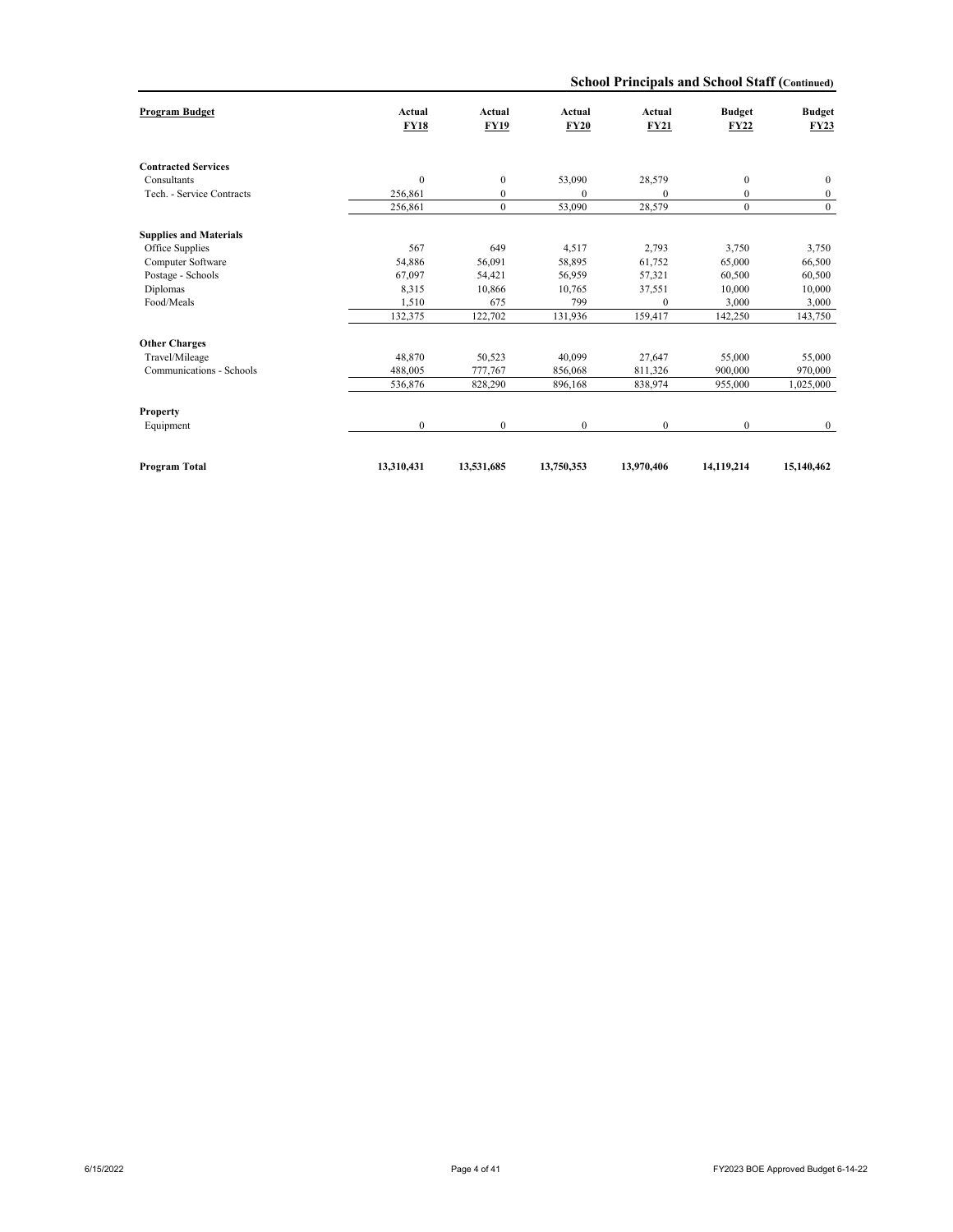## School Principals and School Staff (Continued)

| Program Budget | Actual FY18 | Actual FY19 | Actual FY20 | Actual FY21 | Budget FY22 | Budget FY23 |
|---|---|---|---|---|---|---|
| **Contracted Services** | | | | | | |
| Consultants | 0 | 0 | 53,090 | 28,579 | 0 | 0 |
| Tech. - Service Contracts | 256,861 | 0 | 0 | 0 | 0 | 0 |
| | 256,861 | 0 | 53,090 | 28,579 | 0 | 0 |
| **Supplies and Materials** | | | | | | |
| Office Supplies | 567 | 649 | 4,517 | 2,793 | 3,750 | 3,750 |
| Computer Software | 54,886 | 56,091 | 58,895 | 61,752 | 65,000 | 66,500 |
| Postage - Schools | 67,097 | 54,421 | 56,959 | 57,321 | 60,500 | 60,500 |
| Diplomas | 8,315 | 10,866 | 10,765 | 37,551 | 10,000 | 10,000 |
| Food/Meals | 1,510 | 675 | 799 | 0 | 3,000 | 3,000 |
| | 132,375 | 122,702 | 131,936 | 159,417 | 142,250 | 143,750 |
| **Other Charges** | | | | | | |
| Travel/Mileage | 48,870 | 50,523 | 40,099 | 27,647 | 55,000 | 55,000 |
| Communications - Schools | 488,005 | 777,767 | 856,068 | 811,326 | 900,000 | 970,000 |
| | 536,876 | 828,290 | 896,168 | 838,974 | 955,000 | 1,025,000 |
| **Property** | | | | | | |
| Equipment | 0 | 0 | 0 | 0 | 0 | 0 |
| **Program Total** | **13,310,431** | **13,531,685** | **13,750,353** | **13,970,406** | **14,119,214** | **15,140,462** |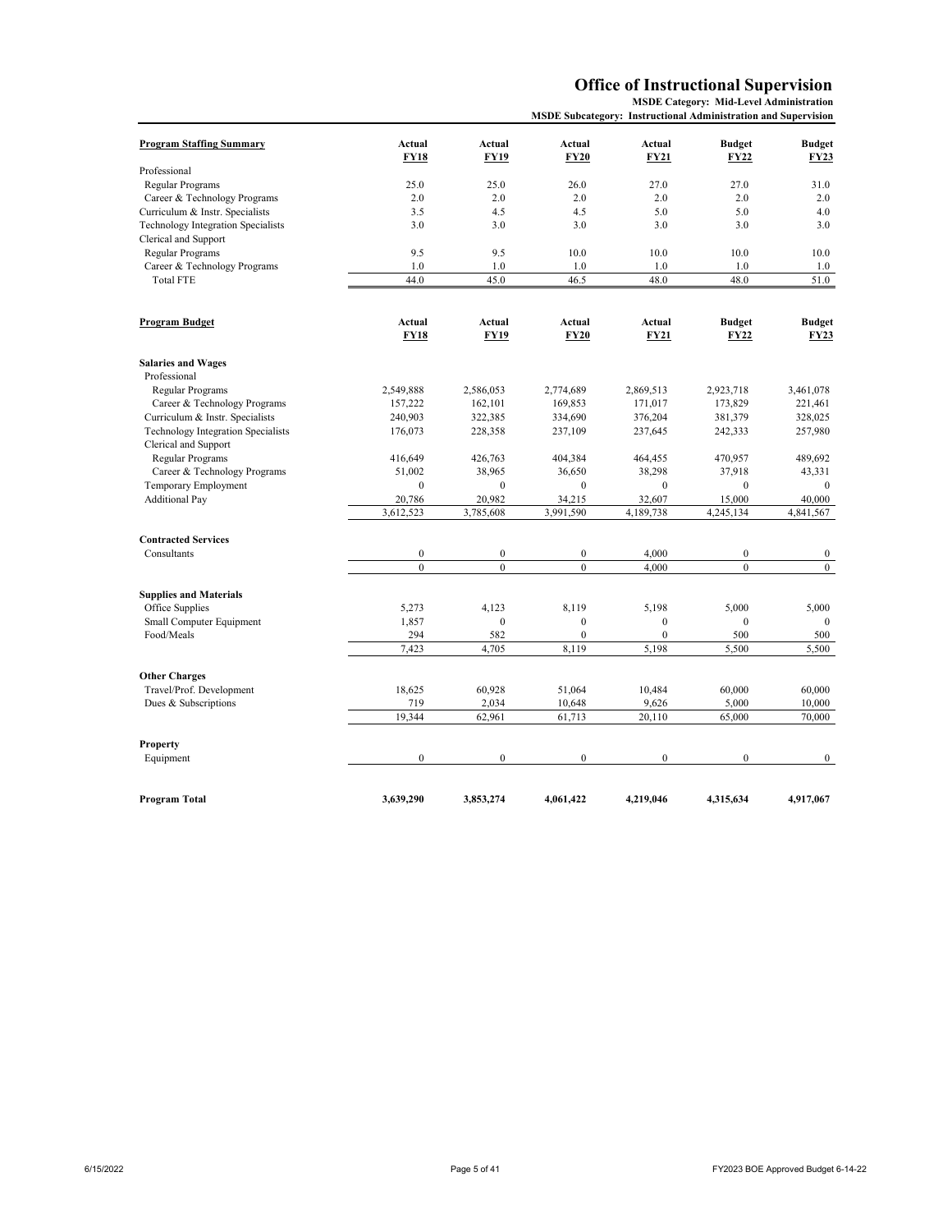# Office of Instructional Supervision

**MSDE Category: Mid-Level Administration**
**MSDE Subcategory: Instructional Administration and Supervision**

| **Program Staffing Summary** | **Actual FY18** | **Actual FY19** | **Actual FY20** | **Actual FY21** | **Budget FY22** | **Budget FY23** |
|---|---|---|---|---|---|---|
| Professional | | | | | | |
| Regular Programs | 25.0 | 25.0 | 26.0 | 27.0 | 27.0 | 31.0 |
| Career & Technology Programs | 2.0 | 2.0 | 2.0 | 2.0 | 2.0 | 2.0 |
| Curriculum & Instr. Specialists | 3.5 | 4.5 | 4.5 | 5.0 | 5.0 | 4.0 |
| Technology Integration Specialists | 3.0 | 3.0 | 3.0 | 3.0 | 3.0 | 3.0 |
| Clerical and Support | | | | | | |
| Regular Programs | 9.5 | 9.5 | 10.0 | 10.0 | 10.0 | 10.0 |
| Career & Technology Programs | 1.0 | 1.0 | 1.0 | 1.0 | 1.0 | 1.0 |
| Total FTE | 44.0 | 45.0 | 46.5 | 48.0 | 48.0 | 51.0 |

| **Program Budget** | **Actual FY18** | **Actual FY19** | **Actual FY20** | **Actual FY21** | **Budget FY22** | **Budget FY23** |
|---|---|---|---|---|---|---|
| **Salaries and Wages** | | | | | | |
| Professional | | | | | | |
| Regular Programs | 2,549,888 | 2,586,053 | 2,774,689 | 2,869,513 | 2,923,718 | 3,461,078 |
| Career & Technology Programs | 157,222 | 162,101 | 169,853 | 171,017 | 173,829 | 221,461 |
| Curriculum & Instr. Specialists | 240,903 | 322,385 | 334,690 | 376,204 | 381,379 | 328,025 |
| Technology Integration Specialists | 176,073 | 228,358 | 237,109 | 237,645 | 242,333 | 257,980 |
| Clerical and Support | | | | | | |
| Regular Programs | 416,649 | 426,763 | 404,384 | 464,455 | 470,957 | 489,692 |
| Career & Technology Programs | 51,002 | 38,965 | 36,650 | 38,298 | 37,918 | 43,331 |
| Temporary Employment | 0 | 0 | 0 | 0 | 0 | 0 |
| Additional Pay | 20,786 | 20,982 | 34,215 | 32,607 | 15,000 | 40,000 |
| | 3,612,523 | 3,785,608 | 3,991,590 | 4,189,738 | 4,245,134 | 4,841,567 |
| **Contracted Services** | | | | | | |
| Consultants | 0 | 0 | 0 | 4,000 | 0 | 0 |
| | 0 | 0 | 0 | 4,000 | 0 | 0 |
| **Supplies and Materials** | | | | | | |
| Office Supplies | 5,273 | 4,123 | 8,119 | 5,198 | 5,000 | 5,000 |
| Small Computer Equipment | 1,857 | 0 | 0 | 0 | 0 | 0 |
| Food/Meals | 294 | 582 | 0 | 0 | 500 | 500 |
| | 7,423 | 4,705 | 8,119 | 5,198 | 5,500 | 5,500 |
| **Other Charges** | | | | | | |
| Travel/Prof. Development | 18,625 | 60,928 | 51,064 | 10,484 | 60,000 | 60,000 |
| Dues & Subscriptions | 719 | 2,034 | 10,648 | 9,626 | 5,000 | 10,000 |
| | 19,344 | 62,961 | 61,713 | 20,110 | 65,000 | 70,000 |
| **Property** | | | | | | |
| Equipment | 0 | 0 | 0 | 0 | 0 | 0 |
| **Program Total** | **3,639,290** | **3,853,274** | **4,061,422** | **4,219,046** | **4,315,634** | **4,917,067** |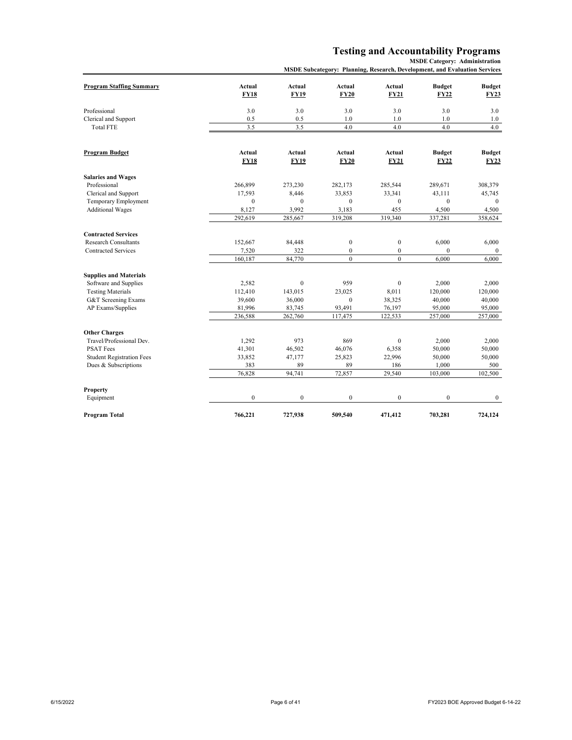# Testing and Accountability Programs

**MSDE Category: Administration**

**MSDE Subcategory: Planning, Research, Development, and Evaluation Services**

| Program Staffing Summary | Actual FY18 | Actual FY19 | Actual FY20 | Actual FY21 | Budget FY22 | Budget FY23 |
|---|---|---|---|---|---|---|
| Professional | 3.0 | 3.0 | 3.0 | 3.0 | 3.0 | 3.0 |
| Clerical and Support | 0.5 | 0.5 | 1.0 | 1.0 | 1.0 | 1.0 |
| Total FTE | 3.5 | 3.5 | 4.0 | 4.0 | 4.0 | 4.0 |

| Program Budget | Actual FY18 | Actual FY19 | Actual FY20 | Actual FY21 | Budget FY22 | Budget FY23 |
|---|---|---|---|---|---|---|
| **Salaries and Wages** | | | | | | |
| Professional | 266,899 | 273,230 | 282,173 | 285,544 | 289,671 | 308,379 |
| Clerical and Support | 17,593 | 8,446 | 33,853 | 33,341 | 43,111 | 45,745 |
| Temporary Employment | 0 | 0 | 0 | 0 | 0 | 0 |
| Additional Wages | 8,127 | 3,992 | 3,183 | 455 | 4,500 | 4,500 |
| | 292,619 | 285,667 | 319,208 | 319,340 | 337,281 | 358,624 |
| **Contracted Services** | | | | | | |
| Research Consultants | 152,667 | 84,448 | 0 | 0 | 6,000 | 6,000 |
| Contracted Services | 7,520 | 322 | 0 | 0 | 0 | 0 |
| | 160,187 | 84,770 | 0 | 0 | 6,000 | 6,000 |
| **Supplies and Materials** | | | | | | |
| Software and Supplies | 2,582 | 0 | 959 | 0 | 2,000 | 2,000 |
| Testing Materials | 112,410 | 143,015 | 23,025 | 8,011 | 120,000 | 120,000 |
| G&T Screening Exams | 39,600 | 36,000 | 0 | 38,325 | 40,000 | 40,000 |
| AP Exams/Supplies | 81,996 | 83,745 | 93,491 | 76,197 | 95,000 | 95,000 |
| | 236,588 | 262,760 | 117,475 | 122,533 | 257,000 | 257,000 |
| **Other Charges** | | | | | | |
| Travel/Professional Dev. | 1,292 | 973 | 869 | 0 | 2,000 | 2,000 |
| PSAT Fees | 41,301 | 46,502 | 46,076 | 6,358 | 50,000 | 50,000 |
| Student Registration Fees | 33,852 | 47,177 | 25,823 | 22,996 | 50,000 | 50,000 |
| Dues & Subscriptions | 383 | 89 | 89 | 186 | 1,000 | 500 |
| | 76,828 | 94,741 | 72,857 | 29,540 | 103,000 | 102,500 |
| **Property** | | | | | | |
| Equipment | 0 | 0 | 0 | 0 | 0 | 0 |
| **Program Total** | **766,221** | **727,938** | **509,540** | **471,412** | **703,281** | **724,124** |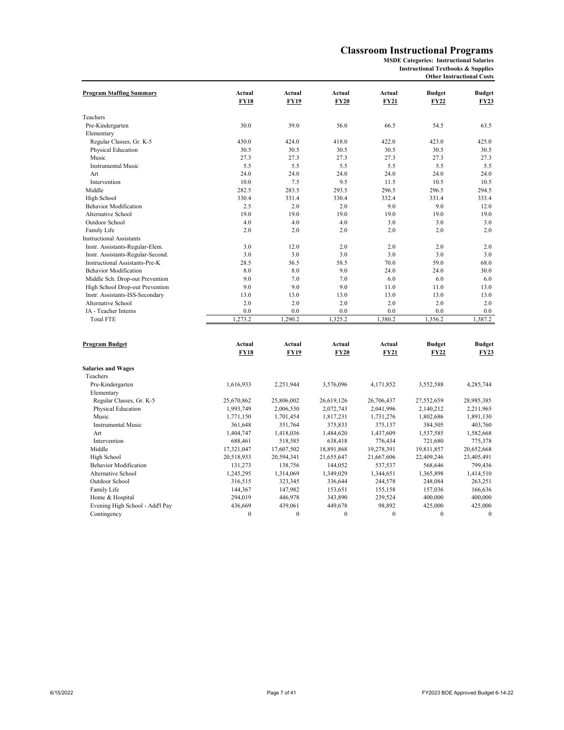# Classroom Instructional Programs

**MSDE Categories: Instructional Salaries**
**Instructional Textbooks & Supplies**
**Other Instructional Costs**

| Program Staffing Summary | Actual FY18 | Actual FY19 | Actual FY20 | Actual FY21 | Budget FY22 | Budget FY23 |
|---|---|---|---|---|---|---|
| Teachers | | | | | | |
| Pre-Kindergarten | 30.0 | 39.0 | 56.0 | 66.5 | 54.5 | 63.5 |
| Elementary | | | | | | |
| Regular Classes, Gr. K-5 | 430.0 | 424.0 | 418.0 | 422.0 | 423.0 | 425.0 |
| Physical Education | 30.5 | 30.5 | 30.5 | 30.5 | 30.5 | 30.5 |
| Music | 27.3 | 27.3 | 27.3 | 27.3 | 27.3 | 27.3 |
| Instrumental Music | 5.5 | 5.5 | 5.5 | 5.5 | 5.5 | 5.5 |
| Art | 24.0 | 24.0 | 24.0 | 24.0 | 24.0 | 24.0 |
| Intervention | 10.0 | 7.5 | 9.5 | 11.5 | 10.5 | 10.5 |
| Middle | 282.5 | 283.5 | 293.5 | 296.5 | 296.5 | 294.5 |
| High School | 330.4 | 331.4 | 330.4 | 332.4 | 331.4 | 333.4 |
| Behavior Modification | 2.5 | 2.0 | 2.0 | 9.0 | 9.0 | 12.0 |
| Alternative School | 19.0 | 19.0 | 19.0 | 19.0 | 19.0 | 19.0 |
| Outdoor School | 4.0 | 4.0 | 4.0 | 3.0 | 3.0 | 3.0 |
| Family Life | 2.0 | 2.0 | 2.0 | 2.0 | 2.0 | 2.0 |
| Instructional Assistants | | | | | | |
| Instr. Assistants-Regular-Elem. | 3.0 | 12.0 | 2.0 | 2.0 | 2.0 | 2.0 |
| Instr. Assistants-Regular-Second. | 3.0 | 3.0 | 3.0 | 3.0 | 3.0 | 3.0 |
| Instructional Assistants-Pre-K | 28.5 | 36.5 | 58.5 | 70.0 | 59.0 | 68.0 |
| Behavior Modification | 8.0 | 8.0 | 9.0 | 24.0 | 24.0 | 30.0 |
| Middle Sch. Drop-out Prevention | 9.0 | 7.0 | 7.0 | 6.0 | 6.0 | 6.0 |
| High School Drop-out Prevention | 9.0 | 9.0 | 9.0 | 11.0 | 11.0 | 13.0 |
| Instr. Assistants-ISS-Secondary | 13.0 | 13.0 | 13.0 | 13.0 | 13.0 | 13.0 |
| Alternative School | 2.0 | 2.0 | 2.0 | 2.0 | 2.0 | 2.0 |
| IA - Teacher Interns | 0.0 | 0.0 | 0.0 | 0.0 | 0.0 | 0.0 |
| Total FTE | 1,273.2 | 1,290.2 | 1,325.2 | 1,380.2 | 1,356.2 | 1,387.2 |

| Program Budget | Actual FY18 | Actual FY19 | Actual FY20 | Actual FY21 | Budget FY22 | Budget FY23 |
|---|---|---|---|---|---|---|
| **Salaries and Wages** | | | | | | |
| Teachers | | | | | | |
| Pre-Kindergarten | 1,616,933 | 2,251,944 | 3,576,096 | 4,171,852 | 3,552,588 | 4,285,744 |
| Elementary | | | | | | |
| Regular Classes, Gr. K-5 | 25,670,862 | 25,806,002 | 26,619,126 | 26,706,437 | 27,552,659 | 28,985,385 |
| Physical Education | 1,993,749 | 2,006,530 | 2,072,743 | 2,041,996 | 2,140,212 | 2,211,965 |
| Music | 1,771,150 | 1,701,454 | 1,817,231 | 1,731,276 | 1,802,686 | 1,891,130 |
| Instrumental Music | 361,648 | 351,764 | 375,833 | 375,137 | 384,505 | 403,760 |
| Art | 1,404,747 | 1,418,036 | 1,484,620 | 1,437,609 | 1,537,585 | 1,582,668 |
| Intervention | 688,461 | 518,585 | 638,418 | 776,434 | 721,680 | 775,378 |
| Middle | 17,321,047 | 17,607,502 | 18,891,868 | 19,278,391 | 19,811,857 | 20,652,668 |
| High School | 20,518,933 | 20,594,341 | 21,655,647 | 21,667,606 | 22,409,246 | 23,405,491 |
| Behavior Modification | 131,273 | 138,756 | 144,052 | 537,537 | 568,646 | 799,436 |
| Alternative School | 1,245,295 | 1,314,069 | 1,349,029 | 1,344,651 | 1,365,898 | 1,414,510 |
| Outdoor School | 316,515 | 323,345 | 336,644 | 244,578 | 248,084 | 263,251 |
| Family Life | 144,367 | 147,982 | 153,651 | 155,158 | 157,036 | 166,636 |
| Home & Hospital | 294,019 | 446,978 | 343,890 | 239,524 | 400,000 | 400,000 |
| Evening High School - Add'l Pay | 436,669 | 439,061 | 449,678 | 98,892 | 425,000 | 425,000 |
| Contingency | 0 | 0 | 0 | 0 | 0 | 0 |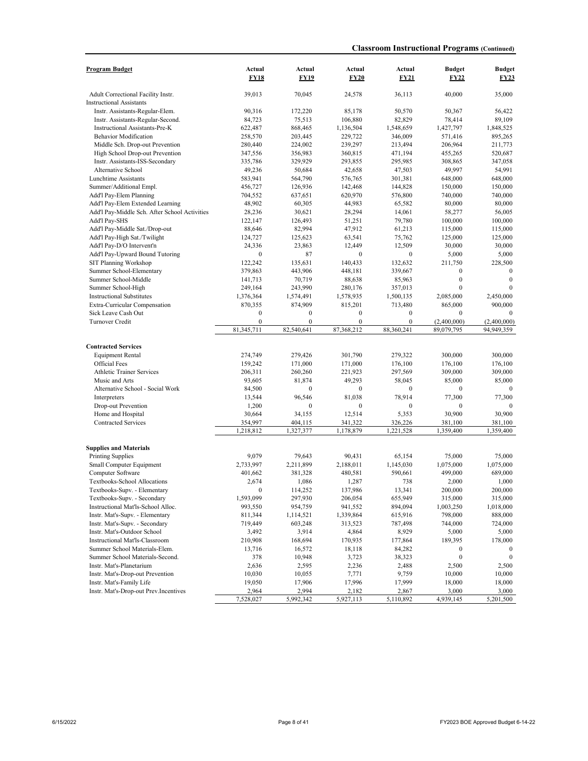## Classroom Instructional Programs (Continued)

| Program Budget | Actual FY18 | Actual FY19 | Actual FY20 | Actual FY21 | Budget FY22 | Budget FY23 |
|---|---|---|---|---|---|---|
| Adult Correctional Facility Instr. | 39,013 | 70,045 | 24,578 | 36,113 | 40,000 | 35,000 |
| Instructional Assistants | | | | | | |
| Instr. Assistants-Regular-Elem. | 90,316 | 172,220 | 85,178 | 50,570 | 50,367 | 56,422 |
| Instr. Assistants-Regular-Second. | 84,723 | 75,513 | 106,880 | 82,829 | 78,414 | 89,109 |
| Instructional Assistants-Pre-K | 622,487 | 868,465 | 1,136,504 | 1,548,659 | 1,427,797 | 1,848,525 |
| Behavior Modification | 258,570 | 203,445 | 229,722 | 346,009 | 571,416 | 895,265 |
| Middle Sch. Drop-out Prevention | 280,440 | 224,002 | 239,297 | 213,494 | 206,964 | 211,773 |
| High School Drop-out Prevention | 347,556 | 356,983 | 360,815 | 471,194 | 455,265 | 520,687 |
| Instr. Assistants-ISS-Secondary | 335,786 | 329,929 | 293,855 | 295,985 | 308,865 | 347,058 |
| Alternative School | 49,236 | 50,684 | 42,658 | 47,503 | 49,997 | 54,991 |
| Lunchtime Assistants | 583,941 | 564,790 | 576,765 | 301,381 | 648,000 | 648,000 |
| Summer/Additional Empl. | 456,727 | 126,936 | 142,468 | 144,828 | 150,000 | 150,000 |
| Add'l Pay-Elem Planning | 704,552 | 637,651 | 620,970 | 576,800 | 740,000 | 740,000 |
| Add'l Pay-Elem Extended Learning | 48,902 | 60,305 | 44,983 | 65,582 | 80,000 | 80,000 |
| Add'l Pay-Middle Sch. After School Activities | 28,236 | 30,621 | 28,294 | 14,061 | 58,277 | 56,005 |
| Add'l Pay-SHS | 122,147 | 126,493 | 51,251 | 79,780 | 100,000 | 100,000 |
| Add'l Pay-Middle Sat./Drop-out | 88,646 | 82,994 | 47,912 | 61,213 | 115,000 | 115,000 |
| Add'l Pay-High Sat./Twilight | 124,727 | 125,623 | 63,541 | 75,762 | 125,000 | 125,000 |
| Add'l Pay-D/O Intervent'n | 24,336 | 23,863 | 12,449 | 12,509 | 30,000 | 30,000 |
| Add'l Pay-Upward Bound Tutoring | 0 | 87 | 0 | 0 | 5,000 | 5,000 |
| SIT Planning Workshop | 122,242 | 135,631 | 140,433 | 132,632 | 211,750 | 228,500 |
| Summer School-Elementary | 379,863 | 443,906 | 448,181 | 339,667 | 0 | 0 |
| Summer School-Middle | 141,713 | 70,719 | 88,638 | 85,963 | 0 | 0 |
| Summer School-High | 249,164 | 243,990 | 280,176 | 357,013 | 0 | 0 |
| Instructional Substitutes | 1,376,364 | 1,574,491 | 1,578,935 | 1,500,135 | 2,085,000 | 2,450,000 |
| Extra-Curricular Compensation | 870,355 | 874,909 | 815,201 | 713,480 | 865,000 | 900,000 |
| Sick Leave Cash Out | 0 | 0 | 0 | 0 | 0 | 0 |
| Turnover Credit | 0 | 0 | 0 | 0 | (2,400,000) | (2,400,000) |
| | 81,345,711 | 82,540,641 | 87,368,212 | 88,360,241 | 89,079,795 | 94,949,359 |
| **Contracted Services** | | | | | | |
| Equipment Rental | 274,749 | 279,426 | 301,790 | 279,322 | 300,000 | 300,000 |
| Official Fees | 159,242 | 171,000 | 171,000 | 176,100 | 176,100 | 176,100 |
| Athletic Trainer Services | 206,311 | 260,260 | 221,923 | 297,569 | 309,000 | 309,000 |
| Music and Arts | 93,605 | 81,874 | 49,293 | 58,045 | 85,000 | 85,000 |
| Alternative School - Social Work | 84,500 | 0 | 0 | 0 | 0 | 0 |
| Interpreters | 13,544 | 96,546 | 81,038 | 78,914 | 77,300 | 77,300 |
| Drop-out Prevention | 1,200 | 0 | 0 | 0 | 0 | 0 |
| Home and Hospital | 30,664 | 34,155 | 12,514 | 5,353 | 30,900 | 30,900 |
| Contracted Services | 354,997 | 404,115 | 341,322 | 326,226 | 381,100 | 381,100 |
| | 1,218,812 | 1,327,377 | 1,178,879 | 1,221,528 | 1,359,400 | 1,359,400 |
| **Supplies and Materials** | | | | | | |
| Printing Supplies | 9,079 | 79,643 | 90,431 | 65,154 | 75,000 | 75,000 |
| Small Computer Equipment | 2,733,997 | 2,211,899 | 2,188,011 | 1,145,030 | 1,075,000 | 1,075,000 |
| Computer Software | 401,662 | 381,328 | 480,581 | 590,661 | 499,000 | 689,000 |
| Textbooks-School Allocations | 2,674 | 1,086 | 1,287 | 738 | 2,000 | 1,000 |
| Textbooks-Supv. - Elementary | 0 | 114,252 | 137,986 | 13,341 | 200,000 | 200,000 |
| Textbooks-Supv. - Secondary | 1,593,099 | 297,930 | 206,054 | 655,949 | 315,000 | 315,000 |
| Instructional Mat'ls-School Alloc. | 993,550 | 954,759 | 941,552 | 894,094 | 1,003,250 | 1,018,000 |
| Instr. Mat's-Supv. - Elementary | 811,344 | 1,114,521 | 1,339,864 | 615,916 | 798,000 | 888,000 |
| Instr. Mat's-Supv. - Secondary | 719,449 | 603,248 | 313,523 | 787,498 | 744,000 | 724,000 |
| Instr. Mat's-Outdoor School | 3,492 | 3,914 | 4,864 | 8,929 | 5,000 | 5,000 |
| Instructional Mat'ls-Classroom | 210,908 | 168,694 | 170,935 | 177,864 | 189,395 | 178,000 |
| Summer School Materials-Elem. | 13,716 | 16,572 | 18,118 | 84,282 | 0 | 0 |
| Summer School Materials-Second. | 378 | 10,948 | 3,723 | 38,323 | 0 | 0 |
| Instr. Mat's-Planetarium | 2,636 | 2,595 | 2,236 | 2,488 | 2,500 | 2,500 |
| Instr. Mat's-Drop-out Prevention | 10,030 | 10,055 | 7,771 | 9,759 | 10,000 | 10,000 |
| Instr. Mat's-Family Life | 19,050 | 17,906 | 17,996 | 17,999 | 18,000 | 18,000 |
| Instr. Mat's-Drop-out Prev.Incentives | 2,964 | 2,994 | 2,182 | 2,867 | 3,000 | 3,000 |
| | 7,528,027 | 5,992,342 | 5,927,113 | 5,110,892 | 4,939,145 | 5,201,500 |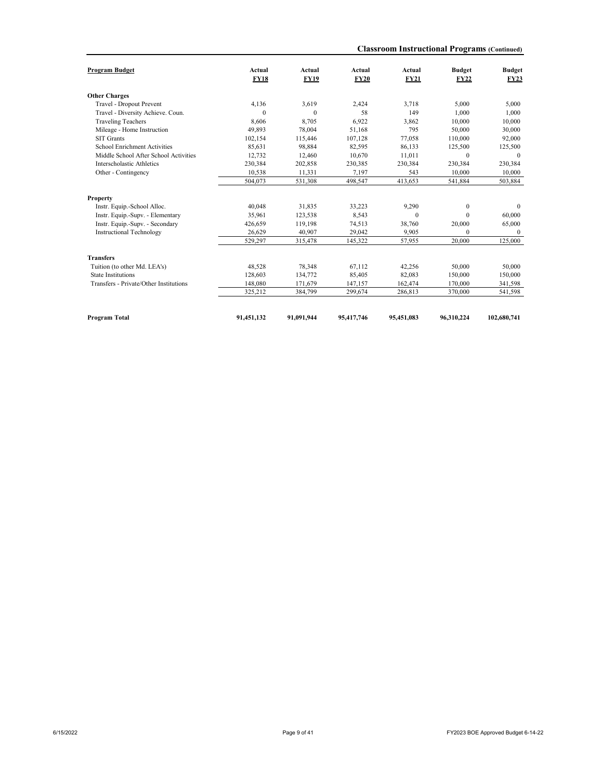## Classroom Instructional Programs (Continued)

| Program Budget | Actual FY18 | Actual FY19 | Actual FY20 | Actual FY21 | Budget FY22 | Budget FY23 |
|---|---|---|---|---|---|---|
| **Other Charges** | | | | | | |
| Travel - Dropout Prevent | 4,136 | 3,619 | 2,424 | 3,718 | 5,000 | 5,000 |
| Travel - Diversity Achieve. Coun. | 0 | 0 | 58 | 149 | 1,000 | 1,000 |
| Traveling Teachers | 8,606 | 8,705 | 6,922 | 3,862 | 10,000 | 10,000 |
| Mileage - Home Instruction | 49,893 | 78,004 | 51,168 | 795 | 50,000 | 30,000 |
| SIT Grants | 102,154 | 115,446 | 107,128 | 77,058 | 110,000 | 92,000 |
| School Enrichment Activities | 85,631 | 98,884 | 82,595 | 86,133 | 125,500 | 125,500 |
| Middle School After School Activities | 12,732 | 12,460 | 10,670 | 11,011 | 0 | 0 |
| Interscholastic Athletics | 230,384 | 202,858 | 230,385 | 230,384 | 230,384 | 230,384 |
| Other - Contingency | 10,538 | 11,331 | 7,197 | 543 | 10,000 | 10,000 |
| | 504,073 | 531,308 | 498,547 | 413,653 | 541,884 | 503,884 |
| **Property** | | | | | | |
| Instr. Equip.-School Alloc. | 40,048 | 31,835 | 33,223 | 9,290 | 0 | 0 |
| Instr. Equip.-Supv. - Elementary | 35,961 | 123,538 | 8,543 | 0 | 0 | 60,000 |
| Instr. Equip.-Supv. - Secondary | 426,659 | 119,198 | 74,513 | 38,760 | 20,000 | 65,000 |
| Instructional Technology | 26,629 | 40,907 | 29,042 | 9,905 | 0 | 0 |
| | 529,297 | 315,478 | 145,322 | 57,955 | 20,000 | 125,000 |
| **Transfers** | | | | | | |
| Tuition (to other Md. LEA's) | 48,528 | 78,348 | 67,112 | 42,256 | 50,000 | 50,000 |
| State Institutions | 128,603 | 134,772 | 85,405 | 82,083 | 150,000 | 150,000 |
| Transfers - Private/Other Institutions | 148,080 | 171,679 | 147,157 | 162,474 | 170,000 | 341,598 |
| | 325,212 | 384,799 | 299,674 | 286,813 | 370,000 | 541,598 |
| **Program Total** | **91,451,132** | **91,091,944** | **95,417,746** | **95,451,083** | **96,310,224** | **102,680,741** |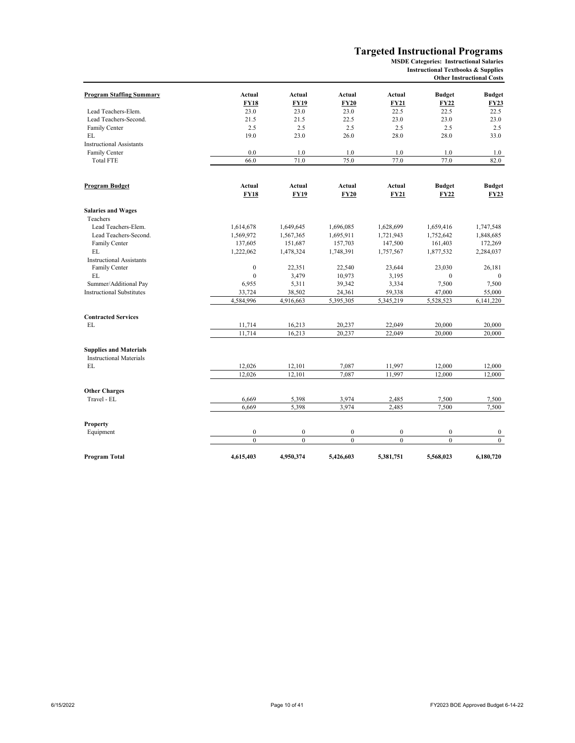# Targeted Instructional Programs

**MSDE Categories: Instructional Salaries**
**Instructional Textbooks & Supplies**
**Other Instructional Costs**

| **Program Staffing Summary** | **Actual FY18** | **Actual FY19** | **Actual FY20** | **Actual FY21** | **Budget FY22** | **Budget FY23** |
|---|---|---|---|---|---|---|
| Lead Teachers-Elem. | 23.0 | 23.0 | 23.0 | 22.5 | 22.5 | 22.5 |
| Lead Teachers-Second. | 21.5 | 21.5 | 22.5 | 23.0 | 23.0 | 23.0 |
| Family Center | 2.5 | 2.5 | 2.5 | 2.5 | 2.5 | 2.5 |
| EL | 19.0 | 23.0 | 26.0 | 28.0 | 28.0 | 33.0 |
| Instructional Assistants | | | | | | |
| Family Center | 0.0 | 1.0 | 1.0 | 1.0 | 1.0 | 1.0 |
| Total FTE | 66.0 | 71.0 | 75.0 | 77.0 | 77.0 | 82.0 |

| **Program Budget** | **Actual FY18** | **Actual FY19** | **Actual FY20** | **Actual FY21** | **Budget FY22** | **Budget FY23** |
|---|---|---|---|---|---|---|
| **Salaries and Wages** | | | | | | |
| Teachers | | | | | | |
| Lead Teachers-Elem. | 1,614,678 | 1,649,645 | 1,696,085 | 1,628,699 | 1,659,416 | 1,747,548 |
| Lead Teachers-Second. | 1,569,972 | 1,567,365 | 1,695,911 | 1,721,943 | 1,752,642 | 1,848,685 |
| Family Center | 137,605 | 151,687 | 157,703 | 147,500 | 161,403 | 172,269 |
| EL | 1,222,062 | 1,478,324 | 1,748,391 | 1,757,567 | 1,877,532 | 2,284,037 |
| Instructional Assistants | | | | | | |
| Family Center | 0 | 22,351 | 22,540 | 23,644 | 23,030 | 26,181 |
| EL | 0 | 3,479 | 10,973 | 3,195 | 0 | 0 |
| Summer/Additional Pay | 6,955 | 5,311 | 39,342 | 3,334 | 7,500 | 7,500 |
| Instructional Substitutes | 33,724 | 38,502 | 24,361 | 59,338 | 47,000 | 55,000 |
| | 4,584,996 | 4,916,663 | 5,395,305 | 5,345,219 | 5,528,523 | 6,141,220 |
| **Contracted Services** | | | | | | |
| EL | 11,714 | 16,213 | 20,237 | 22,049 | 20,000 | 20,000 |
| | 11,714 | 16,213 | 20,237 | 22,049 | 20,000 | 20,000 |
| **Supplies and Materials** | | | | | | |
| Instructional Materials | | | | | | |
| EL | 12,026 | 12,101 | 7,087 | 11,997 | 12,000 | 12,000 |
| | 12,026 | 12,101 | 7,087 | 11,997 | 12,000 | 12,000 |
| **Other Charges** | | | | | | |
| Travel - EL | 6,669 | 5,398 | 3,974 | 2,485 | 7,500 | 7,500 |
| | 6,669 | 5,398 | 3,974 | 2,485 | 7,500 | 7,500 |
| **Property** | | | | | | |
| Equipment | 0 | 0 | 0 | 0 | 0 | 0 |
| | 0 | 0 | 0 | 0 | 0 | 0 |
| **Program Total** | **4,615,403** | **4,950,374** | **5,426,603** | **5,381,751** | **5,568,023** | **6,180,720** |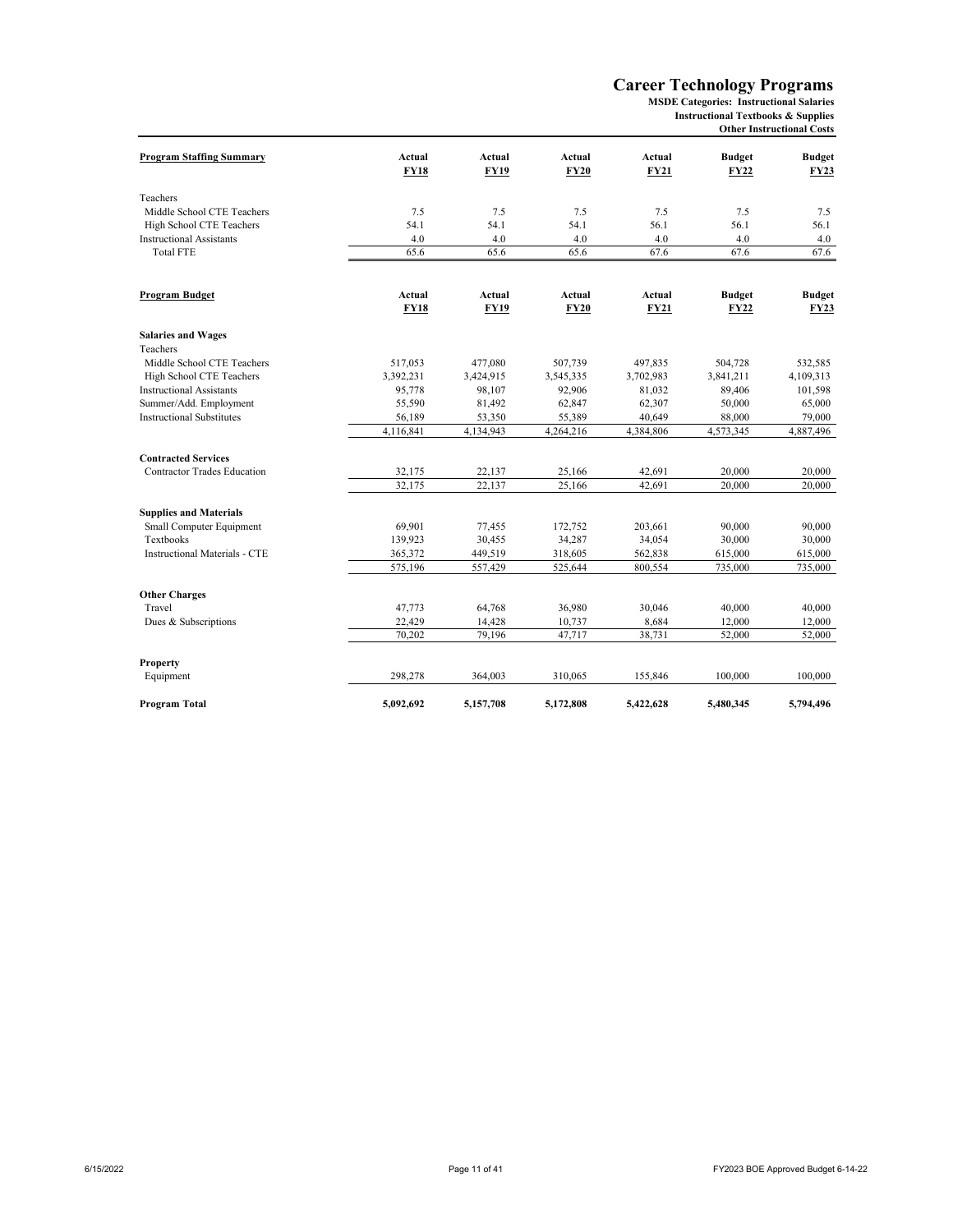# Career Technology Programs

**MSDE Categories: Instructional Salaries**
**Instructional Textbooks & Supplies**
**Other Instructional Costs**

| Program Staffing Summary | Actual FY18 | Actual FY19 | Actual FY20 | Actual FY21 | Budget FY22 | Budget FY23 |
|---|---|---|---|---|---|---|
| Teachers | | | | | | |
| Middle School CTE Teachers | 7.5 | 7.5 | 7.5 | 7.5 | 7.5 | 7.5 |
| High School CTE Teachers | 54.1 | 54.1 | 54.1 | 56.1 | 56.1 | 56.1 |
| Instructional Assistants | 4.0 | 4.0 | 4.0 | 4.0 | 4.0 | 4.0 |
| Total FTE | 65.6 | 65.6 | 65.6 | 67.6 | 67.6 | 67.6 |

| Program Budget | Actual FY18 | Actual FY19 | Actual FY20 | Actual FY21 | Budget FY22 | Budget FY23 |
|---|---|---|---|---|---|---|
| **Salaries and Wages** | | | | | | |
| Teachers | | | | | | |
| Middle School CTE Teachers | 517,053 | 477,080 | 507,739 | 497,835 | 504,728 | 532,585 |
| High School CTE Teachers | 3,392,231 | 3,424,915 | 3,545,335 | 3,702,983 | 3,841,211 | 4,109,313 |
| Instructional Assistants | 95,778 | 98,107 | 92,906 | 81,032 | 89,406 | 101,598 |
| Summer/Add. Employment | 55,590 | 81,492 | 62,847 | 62,307 | 50,000 | 65,000 |
| Instructional Substitutes | 56,189 | 53,350 | 55,389 | 40,649 | 88,000 | 79,000 |
| | 4,116,841 | 4,134,943 | 4,264,216 | 4,384,806 | 4,573,345 | 4,887,496 |
| **Contracted Services** | | | | | | |
| Contractor Trades Education | 32,175 | 22,137 | 25,166 | 42,691 | 20,000 | 20,000 |
| | 32,175 | 22,137 | 25,166 | 42,691 | 20,000 | 20,000 |
| **Supplies and Materials** | | | | | | |
| Small Computer Equipment | 69,901 | 77,455 | 172,752 | 203,661 | 90,000 | 90,000 |
| Textbooks | 139,923 | 30,455 | 34,287 | 34,054 | 30,000 | 30,000 |
| Instructional Materials - CTE | 365,372 | 449,519 | 318,605 | 562,838 | 615,000 | 615,000 |
| | 575,196 | 557,429 | 525,644 | 800,554 | 735,000 | 735,000 |
| **Other Charges** | | | | | | |
| Travel | 47,773 | 64,768 | 36,980 | 30,046 | 40,000 | 40,000 |
| Dues & Subscriptions | 22,429 | 14,428 | 10,737 | 8,684 | 12,000 | 12,000 |
| | 70,202 | 79,196 | 47,717 | 38,731 | 52,000 | 52,000 |
| **Property** | | | | | | |
| Equipment | 298,278 | 364,003 | 310,065 | 155,846 | 100,000 | 100,000 |
| **Program Total** | **5,092,692** | **5,157,708** | **5,172,808** | **5,422,628** | **5,480,345** | **5,794,496** |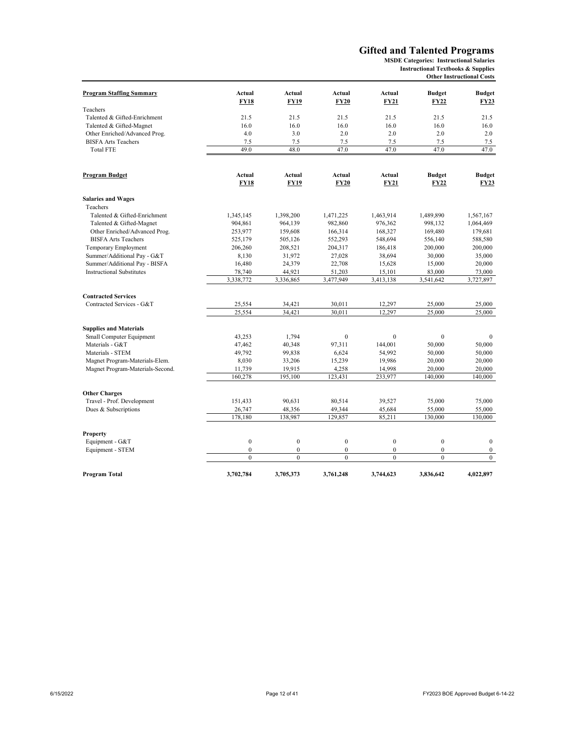# Gifted and Talented Programs

**MSDE Categories: Instructional Salaries**
**Instructional Textbooks & Supplies**
**Other Instructional Costs**

| Program Staffing Summary | Actual FY18 | Actual FY19 | Actual FY20 | Actual FY21 | Budget FY22 | Budget FY23 |
|---|---|---|---|---|---|---|
| Teachers | | | | | | |
| Talented & Gifted-Enrichment | 21.5 | 21.5 | 21.5 | 21.5 | 21.5 | 21.5 |
| Talented & Gifted-Magnet | 16.0 | 16.0 | 16.0 | 16.0 | 16.0 | 16.0 |
| Other Enriched/Advanced Prog. | 4.0 | 3.0 | 2.0 | 2.0 | 2.0 | 2.0 |
| BISFA Arts Teachers | 7.5 | 7.5 | 7.5 | 7.5 | 7.5 | 7.5 |
| Total FTE | 49.0 | 48.0 | 47.0 | 47.0 | 47.0 | 47.0 |

| Program Budget | Actual FY18 | Actual FY19 | Actual FY20 | Actual FY21 | Budget FY22 | Budget FY23 |
|---|---|---|---|---|---|---|
| **Salaries and Wages** | | | | | | |
| Teachers | | | | | | |
| Talented & Gifted-Enrichment | 1,345,145 | 1,398,200 | 1,471,225 | 1,463,914 | 1,489,890 | 1,567,167 |
| Talented & Gifted-Magnet | 904,861 | 964,139 | 982,860 | 976,362 | 998,132 | 1,064,469 |
| Other Enriched/Advanced Prog. | 253,977 | 159,608 | 166,314 | 168,327 | 169,480 | 179,681 |
| BISFA Arts Teachers | 525,179 | 505,126 | 552,293 | 548,694 | 556,140 | 588,580 |
| Temporary Employment | 206,260 | 208,521 | 204,317 | 186,418 | 200,000 | 200,000 |
| Summer/Additional Pay - G&T | 8,130 | 31,972 | 27,028 | 38,694 | 30,000 | 35,000 |
| Summer/Additional Pay - BISFA | 16,480 | 24,379 | 22,708 | 15,628 | 15,000 | 20,000 |
| Instructional Substitutes | 78,740 | 44,921 | 51,203 | 15,101 | 83,000 | 73,000 |
| | 3,338,772 | 3,336,865 | 3,477,949 | 3,413,138 | 3,541,642 | 3,727,897 |
| **Contracted Services** | | | | | | |
| Contracted Services - G&T | 25,554 | 34,421 | 30,011 | 12,297 | 25,000 | 25,000 |
| | 25,554 | 34,421 | 30,011 | 12,297 | 25,000 | 25,000 |
| **Supplies and Materials** | | | | | | |
| Small Computer Equipment | 43,253 | 1,794 | 0 | 0 | 0 | 0 |
| Materials - G&T | 47,462 | 40,348 | 97,311 | 144,001 | 50,000 | 50,000 |
| Materials - STEM | 49,792 | 99,838 | 6,624 | 54,992 | 50,000 | 50,000 |
| Magnet Program-Materials-Elem. | 8,030 | 33,206 | 15,239 | 19,986 | 20,000 | 20,000 |
| Magnet Program-Materials-Second. | 11,739 | 19,915 | 4,258 | 14,998 | 20,000 | 20,000 |
| | 160,278 | 195,100 | 123,431 | 233,977 | 140,000 | 140,000 |
| **Other Charges** | | | | | | |
| Travel - Prof. Development | 151,433 | 90,631 | 80,514 | 39,527 | 75,000 | 75,000 |
| Dues & Subscriptions | 26,747 | 48,356 | 49,344 | 45,684 | 55,000 | 55,000 |
| | 178,180 | 138,987 | 129,857 | 85,211 | 130,000 | 130,000 |
| **Property** | | | | | | |
| Equipment - G&T | 0 | 0 | 0 | 0 | 0 | 0 |
| Equipment - STEM | 0 | 0 | 0 | 0 | 0 | 0 |
| | 0 | 0 | 0 | 0 | 0 | 0 |
| **Program Total** | **3,702,784** | **3,705,373** | **3,761,248** | **3,744,623** | **3,836,642** | **4,022,897** |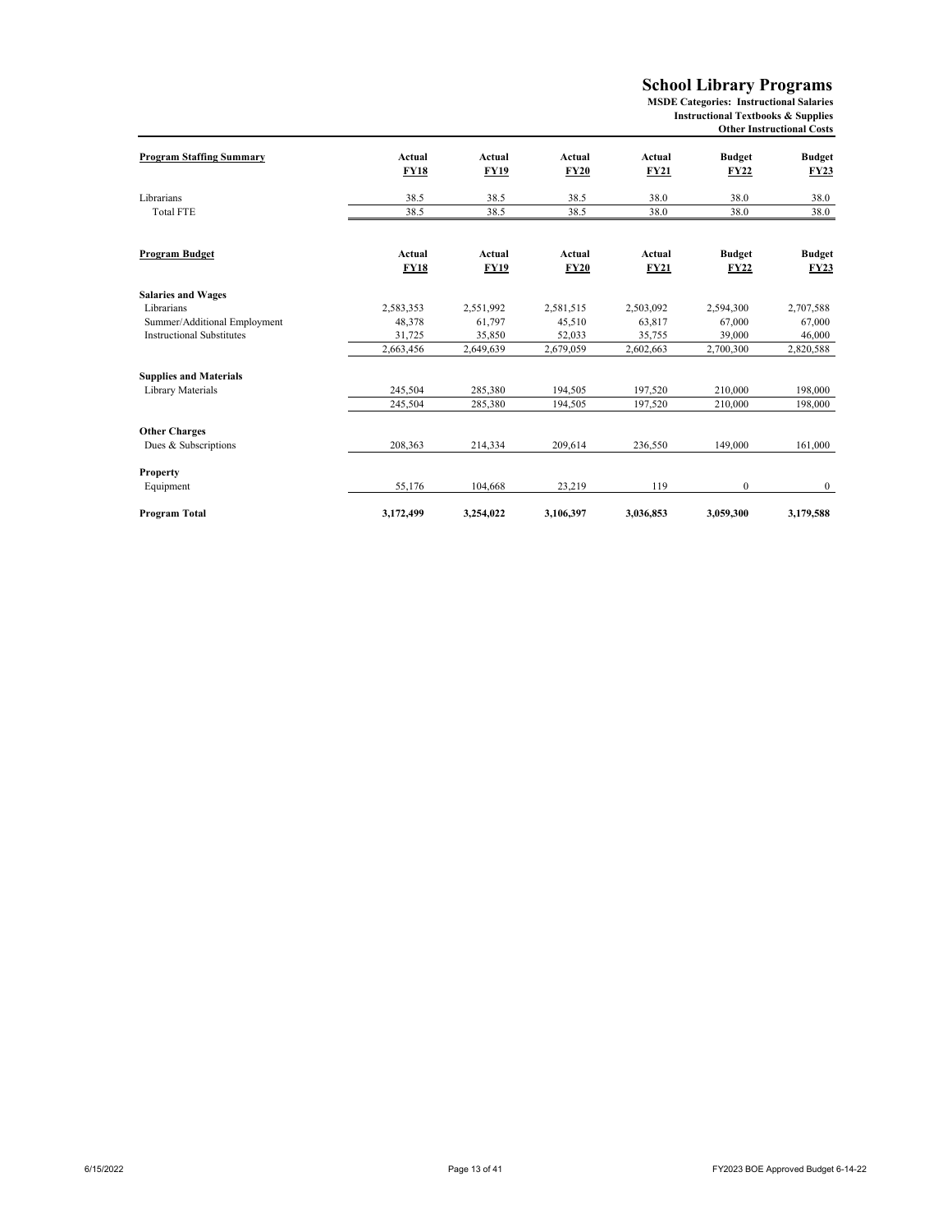# School Library Programs

**MSDE Categories: Instructional Salaries**
**Instructional Textbooks & Supplies**
**Other Instructional Costs**

| Program Staffing Summary | Actual FY18 | Actual FY19 | Actual FY20 | Actual FY21 | Budget FY22 | Budget FY23 |
|---|---|---|---|---|---|---|
| Librarians | 38.5 | 38.5 | 38.5 | 38.0 | 38.0 | 38.0 |
| Total FTE | 38.5 | 38.5 | 38.5 | 38.0 | 38.0 | 38.0 |

| Program Budget | Actual FY18 | Actual FY19 | Actual FY20 | Actual FY21 | Budget FY22 | Budget FY23 |
|---|---|---|---|---|---|---|
| **Salaries and Wages** | | | | | | |
| Librarians | 2,583,353 | 2,551,992 | 2,581,515 | 2,503,092 | 2,594,300 | 2,707,588 |
| Summer/Additional Employment | 48,378 | 61,797 | 45,510 | 63,817 | 67,000 | 67,000 |
| Instructional Substitutes | 31,725 | 35,850 | 52,033 | 35,755 | 39,000 | 46,000 |
| | 2,663,456 | 2,649,639 | 2,679,059 | 2,602,663 | 2,700,300 | 2,820,588 |
| **Supplies and Materials** | | | | | | |
| Library Materials | 245,504 | 285,380 | 194,505 | 197,520 | 210,000 | 198,000 |
| | 245,504 | 285,380 | 194,505 | 197,520 | 210,000 | 198,000 |
| **Other Charges** | | | | | | |
| Dues & Subscriptions | 208,363 | 214,334 | 209,614 | 236,550 | 149,000 | 161,000 |
| **Property** | | | | | | |
| Equipment | 55,176 | 104,668 | 23,219 | 119 | 0 | 0 |
| **Program Total** | **3,172,499** | **3,254,022** | **3,106,397** | **3,036,853** | **3,059,300** | **3,179,588** |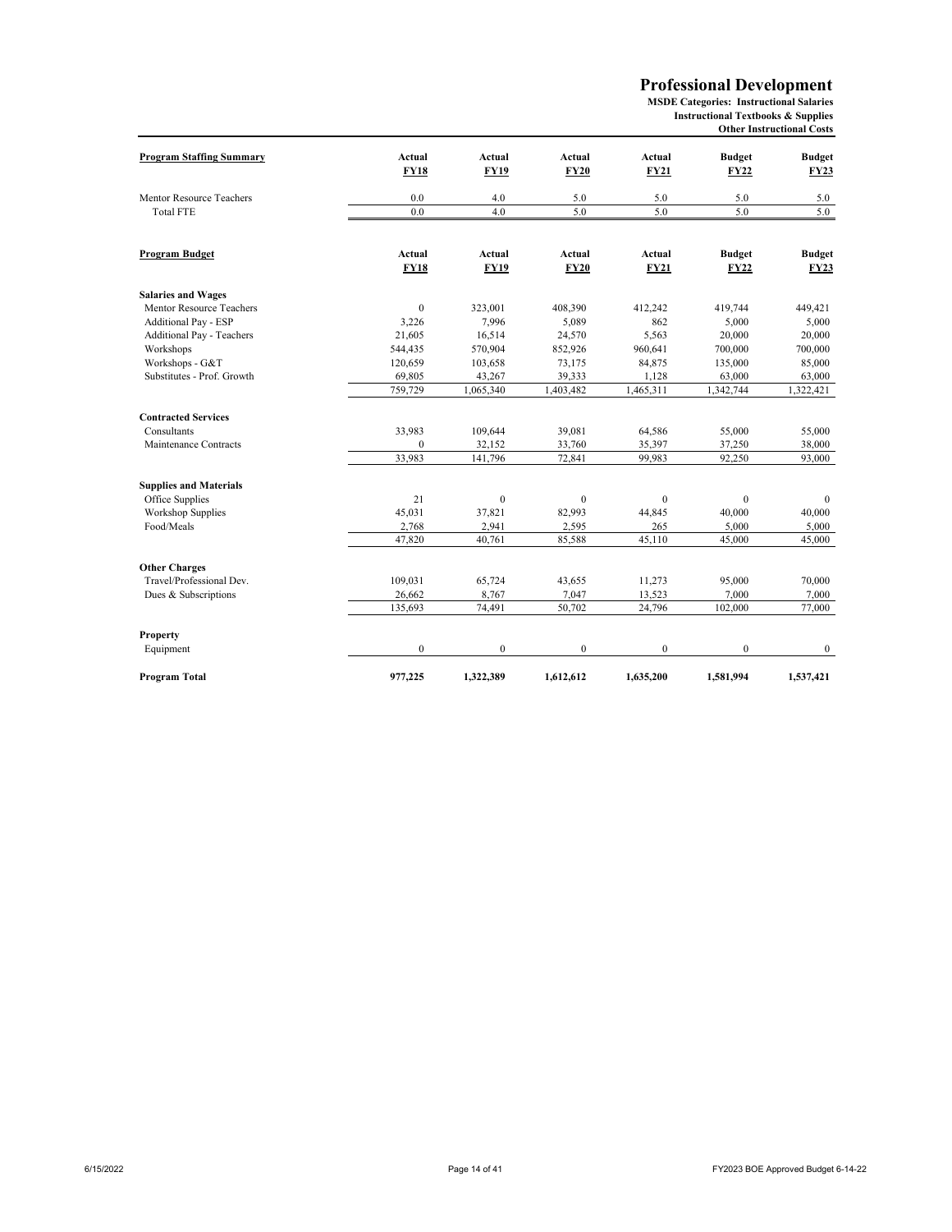# Professional Development

**MSDE Categories: Instructional Salaries**
**Instructional Textbooks & Supplies**
**Other Instructional Costs**

| Program Staffing Summary | Actual FY18 | Actual FY19 | Actual FY20 | Actual FY21 | Budget FY22 | Budget FY23 |
|---|---|---|---|---|---|---|
| Mentor Resource Teachers | 0.0 | 4.0 | 5.0 | 5.0 | 5.0 | 5.0 |
| Total FTE | 0.0 | 4.0 | 5.0 | 5.0 | 5.0 | 5.0 |

| Program Budget | Actual FY18 | Actual FY19 | Actual FY20 | Actual FY21 | Budget FY22 | Budget FY23 |
|---|---|---|---|---|---|---|
| **Salaries and Wages** | | | | | | |
| Mentor Resource Teachers | 0 | 323,001 | 408,390 | 412,242 | 419,744 | 449,421 |
| Additional Pay - ESP | 3,226 | 7,996 | 5,089 | 862 | 5,000 | 5,000 |
| Additional Pay - Teachers | 21,605 | 16,514 | 24,570 | 5,563 | 20,000 | 20,000 |
| Workshops | 544,435 | 570,904 | 852,926 | 960,641 | 700,000 | 700,000 |
| Workshops - G&T | 120,659 | 103,658 | 73,175 | 84,875 | 135,000 | 85,000 |
| Substitutes - Prof. Growth | 69,805 | 43,267 | 39,333 | 1,128 | 63,000 | 63,000 |
| | 759,729 | 1,065,340 | 1,403,482 | 1,465,311 | 1,342,744 | 1,322,421 |
| **Contracted Services** | | | | | | |
| Consultants | 33,983 | 109,644 | 39,081 | 64,586 | 55,000 | 55,000 |
| Maintenance Contracts | 0 | 32,152 | 33,760 | 35,397 | 37,250 | 38,000 |
| | 33,983 | 141,796 | 72,841 | 99,983 | 92,250 | 93,000 |
| **Supplies and Materials** | | | | | | |
| Office Supplies | 21 | 0 | 0 | 0 | 0 | 0 |
| Workshop Supplies | 45,031 | 37,821 | 82,993 | 44,845 | 40,000 | 40,000 |
| Food/Meals | 2,768 | 2,941 | 2,595 | 265 | 5,000 | 5,000 |
| | 47,820 | 40,761 | 85,588 | 45,110 | 45,000 | 45,000 |
| **Other Charges** | | | | | | |
| Travel/Professional Dev. | 109,031 | 65,724 | 43,655 | 11,273 | 95,000 | 70,000 |
| Dues & Subscriptions | 26,662 | 8,767 | 7,047 | 13,523 | 7,000 | 7,000 |
| | 135,693 | 74,491 | 50,702 | 24,796 | 102,000 | 77,000 |
| **Property** | | | | | | |
| Equipment | 0 | 0 | 0 | 0 | 0 | 0 |
| **Program Total** | **977,225** | **1,322,389** | **1,612,612** | **1,635,200** | **1,581,994** | **1,537,421** |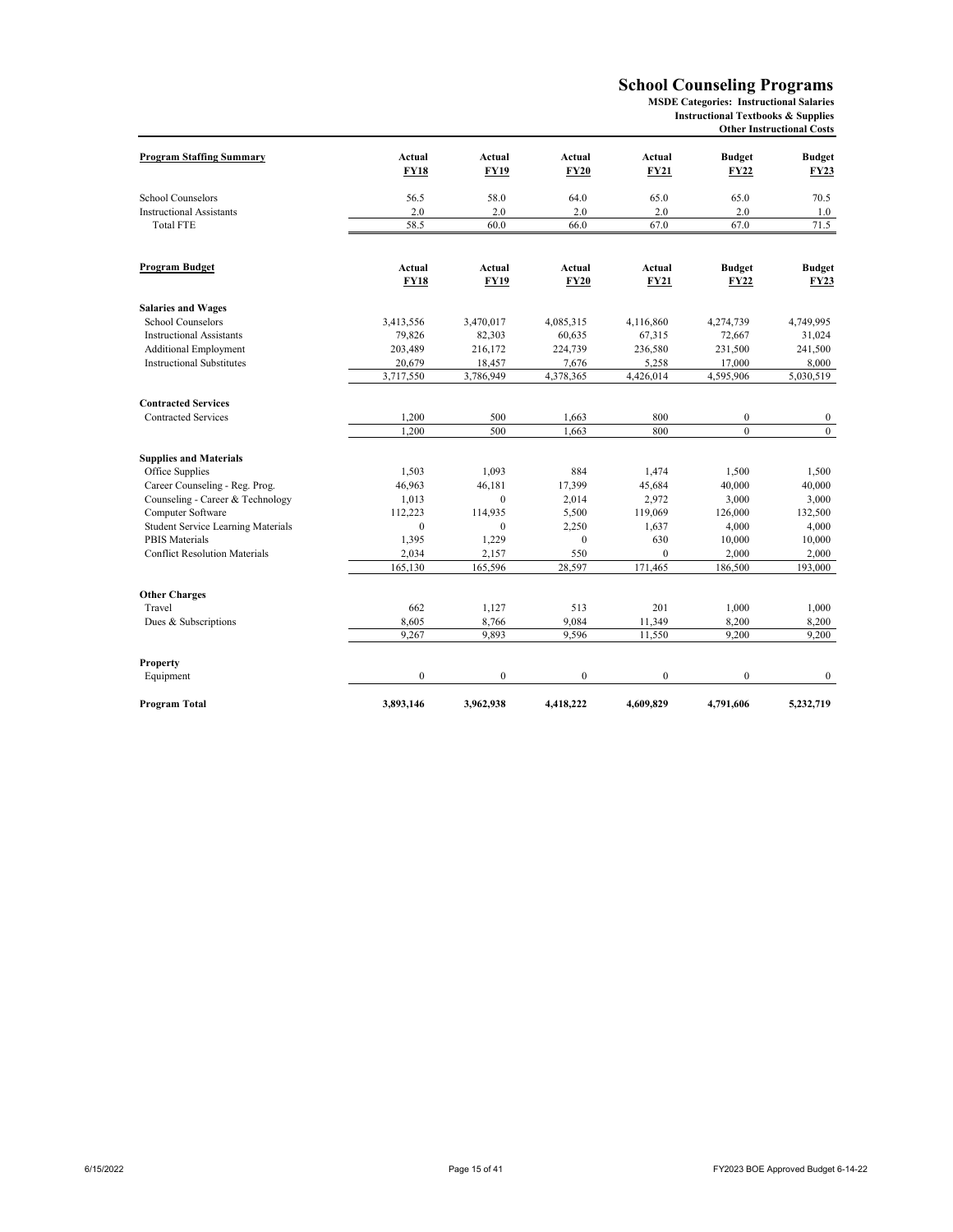# School Counseling Programs

**MSDE Categories: Instructional Salaries**
**Instructional Textbooks & Supplies**
**Other Instructional Costs**

| Program Staffing Summary | Actual FY18 | Actual FY19 | Actual FY20 | Actual FY21 | Budget FY22 | Budget FY23 |
|---|---|---|---|---|---|---|
| School Counselors | 56.5 | 58.0 | 64.0 | 65.0 | 65.0 | 70.5 |
| Instructional Assistants | 2.0 | 2.0 | 2.0 | 2.0 | 2.0 | 1.0 |
| Total FTE | 58.5 | 60.0 | 66.0 | 67.0 | 67.0 | 71.5 |

| Program Budget | Actual FY18 | Actual FY19 | Actual FY20 | Actual FY21 | Budget FY22 | Budget FY23 |
|---|---|---|---|---|---|---|
| **Salaries and Wages** | | | | | | |
| School Counselors | 3,413,556 | 3,470,017 | 4,085,315 | 4,116,860 | 4,274,739 | 4,749,995 |
| Instructional Assistants | 79,826 | 82,303 | 60,635 | 67,315 | 72,667 | 31,024 |
| Additional Employment | 203,489 | 216,172 | 224,739 | 236,580 | 231,500 | 241,500 |
| Instructional Substitutes | 20,679 | 18,457 | 7,676 | 5,258 | 17,000 | 8,000 |
| | 3,717,550 | 3,786,949 | 4,378,365 | 4,426,014 | 4,595,906 | 5,030,519 |
| **Contracted Services** | | | | | | |
| Contracted Services | 1,200 | 500 | 1,663 | 800 | 0 | 0 |
| | 1,200 | 500 | 1,663 | 800 | 0 | 0 |
| **Supplies and Materials** | | | | | | |
| Office Supplies | 1,503 | 1,093 | 884 | 1,474 | 1,500 | 1,500 |
| Career Counseling - Reg. Prog. | 46,963 | 46,181 | 17,399 | 45,684 | 40,000 | 40,000 |
| Counseling - Career & Technology | 1,013 | 0 | 2,014 | 2,972 | 3,000 | 3,000 |
| Computer Software | 112,223 | 114,935 | 5,500 | 119,069 | 126,000 | 132,500 |
| Student Service Learning Materials | 0 | 0 | 2,250 | 1,637 | 4,000 | 4,000 |
| PBIS Materials | 1,395 | 1,229 | 0 | 630 | 10,000 | 10,000 |
| Conflict Resolution Materials | 2,034 | 2,157 | 550 | 0 | 2,000 | 2,000 |
| | 165,130 | 165,596 | 28,597 | 171,465 | 186,500 | 193,000 |
| **Other Charges** | | | | | | |
| Travel | 662 | 1,127 | 513 | 201 | 1,000 | 1,000 |
| Dues & Subscriptions | 8,605 | 8,766 | 9,084 | 11,349 | 8,200 | 8,200 |
| | 9,267 | 9,893 | 9,596 | 11,550 | 9,200 | 9,200 |
| **Property** | | | | | | |
| Equipment | 0 | 0 | 0 | 0 | 0 | 0 |
| **Program Total** | **3,893,146** | **3,962,938** | **4,418,222** | **4,609,829** | **4,791,606** | **5,232,719** |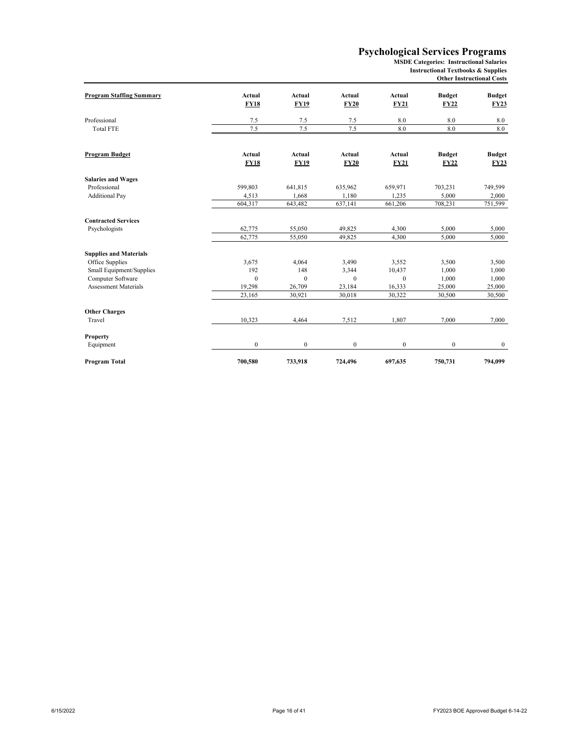# Psychological Services Programs

**MSDE Categories: Instructional Salaries**
**Instructional Textbooks & Supplies**
**Other Instructional Costs**

| Program Staffing Summary | Actual FY18 | Actual FY19 | Actual FY20 | Actual FY21 | Budget FY22 | Budget FY23 |
|---|---|---|---|---|---|---|
| Professional | 7.5 | 7.5 | 7.5 | 8.0 | 8.0 | 8.0 |
| Total FTE | 7.5 | 7.5 | 7.5 | 8.0 | 8.0 | 8.0 |

| Program Budget | Actual FY18 | Actual FY19 | Actual FY20 | Actual FY21 | Budget FY22 | Budget FY23 |
|---|---|---|---|---|---|---|
| **Salaries and Wages** | | | | | | |
| Professional | 599,803 | 641,815 | 635,962 | 659,971 | 703,231 | 749,599 |
| Additional Pay | 4,513 | 1,668 | 1,180 | 1,235 | 5,000 | 2,000 |
| | 604,317 | 643,482 | 637,141 | 661,206 | 708,231 | 751,599 |
| **Contracted Services** | | | | | | |
| Psychologists | 62,775 | 55,050 | 49,825 | 4,300 | 5,000 | 5,000 |
| | 62,775 | 55,050 | 49,825 | 4,300 | 5,000 | 5,000 |
| **Supplies and Materials** | | | | | | |
| Office Supplies | 3,675 | 4,064 | 3,490 | 3,552 | 3,500 | 3,500 |
| Small Equipment/Supplies | 192 | 148 | 3,344 | 10,437 | 1,000 | 1,000 |
| Computer Software | 0 | 0 | 0 | 0 | 1,000 | 1,000 |
| Assessment Materials | 19,298 | 26,709 | 23,184 | 16,333 | 25,000 | 25,000 |
| | 23,165 | 30,921 | 30,018 | 30,322 | 30,500 | 30,500 |
| **Other Charges** | | | | | | |
| Travel | 10,323 | 4,464 | 7,512 | 1,807 | 7,000 | 7,000 |
| **Property** | | | | | | |
| Equipment | 0 | 0 | 0 | 0 | 0 | 0 |
| **Program Total** | **700,580** | **733,918** | **724,496** | **697,635** | **750,731** | **794,099** |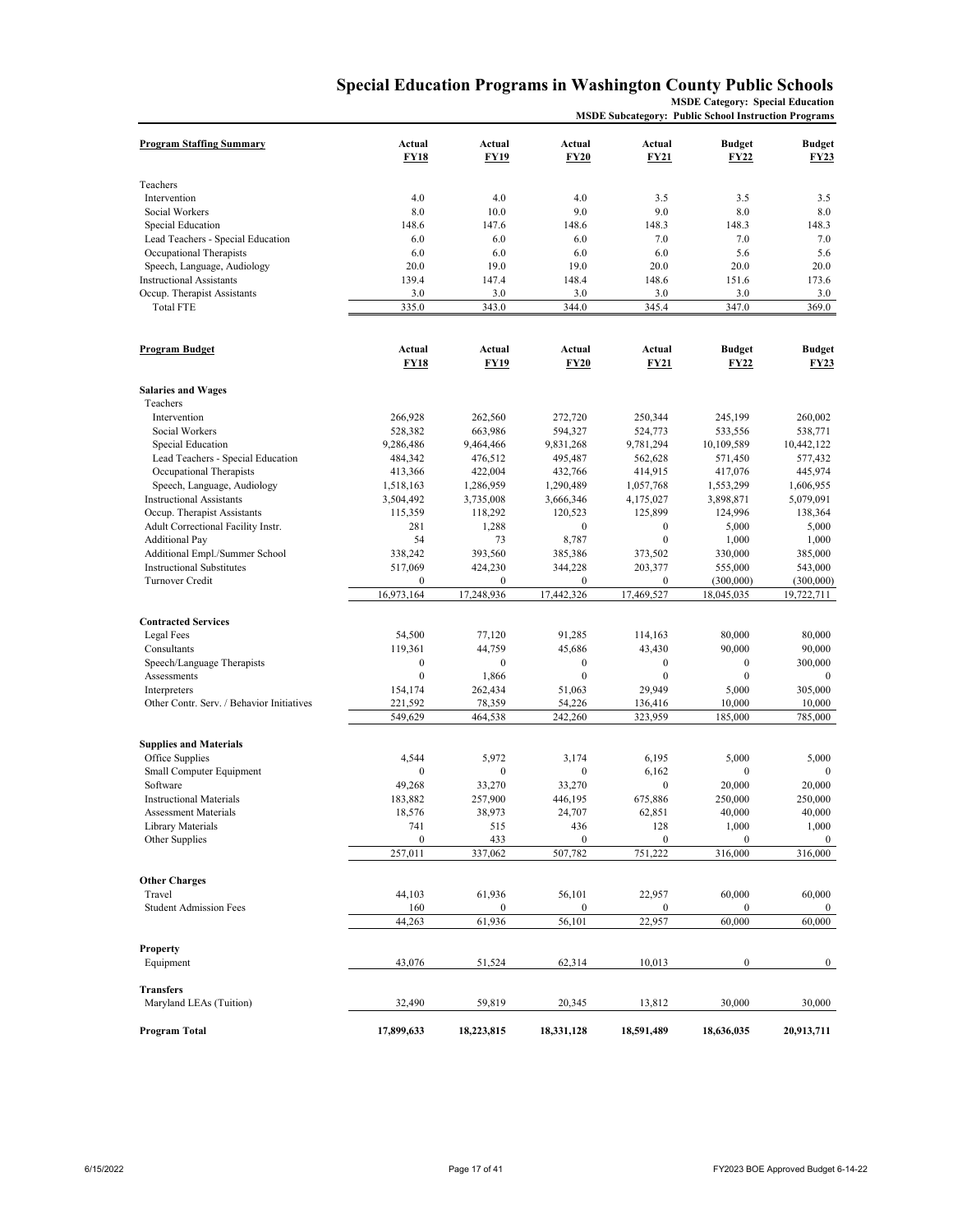# Special Education Programs in Washington County Public Schools

**MSDE Category: Special Education**
**MSDE Subcategory: Public School Instruction Programs**

| **Program Staffing Summary** | **Actual FY18** | **Actual FY19** | **Actual FY20** | **Actual FY21** | **Budget FY22** | **Budget FY23** |
|---|---|---|---|---|---|---|
| Teachers | | | | | | |
| Intervention | 4.0 | 4.0 | 4.0 | 3.5 | 3.5 | 3.5 |
| Social Workers | 8.0 | 10.0 | 9.0 | 9.0 | 8.0 | 8.0 |
| Special Education | 148.6 | 147.6 | 148.6 | 148.3 | 148.3 | 148.3 |
| Lead Teachers - Special Education | 6.0 | 6.0 | 6.0 | 7.0 | 7.0 | 7.0 |
| Occupational Therapists | 6.0 | 6.0 | 6.0 | 6.0 | 5.6 | 5.6 |
| Speech, Language, Audiology | 20.0 | 19.0 | 19.0 | 20.0 | 20.0 | 20.0 |
| Instructional Assistants | 139.4 | 147.4 | 148.4 | 148.6 | 151.6 | 173.6 |
| Occup. Therapist Assistants | 3.0 | 3.0 | 3.0 | 3.0 | 3.0 | 3.0 |
| Total FTE | 335.0 | 343.0 | 344.0 | 345.4 | 347.0 | 369.0 |

| **Program Budget** | **Actual FY18** | **Actual FY19** | **Actual FY20** | **Actual FY21** | **Budget FY22** | **Budget FY23** |
|---|---|---|---|---|---|---|
| **Salaries and Wages** | | | | | | |
| Teachers | | | | | | |
| Intervention | 266,928 | 262,560 | 272,720 | 250,344 | 245,199 | 260,002 |
| Social Workers | 528,382 | 663,986 | 594,327 | 524,773 | 533,556 | 538,771 |
| Special Education | 9,286,486 | 9,464,466 | 9,831,268 | 9,781,294 | 10,109,589 | 10,442,122 |
| Lead Teachers - Special Education | 484,342 | 476,512 | 495,487 | 562,628 | 571,450 | 577,432 |
| Occupational Therapists | 413,366 | 422,004 | 432,766 | 414,915 | 417,076 | 445,974 |
| Speech, Language, Audiology | 1,518,163 | 1,286,959 | 1,290,489 | 1,057,768 | 1,553,299 | 1,606,955 |
| Instructional Assistants | 3,504,492 | 3,735,008 | 3,666,346 | 4,175,027 | 3,898,871 | 5,079,091 |
| Occup. Therapist Assistants | 115,359 | 118,292 | 120,523 | 125,899 | 124,996 | 138,364 |
| Adult Correctional Facility Instr. | 281 | 1,288 | 0 | 0 | 5,000 | 5,000 |
| Additional Pay | 54 | 73 | 8,787 | 0 | 1,000 | 1,000 |
| Additional Empl./Summer School | 338,242 | 393,560 | 385,386 | 373,502 | 330,000 | 385,000 |
| Instructional Substitutes | 517,069 | 424,230 | 344,228 | 203,377 | 555,000 | 543,000 |
| Turnover Credit | 0 | 0 | 0 | 0 | (300,000) | (300,000) |
| | 16,973,164 | 17,248,936 | 17,442,326 | 17,469,527 | 18,045,035 | 19,722,711 |
| **Contracted Services** | | | | | | |
| Legal Fees | 54,500 | 77,120 | 91,285 | 114,163 | 80,000 | 80,000 |
| Consultants | 119,361 | 44,759 | 45,686 | 43,430 | 90,000 | 90,000 |
| Speech/Language Therapists | 0 | 0 | 0 | 0 | 0 | 300,000 |
| Assessments | 0 | 1,866 | 0 | 0 | 0 | 0 |
| Interpreters | 154,174 | 262,434 | 51,063 | 29,949 | 5,000 | 305,000 |
| Other Contr. Serv. / Behavior Initiatives | 221,592 | 78,359 | 54,226 | 136,416 | 10,000 | 10,000 |
| | 549,629 | 464,538 | 242,260 | 323,959 | 185,000 | 785,000 |
| **Supplies and Materials** | | | | | | |
| Office Supplies | 4,544 | 5,972 | 3,174 | 6,195 | 5,000 | 5,000 |
| Small Computer Equipment | 0 | 0 | 0 | 6,162 | 0 | 0 |
| Software | 49,268 | 33,270 | 33,270 | 0 | 20,000 | 20,000 |
| Instructional Materials | 183,882 | 257,900 | 446,195 | 675,886 | 250,000 | 250,000 |
| Assessment Materials | 18,576 | 38,973 | 24,707 | 62,851 | 40,000 | 40,000 |
| Library Materials | 741 | 515 | 436 | 128 | 1,000 | 1,000 |
| Other Supplies | 0 | 433 | 0 | 0 | 0 | 0 |
| | 257,011 | 337,062 | 507,782 | 751,222 | 316,000 | 316,000 |
| **Other Charges** | | | | | | |
| Travel | 44,103 | 61,936 | 56,101 | 22,957 | 60,000 | 60,000 |
| Student Admission Fees | 160 | 0 | 0 | 0 | 0 | 0 |
| | 44,263 | 61,936 | 56,101 | 22,957 | 60,000 | 60,000 |
| **Property** | | | | | | |
| Equipment | 43,076 | 51,524 | 62,314 | 10,013 | 0 | 0 |
| **Transfers** | | | | | | |
| Maryland LEAs (Tuition) | 32,490 | 59,819 | 20,345 | 13,812 | 30,000 | 30,000 |
| **Program Total** | **17,899,633** | **18,223,815** | **18,331,128** | **18,591,489** | **18,636,035** | **20,913,711** |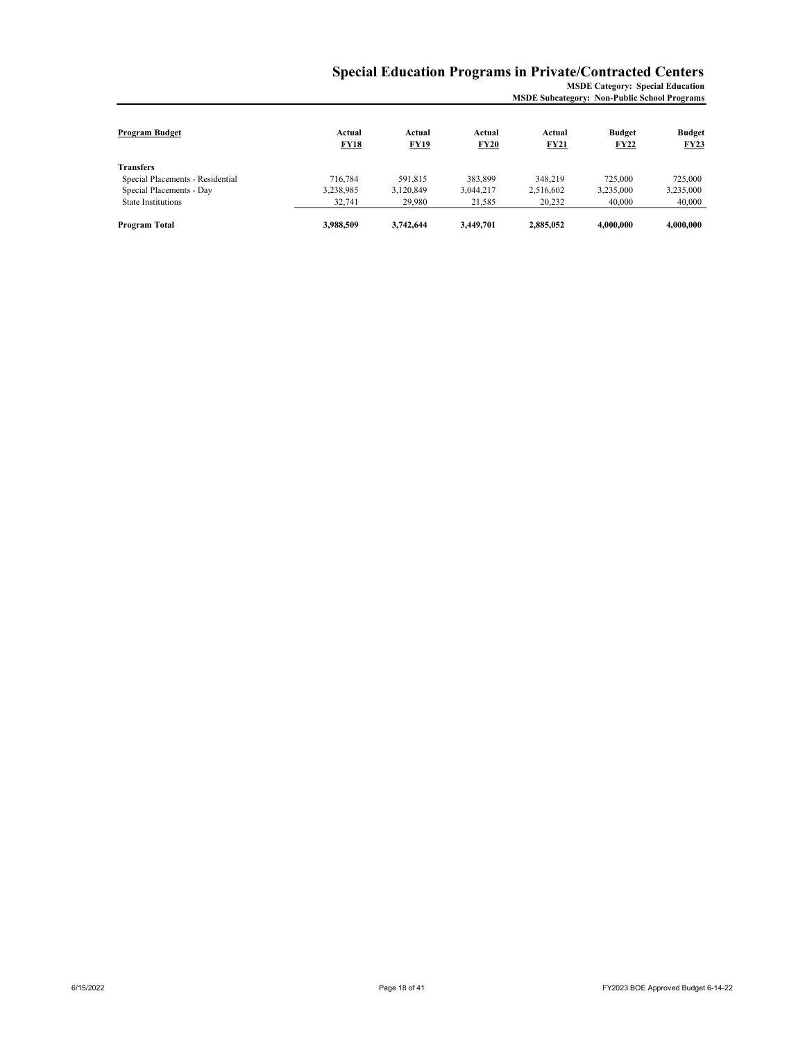# Special Education Programs in Private/Contracted Centers

**MSDE Category: Special Education**
**MSDE Subcategory: Non-Public School Programs**

| Program Budget | Actual FY18 | Actual FY19 | Actual FY20 | Actual FY21 | Budget FY22 | Budget FY23 |
|---|---|---|---|---|---|---|
| **Transfers** | | | | | | |
| Special Placements - Residential | 716,784 | 591,815 | 383,899 | 348,219 | 725,000 | 725,000 |
| Special Placements - Day | 3,238,985 | 3,120,849 | 3,044,217 | 2,516,602 | 3,235,000 | 3,235,000 |
| State Institutions | 32,741 | 29,980 | 21,585 | 20,232 | 40,000 | 40,000 |
| **Program Total** | **3,988,509** | **3,742,644** | **3,449,701** | **2,885,052** | **4,000,000** | **4,000,000** |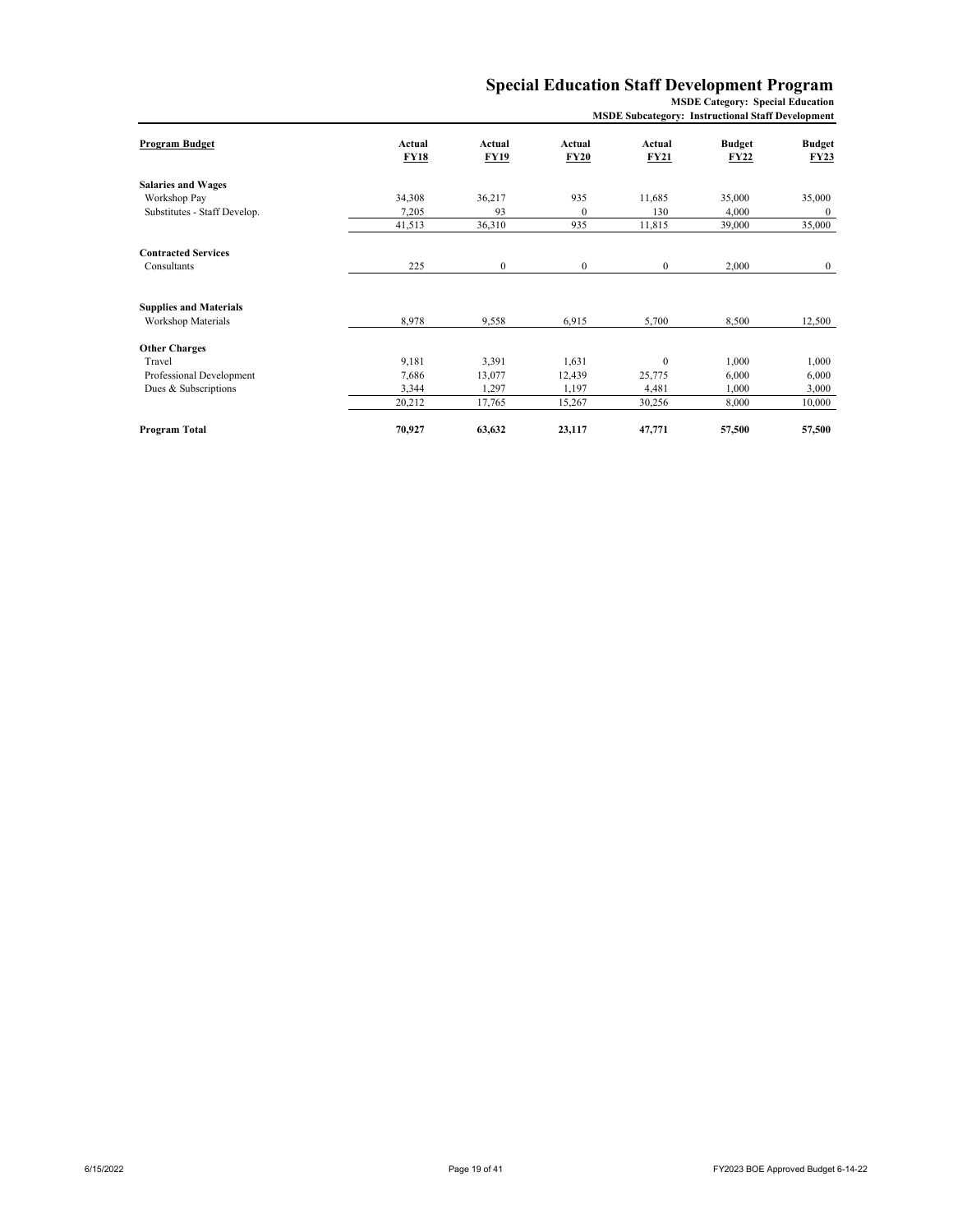# Special Education Staff Development Program

**MSDE Category: Special Education**
**MSDE Subcategory: Instructional Staff Development**

| Program Budget | Actual FY18 | Actual FY19 | Actual FY20 | Actual FY21 | Budget FY22 | Budget FY23 |
|---|---|---|---|---|---|---|
| **Salaries and Wages** | | | | | | |
| Workshop Pay | 34,308 | 36,217 | 935 | 11,685 | 35,000 | 35,000 |
| Substitutes - Staff Develop. | 7,205 | 93 | 0 | 130 | 4,000 | 0 |
| | 41,513 | 36,310 | 935 | 11,815 | 39,000 | 35,000 |
| **Contracted Services** | | | | | | |
| Consultants | 225 | 0 | 0 | 0 | 2,000 | 0 |
| **Supplies and Materials** | | | | | | |
| Workshop Materials | 8,978 | 9,558 | 6,915 | 5,700 | 8,500 | 12,500 |
| **Other Charges** | | | | | | |
| Travel | 9,181 | 3,391 | 1,631 | 0 | 1,000 | 1,000 |
| Professional Development | 7,686 | 13,077 | 12,439 | 25,775 | 6,000 | 6,000 |
| Dues & Subscriptions | 3,344 | 1,297 | 1,197 | 4,481 | 1,000 | 3,000 |
| | 20,212 | 17,765 | 15,267 | 30,256 | 8,000 | 10,000 |
| **Program Total** | **70,927** | **63,632** | **23,117** | **47,771** | **57,500** | **57,500** |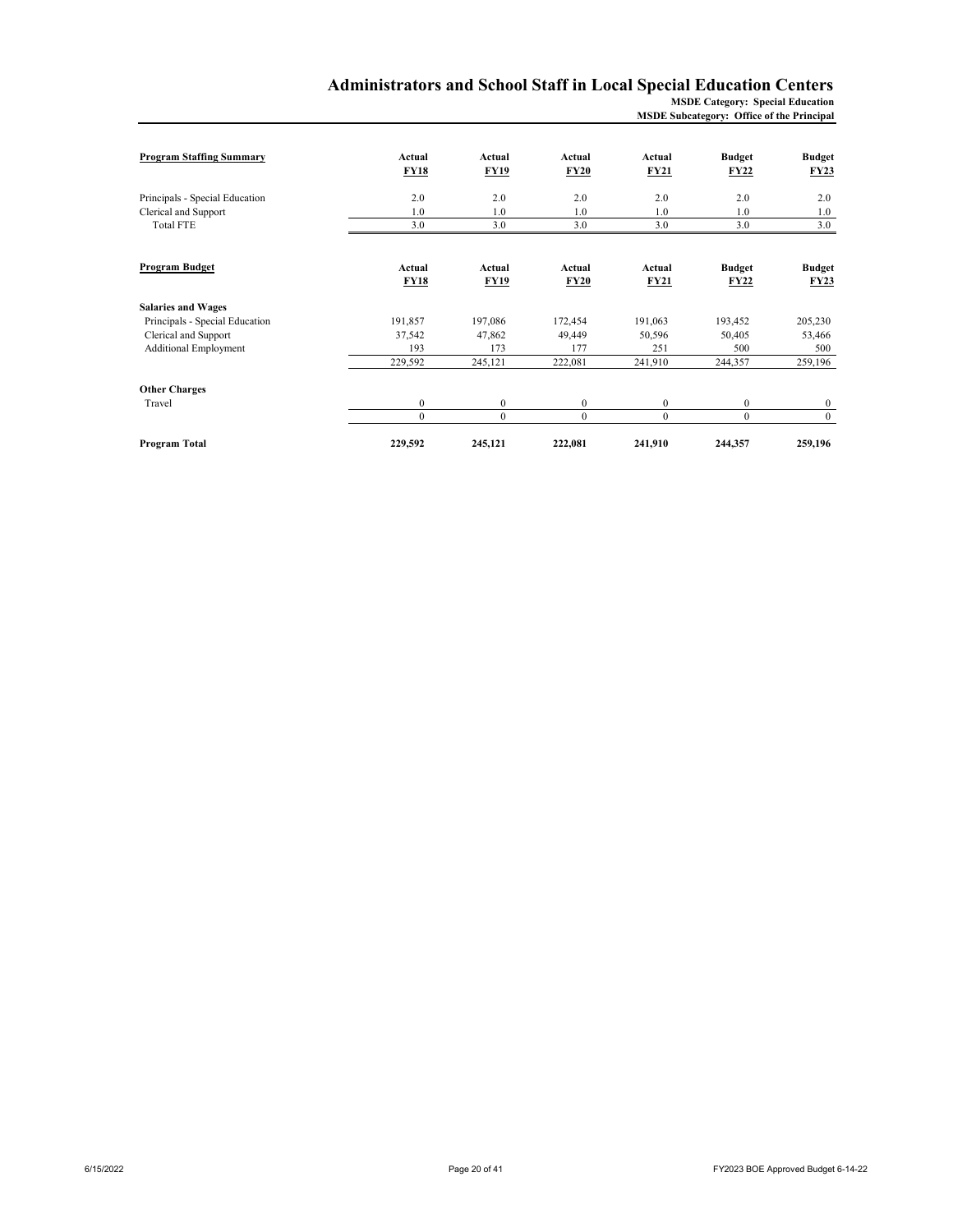# Administrators and School Staff in Local Special Education Centers

**MSDE Category: Special Education**
**MSDE Subcategory: Office of the Principal**

| **Program Staffing Summary** | **Actual FY18** | **Actual FY19** | **Actual FY20** | **Actual FY21** | **Budget FY22** | **Budget FY23** |
|---|---|---|---|---|---|---|
| Principals - Special Education | 2.0 | 2.0 | 2.0 | 2.0 | 2.0 | 2.0 |
| Clerical and Support | 1.0 | 1.0 | 1.0 | 1.0 | 1.0 | 1.0 |
| Total FTE | 3.0 | 3.0 | 3.0 | 3.0 | 3.0 | 3.0 |

| **Program Budget** | **Actual FY18** | **Actual FY19** | **Actual FY20** | **Actual FY21** | **Budget FY22** | **Budget FY23** |
|---|---|---|---|---|---|---|
| **Salaries and Wages** | | | | | | |
| Principals - Special Education | 191,857 | 197,086 | 172,454 | 191,063 | 193,452 | 205,230 |
| Clerical and Support | 37,542 | 47,862 | 49,449 | 50,596 | 50,405 | 53,466 |
| Additional Employment | 193 | 173 | 177 | 251 | 500 | 500 |
| | 229,592 | 245,121 | 222,081 | 241,910 | 244,357 | 259,196 |
| **Other Charges** | | | | | | |
| Travel | 0 | 0 | 0 | 0 | 0 | 0 |
| | 0 | 0 | 0 | 0 | 0 | 0 |
| **Program Total** | **229,592** | **245,121** | **222,081** | **241,910** | **244,357** | **259,196** |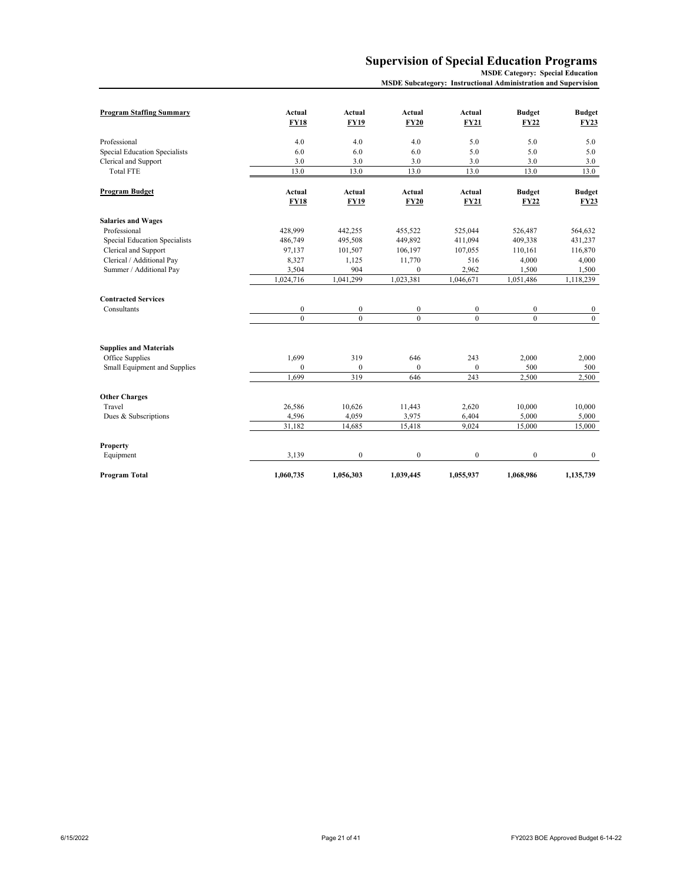# Supervision of Special Education Programs

**MSDE Category: Special Education**

**MSDE Subcategory: Instructional Administration and Supervision**

| Program Staffing Summary | Actual FY18 | Actual FY19 | Actual FY20 | Actual FY21 | Budget FY22 | Budget FY23 |
|---|---|---|---|---|---|---|
| Professional | 4.0 | 4.0 | 4.0 | 5.0 | 5.0 | 5.0 |
| Special Education Specialists | 6.0 | 6.0 | 6.0 | 5.0 | 5.0 | 5.0 |
| Clerical and Support | 3.0 | 3.0 | 3.0 | 3.0 | 3.0 | 3.0 |
| Total FTE | 13.0 | 13.0 | 13.0 | 13.0 | 13.0 | 13.0 |

| Program Budget | Actual FY18 | Actual FY19 | Actual FY20 | Actual FY21 | Budget FY22 | Budget FY23 |
|---|---|---|---|---|---|---|
| **Salaries and Wages** | | | | | | |
| Professional | 428,999 | 442,255 | 455,522 | 525,044 | 526,487 | 564,632 |
| Special Education Specialists | 486,749 | 495,508 | 449,892 | 411,094 | 409,338 | 431,237 |
| Clerical and Support | 97,137 | 101,507 | 106,197 | 107,055 | 110,161 | 116,870 |
| Clerical / Additional Pay | 8,327 | 1,125 | 11,770 | 516 | 4,000 | 4,000 |
| Summer / Additional Pay | 3,504 | 904 | 0 | 2,962 | 1,500 | 1,500 |
| | 1,024,716 | 1,041,299 | 1,023,381 | 1,046,671 | 1,051,486 | 1,118,239 |
| **Contracted Services** | | | | | | |
| Consultants | 0 | 0 | 0 | 0 | 0 | 0 |
| | 0 | 0 | 0 | 0 | 0 | 0 |
| **Supplies and Materials** | | | | | | |
| Office Supplies | 1,699 | 319 | 646 | 243 | 2,000 | 2,000 |
| Small Equipment and Supplies | 0 | 0 | 0 | 0 | 500 | 500 |
| | 1,699 | 319 | 646 | 243 | 2,500 | 2,500 |
| **Other Charges** | | | | | | |
| Travel | 26,586 | 10,626 | 11,443 | 2,620 | 10,000 | 10,000 |
| Dues & Subscriptions | 4,596 | 4,059 | 3,975 | 6,404 | 5,000 | 5,000 |
| | 31,182 | 14,685 | 15,418 | 9,024 | 15,000 | 15,000 |
| **Property** | | | | | | |
| Equipment | 3,139 | 0 | 0 | 0 | 0 | 0 |
| **Program Total** | **1,060,735** | **1,056,303** | **1,039,445** | **1,055,937** | **1,068,986** | **1,135,739** |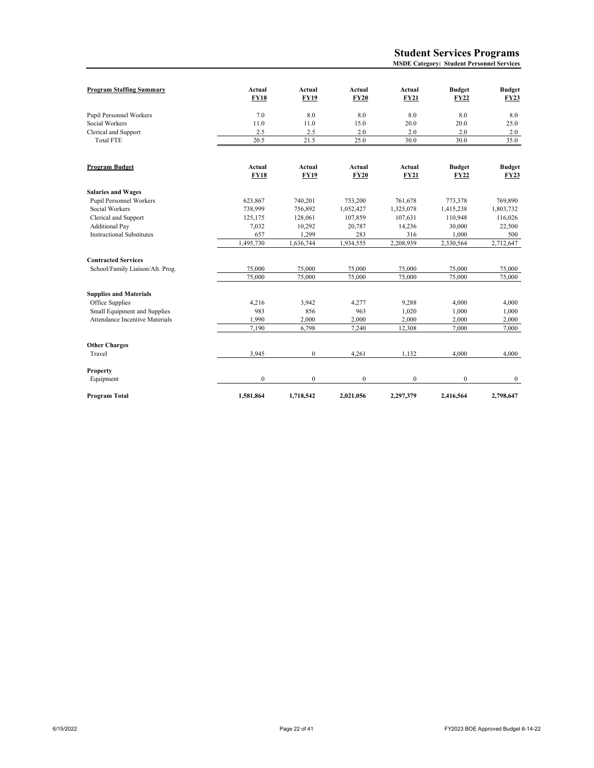# Student Services Programs

**MSDE Category: Student Personnel Services**

| Program Staffing Summary | Actual FY18 | Actual FY19 | Actual FY20 | Actual FY21 | Budget FY22 | Budget FY23 |
|---|---|---|---|---|---|---|
| Pupil Personnel Workers | 7.0 | 8.0 | 8.0 | 8.0 | 8.0 | 8.0 |
| Social Workers | 11.0 | 11.0 | 15.0 | 20.0 | 20.0 | 25.0 |
| Clerical and Support | 2.5 | 2.5 | 2.0 | 2.0 | 2.0 | 2.0 |
| Total FTE | 20.5 | 21.5 | 25.0 | 30.0 | 30.0 | 35.0 |

| Program Budget | Actual FY18 | Actual FY19 | Actual FY20 | Actual FY21 | Budget FY22 | Budget FY23 |
|---|---|---|---|---|---|---|
| **Salaries and Wages** | | | | | | |
| Pupil Personnel Workers | 623,867 | 740,201 | 753,200 | 761,678 | 773,378 | 769,890 |
| Social Workers | 738,999 | 756,892 | 1,052,427 | 1,325,078 | 1,415,238 | 1,803,732 |
| Clerical and Support | 125,175 | 128,061 | 107,859 | 107,631 | 110,948 | 116,026 |
| Additional Pay | 7,032 | 10,292 | 20,787 | 14,236 | 30,000 | 22,500 |
| Instructional Substitutes | 657 | 1,299 | 283 | 316 | 1,000 | 500 |
| | 1,495,730 | 1,636,744 | 1,934,555 | 2,208,939 | 2,330,564 | 2,712,647 |
| **Contracted Services** | | | | | | |
| School/Family Liaison/Alt. Prog. | 75,000 | 75,000 | 75,000 | 75,000 | 75,000 | 75,000 |
| | 75,000 | 75,000 | 75,000 | 75,000 | 75,000 | 75,000 |
| **Supplies and Materials** | | | | | | |
| Office Supplies | 4,216 | 3,942 | 4,277 | 9,288 | 4,000 | 4,000 |
| Small Equipment and Supplies | 983 | 856 | 963 | 1,020 | 1,000 | 1,000 |
| Attendance Incentive Materials | 1,990 | 2,000 | 2,000 | 2,000 | 2,000 | 2,000 |
| | 7,190 | 6,798 | 7,240 | 12,308 | 7,000 | 7,000 |
| **Other Charges** | | | | | | |
| Travel | 3,945 | 0 | 4,261 | 1,132 | 4,000 | 4,000 |
| **Property** | | | | | | |
| Equipment | 0 | 0 | 0 | 0 | 0 | 0 |
| **Program Total** | **1,581,864** | **1,718,542** | **2,021,056** | **2,297,379** | **2,416,564** | **2,798,647** |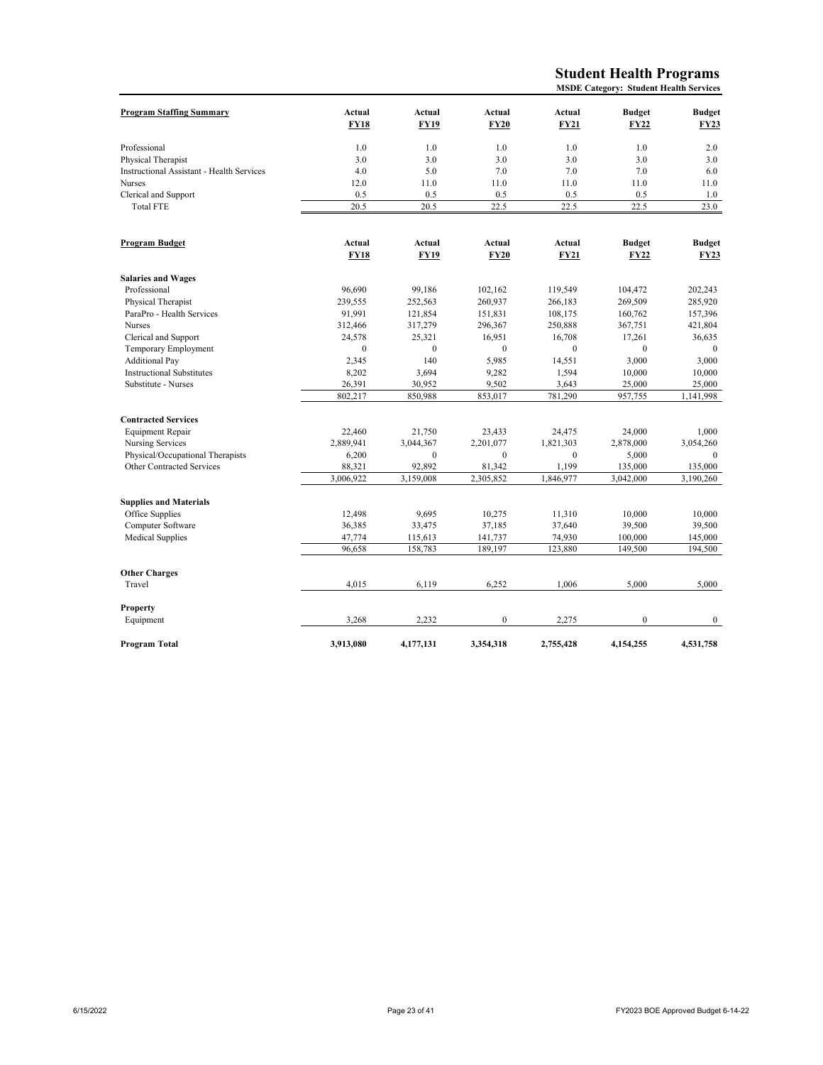# Student Health Programs

**MSDE Category: Student Health Services**

| Program Staffing Summary | Actual FY18 | Actual FY19 | Actual FY20 | Actual FY21 | Budget FY22 | Budget FY23 |
|---|---|---|---|---|---|---|
| Professional | 1.0 | 1.0 | 1.0 | 1.0 | 1.0 | 2.0 |
| Physical Therapist | 3.0 | 3.0 | 3.0 | 3.0 | 3.0 | 3.0 |
| Instructional Assistant - Health Services | 4.0 | 5.0 | 7.0 | 7.0 | 7.0 | 6.0 |
| Nurses | 12.0 | 11.0 | 11.0 | 11.0 | 11.0 | 11.0 |
| Clerical and Support | 0.5 | 0.5 | 0.5 | 0.5 | 0.5 | 1.0 |
| Total FTE | 20.5 | 20.5 | 22.5 | 22.5 | 22.5 | 23.0 |

| Program Budget | Actual FY18 | Actual FY19 | Actual FY20 | Actual FY21 | Budget FY22 | Budget FY23 |
|---|---|---|---|---|---|---|
| **Salaries and Wages** | | | | | | |
| Professional | 96,690 | 99,186 | 102,162 | 119,549 | 104,472 | 202,243 |
| Physical Therapist | 239,555 | 252,563 | 260,937 | 266,183 | 269,509 | 285,920 |
| ParaPro - Health Services | 91,991 | 121,854 | 151,831 | 108,175 | 160,762 | 157,396 |
| Nurses | 312,466 | 317,279 | 296,367 | 250,888 | 367,751 | 421,804 |
| Clerical and Support | 24,578 | 25,321 | 16,951 | 16,708 | 17,261 | 36,635 |
| Temporary Employment | 0 | 0 | 0 | 0 | 0 | 0 |
| Additional Pay | 2,345 | 140 | 5,985 | 14,551 | 3,000 | 3,000 |
| Instructional Substitutes | 8,202 | 3,694 | 9,282 | 1,594 | 10,000 | 10,000 |
| Substitute - Nurses | 26,391 | 30,952 | 9,502 | 3,643 | 25,000 | 25,000 |
| | 802,217 | 850,988 | 853,017 | 781,290 | 957,755 | 1,141,998 |
| **Contracted Services** | | | | | | |
| Equipment Repair | 22,460 | 21,750 | 23,433 | 24,475 | 24,000 | 1,000 |
| Nursing Services | 2,889,941 | 3,044,367 | 2,201,077 | 1,821,303 | 2,878,000 | 3,054,260 |
| Physical/Occupational Therapists | 6,200 | 0 | 0 | 0 | 5,000 | 0 |
| Other Contracted Services | 88,321 | 92,892 | 81,342 | 1,199 | 135,000 | 135,000 |
| | 3,006,922 | 3,159,008 | 2,305,852 | 1,846,977 | 3,042,000 | 3,190,260 |
| **Supplies and Materials** | | | | | | |
| Office Supplies | 12,498 | 9,695 | 10,275 | 11,310 | 10,000 | 10,000 |
| Computer Software | 36,385 | 33,475 | 37,185 | 37,640 | 39,500 | 39,500 |
| Medical Supplies | 47,774 | 115,613 | 141,737 | 74,930 | 100,000 | 145,000 |
| | 96,658 | 158,783 | 189,197 | 123,880 | 149,500 | 194,500 |
| **Other Charges** | | | | | | |
| Travel | 4,015 | 6,119 | 6,252 | 1,006 | 5,000 | 5,000 |
| **Property** | | | | | | |
| Equipment | 3,268 | 2,232 | 0 | 2,275 | 0 | 0 |
| **Program Total** | **3,913,080** | **4,177,131** | **3,354,318** | **2,755,428** | **4,154,255** | **4,531,758** |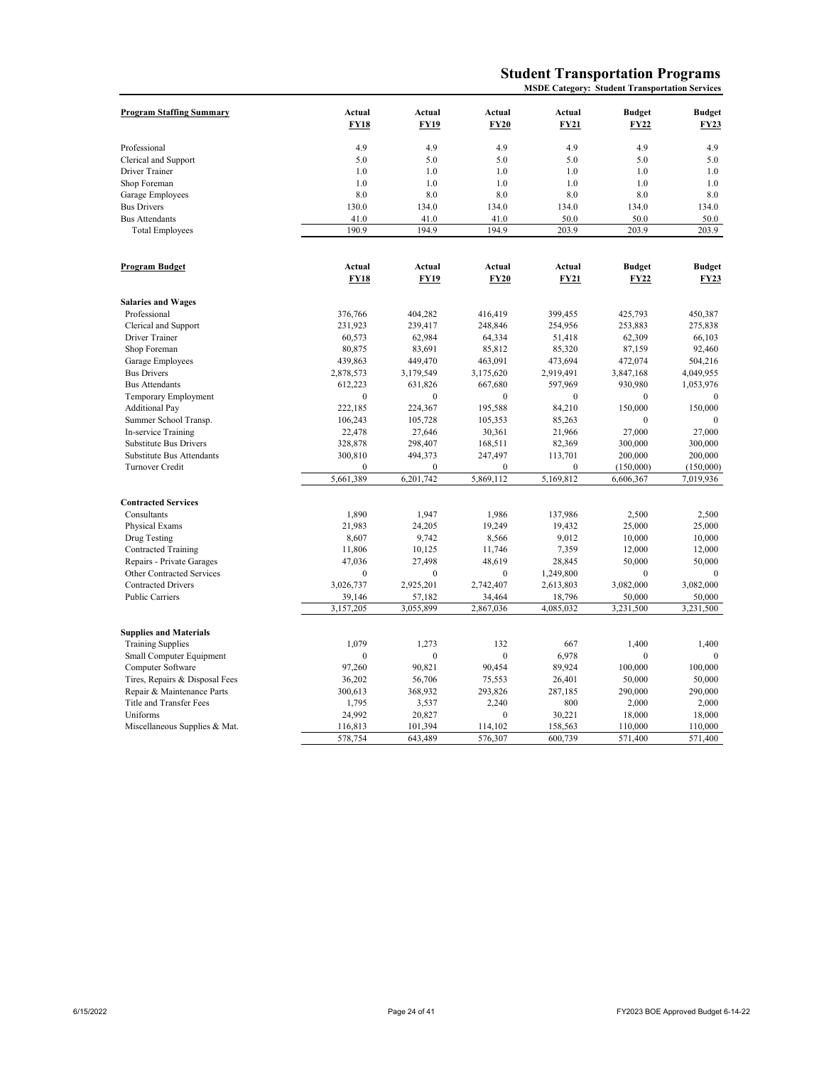# Student Transportation Programs

**MSDE Category: Student Transportation Services**

| Program Staffing Summary | Actual FY18 | Actual FY19 | Actual FY20 | Actual FY21 | Budget FY22 | Budget FY23 |
|---|---|---|---|---|---|---|
| Professional | 4.9 | 4.9 | 4.9 | 4.9 | 4.9 | 4.9 |
| Clerical and Support | 5.0 | 5.0 | 5.0 | 5.0 | 5.0 | 5.0 |
| Driver Trainer | 1.0 | 1.0 | 1.0 | 1.0 | 1.0 | 1.0 |
| Shop Foreman | 1.0 | 1.0 | 1.0 | 1.0 | 1.0 | 1.0 |
| Garage Employees | 8.0 | 8.0 | 8.0 | 8.0 | 8.0 | 8.0 |
| Bus Drivers | 130.0 | 134.0 | 134.0 | 134.0 | 134.0 | 134.0 |
| Bus Attendants | 41.0 | 41.0 | 41.0 | 50.0 | 50.0 | 50.0 |
| Total Employees | 190.9 | 194.9 | 194.9 | 203.9 | 203.9 | 203.9 |

| Program Budget | Actual FY18 | Actual FY19 | Actual FY20 | Actual FY21 | Budget FY22 | Budget FY23 |
|---|---|---|---|---|---|---|
| **Salaries and Wages** | | | | | | |
| Professional | 376,766 | 404,282 | 416,419 | 399,455 | 425,793 | 450,387 |
| Clerical and Support | 231,923 | 239,417 | 248,846 | 254,956 | 253,883 | 275,838 |
| Driver Trainer | 60,573 | 62,984 | 64,334 | 51,418 | 62,309 | 66,103 |
| Shop Foreman | 80,875 | 83,691 | 85,812 | 85,320 | 87,159 | 92,460 |
| Garage Employees | 439,863 | 449,470 | 463,091 | 473,694 | 472,074 | 504,216 |
| Bus Drivers | 2,878,573 | 3,179,549 | 3,175,620 | 2,919,491 | 3,847,168 | 4,049,955 |
| Bus Attendants | 612,223 | 631,826 | 667,680 | 597,969 | 930,980 | 1,053,976 |
| Temporary Employment | 0 | 0 | 0 | 0 | 0 | 0 |
| Additional Pay | 222,185 | 224,367 | 195,588 | 84,210 | 150,000 | 150,000 |
| Summer School Transp. | 106,243 | 105,728 | 105,353 | 85,263 | 0 | 0 |
| In-service Training | 22,478 | 27,646 | 30,361 | 21,966 | 27,000 | 27,000 |
| Substitute Bus Drivers | 328,878 | 298,407 | 168,511 | 82,369 | 300,000 | 300,000 |
| Substitute Bus Attendants | 300,810 | 494,373 | 247,497 | 113,701 | 200,000 | 200,000 |
| Turnover Credit | 0 | 0 | 0 | 0 | (150,000) | (150,000) |
| | 5,661,389 | 6,201,742 | 5,869,112 | 5,169,812 | 6,606,367 | 7,019,936 |
| **Contracted Services** | | | | | | |
| Consultants | 1,890 | 1,947 | 1,986 | 137,986 | 2,500 | 2,500 |
| Physical Exams | 21,983 | 24,205 | 19,249 | 19,432 | 25,000 | 25,000 |
| Drug Testing | 8,607 | 9,742 | 8,566 | 9,012 | 10,000 | 10,000 |
| Contracted Training | 11,806 | 10,125 | 11,746 | 7,359 | 12,000 | 12,000 |
| Repairs - Private Garages | 47,036 | 27,498 | 48,619 | 28,845 | 50,000 | 50,000 |
| Other Contracted Services | 0 | 0 | 0 | 1,249,800 | 0 | 0 |
| Contracted Drivers | 3,026,737 | 2,925,201 | 2,742,407 | 2,613,803 | 3,082,000 | 3,082,000 |
| Public Carriers | 39,146 | 57,182 | 34,464 | 18,796 | 50,000 | 50,000 |
| | 3,157,205 | 3,055,899 | 2,867,036 | 4,085,032 | 3,231,500 | 3,231,500 |
| **Supplies and Materials** | | | | | | |
| Training Supplies | 1,079 | 1,273 | 132 | 667 | 1,400 | 1,400 |
| Small Computer Equipment | 0 | 0 | 0 | 6,978 | 0 | 0 |
| Computer Software | 97,260 | 90,821 | 90,454 | 89,924 | 100,000 | 100,000 |
| Tires, Repairs & Disposal Fees | 36,202 | 56,706 | 75,553 | 26,401 | 50,000 | 50,000 |
| Repair & Maintenance Parts | 300,613 | 368,932 | 293,826 | 287,185 | 290,000 | 290,000 |
| Title and Transfer Fees | 1,795 | 3,537 | 2,240 | 800 | 2,000 | 2,000 |
| Uniforms | 24,992 | 20,827 | 0 | 30,221 | 18,000 | 18,000 |
| Miscellaneous Supplies & Mat. | 116,813 | 101,394 | 114,102 | 158,563 | 110,000 | 110,000 |
| | 578,754 | 643,489 | 576,307 | 600,739 | 571,400 | 571,400 |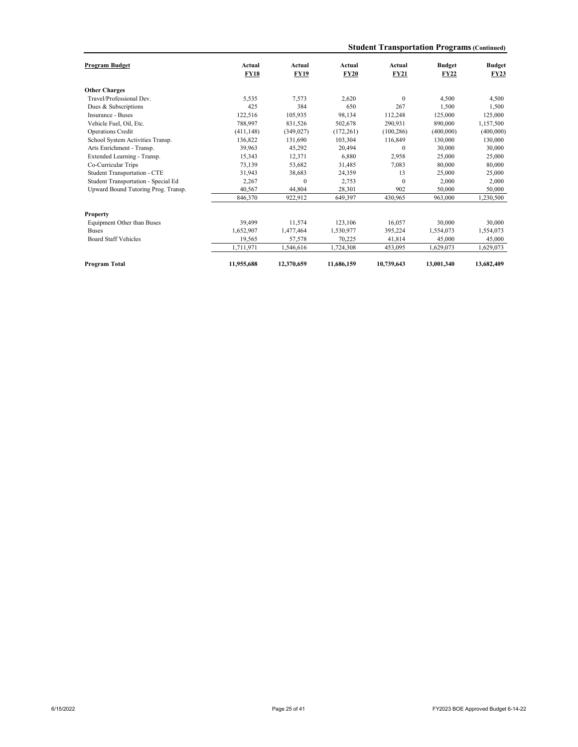## Student Transportation Programs (Continued)

| Program Budget | Actual FY18 | Actual FY19 | Actual FY20 | Actual FY21 | Budget FY22 | Budget FY23 |
|---|---|---|---|---|---|---|
| **Other Charges** | | | | | | |
| Travel/Professional Dev. | 5,535 | 7,573 | 2,620 | 0 | 4,500 | 4,500 |
| Dues & Subscriptions | 425 | 384 | 650 | 267 | 1,500 | 1,500 |
| Insurance - Buses | 122,516 | 105,935 | 98,134 | 112,248 | 125,000 | 125,000 |
| Vehicle Fuel, Oil, Etc. | 788,997 | 831,526 | 502,678 | 290,931 | 890,000 | 1,157,500 |
| Operations Credit | (411,148) | (349,027) | (172,261) | (100,286) | (400,000) | (400,000) |
| School System Activities Transp. | 136,822 | 131,690 | 103,304 | 116,849 | 130,000 | 130,000 |
| Arts Enrichment - Transp. | 39,963 | 45,292 | 20,494 | 0 | 30,000 | 30,000 |
| Extended Learning - Transp. | 15,343 | 12,371 | 6,880 | 2,958 | 25,000 | 25,000 |
| Co-Curricular Trips | 73,139 | 53,682 | 31,485 | 7,083 | 80,000 | 80,000 |
| Student Transportation - CTE | 31,943 | 38,683 | 24,359 | 13 | 25,000 | 25,000 |
| Student Transportation - Special Ed | 2,267 | 0 | 2,753 | 0 | 2,000 | 2,000 |
| Upward Bound Tutoring Prog. Transp. | 40,567 | 44,804 | 28,301 | 902 | 50,000 | 50,000 |
| | 846,370 | 922,912 | 649,397 | 430,965 | 963,000 | 1,230,500 |
| **Property** | | | | | | |
| Equipment Other than Buses | 39,499 | 11,574 | 123,106 | 16,057 | 30,000 | 30,000 |
| Buses | 1,652,907 | 1,477,464 | 1,530,977 | 395,224 | 1,554,073 | 1,554,073 |
| Board Staff Vehicles | 19,565 | 57,578 | 70,225 | 41,814 | 45,000 | 45,000 |
| | 1,711,971 | 1,546,616 | 1,724,308 | 453,095 | 1,629,073 | 1,629,073 |
| **Program Total** | **11,955,688** | **12,370,659** | **11,686,159** | **10,739,643** | **13,001,340** | **13,682,409** |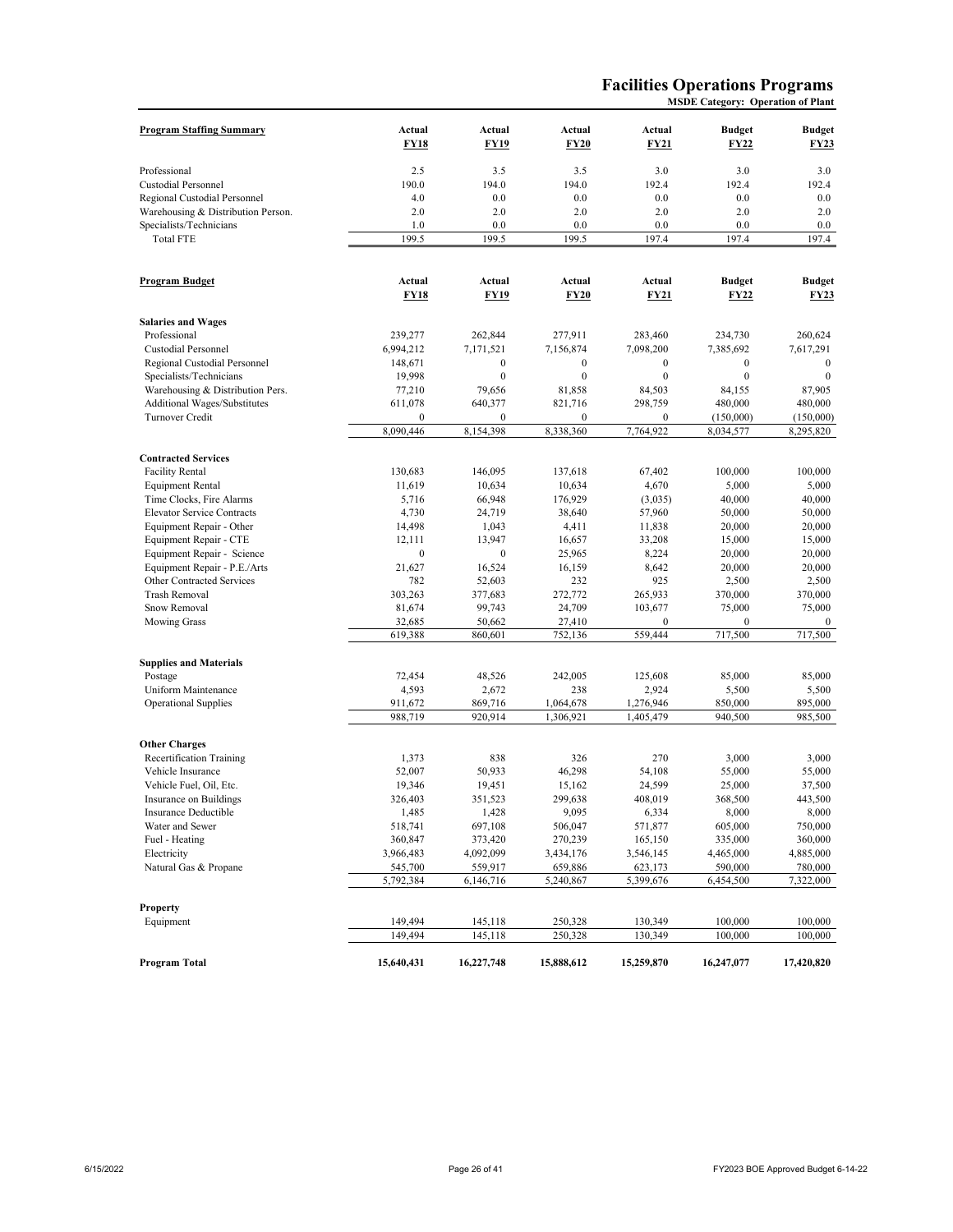# Facilities Operations Programs

**MSDE Category: Operation of Plant**

| Program Staffing Summary | Actual FY18 | Actual FY19 | Actual FY20 | Actual FY21 | Budget FY22 | Budget FY23 |
|---|---|---|---|---|---|---|
| Professional | 2.5 | 3.5 | 3.5 | 3.0 | 3.0 | 3.0 |
| Custodial Personnel | 190.0 | 194.0 | 194.0 | 192.4 | 192.4 | 192.4 |
| Regional Custodial Personnel | 4.0 | 0.0 | 0.0 | 0.0 | 0.0 | 0.0 |
| Warehousing & Distribution Person. | 2.0 | 2.0 | 2.0 | 2.0 | 2.0 | 2.0 |
| Specialists/Technicians | 1.0 | 0.0 | 0.0 | 0.0 | 0.0 | 0.0 |
| Total FTE | 199.5 | 199.5 | 199.5 | 197.4 | 197.4 | 197.4 |

| Program Budget | Actual FY18 | Actual FY19 | Actual FY20 | Actual FY21 | Budget FY22 | Budget FY23 |
|---|---|---|---|---|---|---|
| **Salaries and Wages** | | | | | | |
| Professional | 239,277 | 262,844 | 277,911 | 283,460 | 234,730 | 260,624 |
| Custodial Personnel | 6,994,212 | 7,171,521 | 7,156,874 | 7,098,200 | 7,385,692 | 7,617,291 |
| Regional Custodial Personnel | 148,671 | 0 | 0 | 0 | 0 | 0 |
| Specialists/Technicians | 19,998 | 0 | 0 | 0 | 0 | 0 |
| Warehousing & Distribution Pers. | 77,210 | 79,656 | 81,858 | 84,503 | 84,155 | 87,905 |
| Additional Wages/Substitutes | 611,078 | 640,377 | 821,716 | 298,759 | 480,000 | 480,000 |
| Turnover Credit | 0 | 0 | 0 | 0 | (150,000) | (150,000) |
| | 8,090,446 | 8,154,398 | 8,338,360 | 7,764,922 | 8,034,577 | 8,295,820 |
| **Contracted Services** | | | | | | |
| Facility Rental | 130,683 | 146,095 | 137,618 | 67,402 | 100,000 | 100,000 |
| Equipment Rental | 11,619 | 10,634 | 10,634 | 4,670 | 5,000 | 5,000 |
| Time Clocks, Fire Alarms | 5,716 | 66,948 | 176,929 | (3,035) | 40,000 | 40,000 |
| Elevator Service Contracts | 4,730 | 24,719 | 38,640 | 57,960 | 50,000 | 50,000 |
| Equipment Repair - Other | 14,498 | 1,043 | 4,411 | 11,838 | 20,000 | 20,000 |
| Equipment Repair - CTE | 12,111 | 13,947 | 16,657 | 33,208 | 15,000 | 15,000 |
| Equipment Repair - Science | 0 | 0 | 25,965 | 8,224 | 20,000 | 20,000 |
| Equipment Repair - P.E./Arts | 21,627 | 16,524 | 16,159 | 8,642 | 20,000 | 20,000 |
| Other Contracted Services | 782 | 52,603 | 232 | 925 | 2,500 | 2,500 |
| Trash Removal | 303,263 | 377,683 | 272,772 | 265,933 | 370,000 | 370,000 |
| Snow Removal | 81,674 | 99,743 | 24,709 | 103,677 | 75,000 | 75,000 |
| Mowing Grass | 32,685 | 50,662 | 27,410 | 0 | 0 | 0 |
| | 619,388 | 860,601 | 752,136 | 559,444 | 717,500 | 717,500 |
| **Supplies and Materials** | | | | | | |
| Postage | 72,454 | 48,526 | 242,005 | 125,608 | 85,000 | 85,000 |
| Uniform Maintenance | 4,593 | 2,672 | 238 | 2,924 | 5,500 | 5,500 |
| Operational Supplies | 911,672 | 869,716 | 1,064,678 | 1,276,946 | 850,000 | 895,000 |
| | 988,719 | 920,914 | 1,306,921 | 1,405,479 | 940,500 | 985,500 |
| **Other Charges** | | | | | | |
| Recertification Training | 1,373 | 838 | 326 | 270 | 3,000 | 3,000 |
| Vehicle Insurance | 52,007 | 50,933 | 46,298 | 54,108 | 55,000 | 55,000 |
| Vehicle Fuel, Oil, Etc. | 19,346 | 19,451 | 15,162 | 24,599 | 25,000 | 37,500 |
| Insurance on Buildings | 326,403 | 351,523 | 299,638 | 408,019 | 368,500 | 443,500 |
| Insurance Deductible | 1,485 | 1,428 | 9,095 | 6,334 | 8,000 | 8,000 |
| Water and Sewer | 518,741 | 697,108 | 506,047 | 571,877 | 605,000 | 750,000 |
| Fuel - Heating | 360,847 | 373,420 | 270,239 | 165,150 | 335,000 | 360,000 |
| Electricity | 3,966,483 | 4,092,099 | 3,434,176 | 3,546,145 | 4,465,000 | 4,885,000 |
| Natural Gas & Propane | 545,700 | 559,917 | 659,886 | 623,173 | 590,000 | 780,000 |
| | 5,792,384 | 6,146,716 | 5,240,867 | 5,399,676 | 6,454,500 | 7,322,000 |
| **Property** | | | | | | |
| Equipment | 149,494 | 145,118 | 250,328 | 130,349 | 100,000 | 100,000 |
| | 149,494 | 145,118 | 250,328 | 130,349 | 100,000 | 100,000 |
| **Program Total** | **15,640,431** | **16,227,748** | **15,888,612** | **15,259,870** | **16,247,077** | **17,420,820** |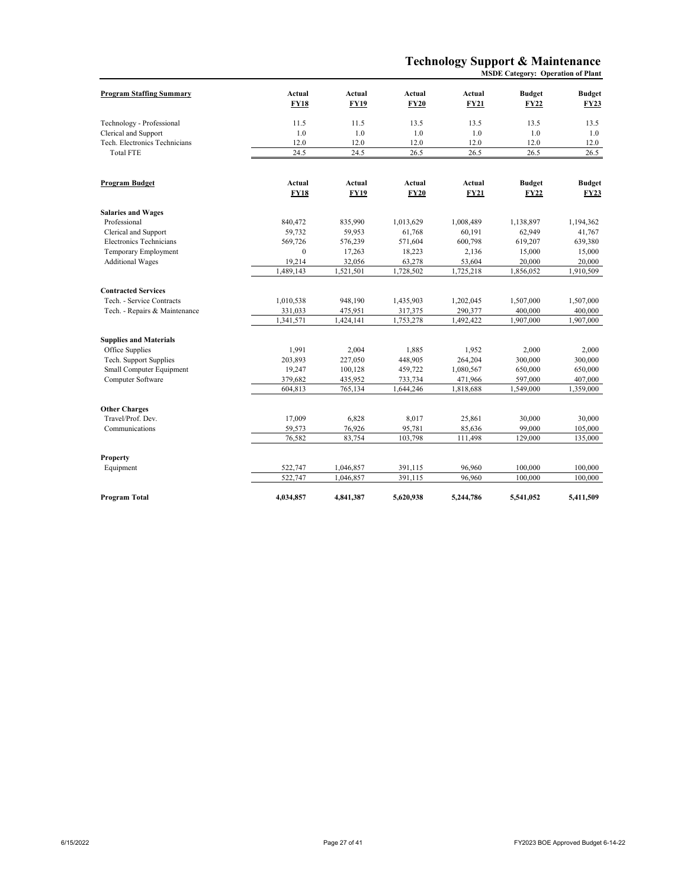# Technology Support & Maintenance

**MSDE Category: Operation of Plant**

| Program Staffing Summary | Actual FY18 | Actual FY19 | Actual FY20 | Actual FY21 | Budget FY22 | Budget FY23 |
|---|---|---|---|---|---|---|
| Technology - Professional | 11.5 | 11.5 | 13.5 | 13.5 | 13.5 | 13.5 |
| Clerical and Support | 1.0 | 1.0 | 1.0 | 1.0 | 1.0 | 1.0 |
| Tech. Electronics Technicians | 12.0 | 12.0 | 12.0 | 12.0 | 12.0 | 12.0 |
| Total FTE | 24.5 | 24.5 | 26.5 | 26.5 | 26.5 | 26.5 |

| Program Budget | Actual FY18 | Actual FY19 | Actual FY20 | Actual FY21 | Budget FY22 | Budget FY23 |
|---|---|---|---|---|---|---|
| **Salaries and Wages** | | | | | | |
| Professional | 840,472 | 835,990 | 1,013,629 | 1,008,489 | 1,138,897 | 1,194,362 |
| Clerical and Support | 59,732 | 59,953 | 61,768 | 60,191 | 62,949 | 41,767 |
| Electronics Technicians | 569,726 | 576,239 | 571,604 | 600,798 | 619,207 | 639,380 |
| Temporary Employment | 0 | 17,263 | 18,223 | 2,136 | 15,000 | 15,000 |
| Additional Wages | 19,214 | 32,056 | 63,278 | 53,604 | 20,000 | 20,000 |
| | 1,489,143 | 1,521,501 | 1,728,502 | 1,725,218 | 1,856,052 | 1,910,509 |
| **Contracted Services** | | | | | | |
| Tech. - Service Contracts | 1,010,538 | 948,190 | 1,435,903 | 1,202,045 | 1,507,000 | 1,507,000 |
| Tech. - Repairs & Maintenance | 331,033 | 475,951 | 317,375 | 290,377 | 400,000 | 400,000 |
| | 1,341,571 | 1,424,141 | 1,753,278 | 1,492,422 | 1,907,000 | 1,907,000 |
| **Supplies and Materials** | | | | | | |
| Office Supplies | 1,991 | 2,004 | 1,885 | 1,952 | 2,000 | 2,000 |
| Tech. Support Supplies | 203,893 | 227,050 | 448,905 | 264,204 | 300,000 | 300,000 |
| Small Computer Equipment | 19,247 | 100,128 | 459,722 | 1,080,567 | 650,000 | 650,000 |
| Computer Software | 379,682 | 435,952 | 733,734 | 471,966 | 597,000 | 407,000 |
| | 604,813 | 765,134 | 1,644,246 | 1,818,688 | 1,549,000 | 1,359,000 |
| **Other Charges** | | | | | | |
| Travel/Prof. Dev. | 17,009 | 6,828 | 8,017 | 25,861 | 30,000 | 30,000 |
| Communications | 59,573 | 76,926 | 95,781 | 85,636 | 99,000 | 105,000 |
| | 76,582 | 83,754 | 103,798 | 111,498 | 129,000 | 135,000 |
| **Property** | | | | | | |
| Equipment | 522,747 | 1,046,857 | 391,115 | 96,960 | 100,000 | 100,000 |
| | 522,747 | 1,046,857 | 391,115 | 96,960 | 100,000 | 100,000 |
| **Program Total** | **4,034,857** | **4,841,387** | **5,620,938** | **5,244,786** | **5,541,052** | **5,411,509** |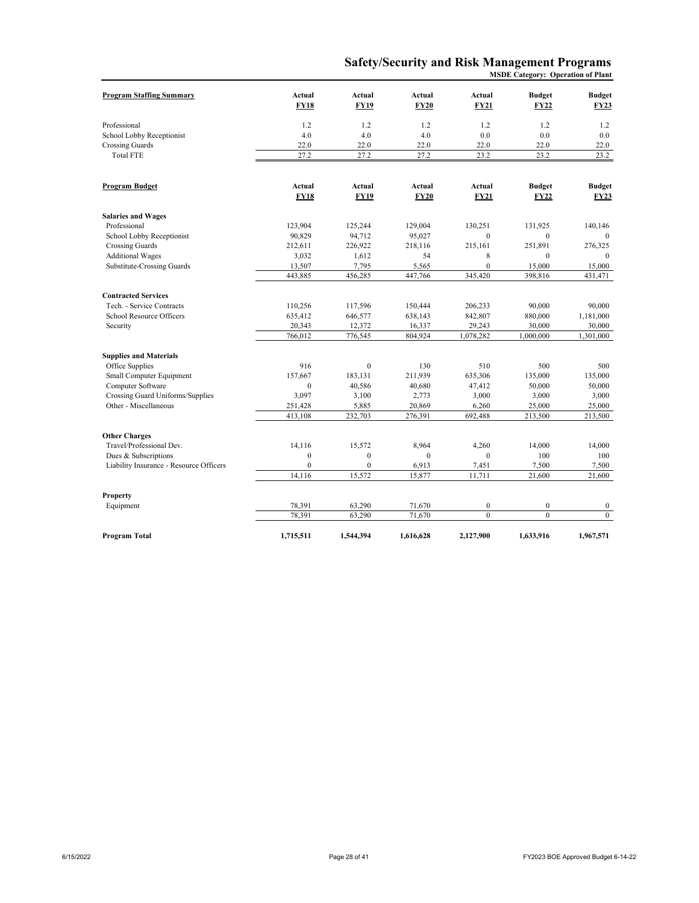# Safety/Security and Risk Management Programs

**MSDE Category: Operation of Plant**

| Program Staffing Summary | Actual FY18 | Actual FY19 | Actual FY20 | Actual FY21 | Budget FY22 | Budget FY23 |
|---|---|---|---|---|---|---|
| Professional | 1.2 | 1.2 | 1.2 | 1.2 | 1.2 | 1.2 |
| School Lobby Receptionist | 4.0 | 4.0 | 4.0 | 0.0 | 0.0 | 0.0 |
| Crossing Guards | 22.0 | 22.0 | 22.0 | 22.0 | 22.0 | 22.0 |
| Total FTE | 27.2 | 27.2 | 27.2 | 23.2 | 23.2 | 23.2 |

| Program Budget | Actual FY18 | Actual FY19 | Actual FY20 | Actual FY21 | Budget FY22 | Budget FY23 |
|---|---|---|---|---|---|---|
| **Salaries and Wages** | | | | | | |
| Professional | 123,904 | 125,244 | 129,004 | 130,251 | 131,925 | 140,146 |
| School Lobby Receptionist | 90,829 | 94,712 | 95,027 | 0 | 0 | 0 |
| Crossing Guards | 212,611 | 226,922 | 218,116 | 215,161 | 251,891 | 276,325 |
| Additional Wages | 3,032 | 1,612 | 54 | 8 | 0 | 0 |
| Substitute-Crossing Guards | 13,507 | 7,795 | 5,565 | 0 | 15,000 | 15,000 |
| | 443,885 | 456,285 | 447,766 | 345,420 | 398,816 | 431,471 |
| **Contracted Services** | | | | | | |
| Tech. - Service Contracts | 110,256 | 117,596 | 150,444 | 206,233 | 90,000 | 90,000 |
| School Resource Officers | 635,412 | 646,577 | 638,143 | 842,807 | 880,000 | 1,181,000 |
| Security | 20,343 | 12,372 | 16,337 | 29,243 | 30,000 | 30,000 |
| | 766,012 | 776,545 | 804,924 | 1,078,282 | 1,000,000 | 1,301,000 |
| **Supplies and Materials** | | | | | | |
| Office Supplies | 916 | 0 | 130 | 510 | 500 | 500 |
| Small Computer Equipment | 157,667 | 183,131 | 211,939 | 635,306 | 135,000 | 135,000 |
| Computer Software | 0 | 40,586 | 40,680 | 47,412 | 50,000 | 50,000 |
| Crossing Guard Uniforms/Supplies | 3,097 | 3,100 | 2,773 | 3,000 | 3,000 | 3,000 |
| Other - Miscellaneous | 251,428 | 5,885 | 20,869 | 6,260 | 25,000 | 25,000 |
| | 413,108 | 232,703 | 276,391 | 692,488 | 213,500 | 213,500 |
| **Other Charges** | | | | | | |
| Travel/Professional Dev. | 14,116 | 15,572 | 8,964 | 4,260 | 14,000 | 14,000 |
| Dues & Subscriptions | 0 | 0 | 0 | 0 | 100 | 100 |
| Liability Insurance - Resource Officers | 0 | 0 | 6,913 | 7,451 | 7,500 | 7,500 |
| | 14,116 | 15,572 | 15,877 | 11,711 | 21,600 | 21,600 |
| **Property** | | | | | | |
| Equipment | 78,391 | 63,290 | 71,670 | 0 | 0 | 0 |
| | 78,391 | 63,290 | 71,670 | 0 | 0 | 0 |
| **Program Total** | **1,715,511** | **1,544,394** | **1,616,628** | **2,127,900** | **1,633,916** | **1,967,571** |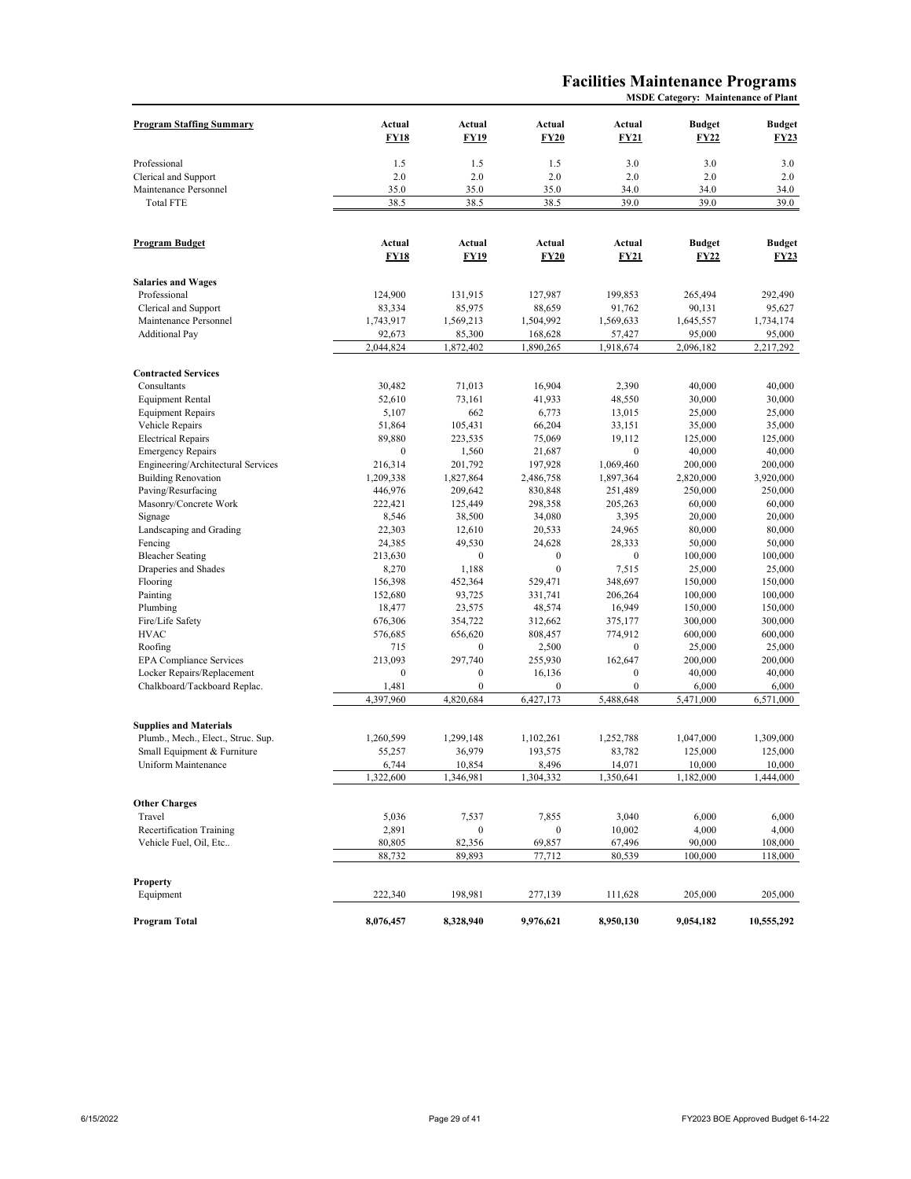# Facilities Maintenance Programs

**MSDE Category: Maintenance of Plant**

| **Program Staffing Summary** | **Actual FY18** | **Actual FY19** | **Actual FY20** | **Actual FY21** | **Budget FY22** | **Budget FY23** |
|---|---|---|---|---|---|---|
| Professional | 1.5 | 1.5 | 1.5 | 3.0 | 3.0 | 3.0 |
| Clerical and Support | 2.0 | 2.0 | 2.0 | 2.0 | 2.0 | 2.0 |
| Maintenance Personnel | 35.0 | 35.0 | 35.0 | 34.0 | 34.0 | 34.0 |
| Total FTE | 38.5 | 38.5 | 38.5 | 39.0 | 39.0 | 39.0 |

| **Program Budget** | **Actual FY18** | **Actual FY19** | **Actual FY20** | **Actual FY21** | **Budget FY22** | **Budget FY23** |
|---|---|---|---|---|---|---|
| **Salaries and Wages** | | | | | | |
| Professional | 124,900 | 131,915 | 127,987 | 199,853 | 265,494 | 292,490 |
| Clerical and Support | 83,334 | 85,975 | 88,659 | 91,762 | 90,131 | 95,627 |
| Maintenance Personnel | 1,743,917 | 1,569,213 | 1,504,992 | 1,569,633 | 1,645,557 | 1,734,174 |
| Additional Pay | 92,673 | 85,300 | 168,628 | 57,427 | 95,000 | 95,000 |
| | 2,044,824 | 1,872,402 | 1,890,265 | 1,918,674 | 2,096,182 | 2,217,292 |
| **Contracted Services** | | | | | | |
| Consultants | 30,482 | 71,013 | 16,904 | 2,390 | 40,000 | 40,000 |
| Equipment Rental | 52,610 | 73,161 | 41,933 | 48,550 | 30,000 | 30,000 |
| Equipment Repairs | 5,107 | 662 | 6,773 | 13,015 | 25,000 | 25,000 |
| Vehicle Repairs | 51,864 | 105,431 | 66,204 | 33,151 | 35,000 | 35,000 |
| Electrical Repairs | 89,880 | 223,535 | 75,069 | 19,112 | 125,000 | 125,000 |
| Emergency Repairs | 0 | 1,560 | 21,687 | 0 | 40,000 | 40,000 |
| Engineering/Architectural Services | 216,314 | 201,792 | 197,928 | 1,069,460 | 200,000 | 200,000 |
| Building Renovation | 1,209,338 | 1,827,864 | 2,486,758 | 1,897,364 | 2,820,000 | 3,920,000 |
| Paving/Resurfacing | 446,976 | 209,642 | 830,848 | 251,489 | 250,000 | 250,000 |
| Masonry/Concrete Work | 222,421 | 125,449 | 298,358 | 205,263 | 60,000 | 60,000 |
| Signage | 8,546 | 38,500 | 34,080 | 3,395 | 20,000 | 20,000 |
| Landscaping and Grading | 22,303 | 12,610 | 20,533 | 24,965 | 80,000 | 80,000 |
| Fencing | 24,385 | 49,530 | 24,628 | 28,333 | 50,000 | 50,000 |
| Bleacher Seating | 213,630 | 0 | 0 | 0 | 100,000 | 100,000 |
| Draperies and Shades | 8,270 | 1,188 | 0 | 7,515 | 25,000 | 25,000 |
| Flooring | 156,398 | 452,364 | 529,471 | 348,697 | 150,000 | 150,000 |
| Painting | 152,680 | 93,725 | 331,741 | 206,264 | 100,000 | 100,000 |
| Plumbing | 18,477 | 23,575 | 48,574 | 16,949 | 150,000 | 150,000 |
| Fire/Life Safety | 676,306 | 354,722 | 312,662 | 375,177 | 300,000 | 300,000 |
| HVAC | 576,685 | 656,620 | 808,457 | 774,912 | 600,000 | 600,000 |
| Roofing | 715 | 0 | 2,500 | 0 | 25,000 | 25,000 |
| EPA Compliance Services | 213,093 | 297,740 | 255,930 | 162,647 | 200,000 | 200,000 |
| Locker Repairs/Replacement | 0 | 0 | 16,136 | 0 | 40,000 | 40,000 |
| Chalkboard/Tackboard Replac. | 1,481 | 0 | 0 | 0 | 6,000 | 6,000 |
| | 4,397,960 | 4,820,684 | 6,427,173 | 5,488,648 | 5,471,000 | 6,571,000 |
| **Supplies and Materials** | | | | | | |
| Plumb., Mech., Elect., Struc. Sup. | 1,260,599 | 1,299,148 | 1,102,261 | 1,252,788 | 1,047,000 | 1,309,000 |
| Small Equipment & Furniture | 55,257 | 36,979 | 193,575 | 83,782 | 125,000 | 125,000 |
| Uniform Maintenance | 6,744 | 10,854 | 8,496 | 14,071 | 10,000 | 10,000 |
| | 1,322,600 | 1,346,981 | 1,304,332 | 1,350,641 | 1,182,000 | 1,444,000 |
| **Other Charges** | | | | | | |
| Travel | 5,036 | 7,537 | 7,855 | 3,040 | 6,000 | 6,000 |
| Recertification Training | 2,891 | 0 | 0 | 10,002 | 4,000 | 4,000 |
| Vehicle Fuel, Oil, Etc.. | 80,805 | 82,356 | 69,857 | 67,496 | 90,000 | 108,000 |
| | 88,732 | 89,893 | 77,712 | 80,539 | 100,000 | 118,000 |
| **Property** | | | | | | |
| Equipment | 222,340 | 198,981 | 277,139 | 111,628 | 205,000 | 205,000 |
| **Program Total** | **8,076,457** | **8,328,940** | **9,976,621** | **8,950,130** | **9,054,182** | **10,555,292** |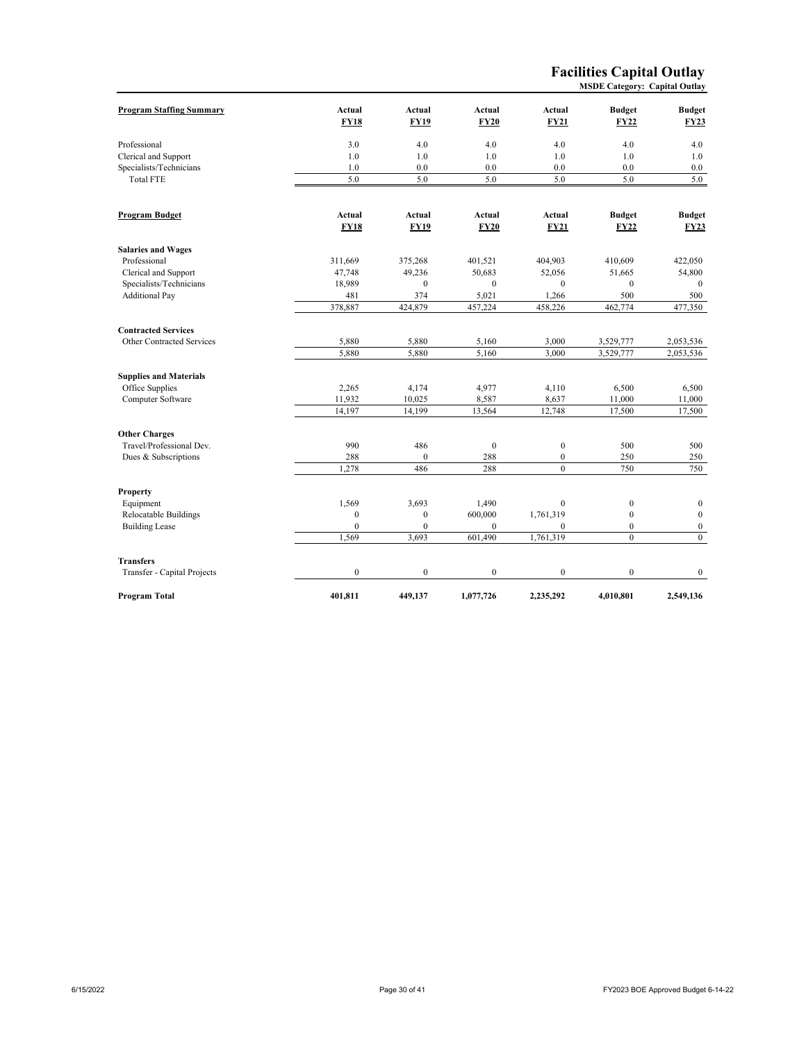# Facilities Capital Outlay

**MSDE Category: Capital Outlay**

| Program Staffing Summary | Actual FY18 | Actual FY19 | Actual FY20 | Actual FY21 | Budget FY22 | Budget FY23 |
|---|---|---|---|---|---|---|
| Professional | 3.0 | 4.0 | 4.0 | 4.0 | 4.0 | 4.0 |
| Clerical and Support | 1.0 | 1.0 | 1.0 | 1.0 | 1.0 | 1.0 |
| Specialists/Technicians | 1.0 | 0.0 | 0.0 | 0.0 | 0.0 | 0.0 |
| Total FTE | 5.0 | 5.0 | 5.0 | 5.0 | 5.0 | 5.0 |

| Program Budget | Actual FY18 | Actual FY19 | Actual FY20 | Actual FY21 | Budget FY22 | Budget FY23 |
|---|---|---|---|---|---|---|
| **Salaries and Wages** | | | | | | |
| Professional | 311,669 | 375,268 | 401,521 | 404,903 | 410,609 | 422,050 |
| Clerical and Support | 47,748 | 49,236 | 50,683 | 52,056 | 51,665 | 54,800 |
| Specialists/Technicians | 18,989 | 0 | 0 | 0 | 0 | 0 |
| Additional Pay | 481 | 374 | 5,021 | 1,266 | 500 | 500 |
| | 378,887 | 424,879 | 457,224 | 458,226 | 462,774 | 477,350 |
| **Contracted Services** | | | | | | |
| Other Contracted Services | 5,880 | 5,880 | 5,160 | 3,000 | 3,529,777 | 2,053,536 |
| | 5,880 | 5,880 | 5,160 | 3,000 | 3,529,777 | 2,053,536 |
| **Supplies and Materials** | | | | | | |
| Office Supplies | 2,265 | 4,174 | 4,977 | 4,110 | 6,500 | 6,500 |
| Computer Software | 11,932 | 10,025 | 8,587 | 8,637 | 11,000 | 11,000 |
| | 14,197 | 14,199 | 13,564 | 12,748 | 17,500 | 17,500 |
| **Other Charges** | | | | | | |
| Travel/Professional Dev. | 990 | 486 | 0 | 0 | 500 | 500 |
| Dues & Subscriptions | 288 | 0 | 288 | 0 | 250 | 250 |
| | 1,278 | 486 | 288 | 0 | 750 | 750 |
| **Property** | | | | | | |
| Equipment | 1,569 | 3,693 | 1,490 | 0 | 0 | 0 |
| Relocatable Buildings | 0 | 0 | 600,000 | 1,761,319 | 0 | 0 |
| Building Lease | 0 | 0 | 0 | 0 | 0 | 0 |
| | 1,569 | 3,693 | 601,490 | 1,761,319 | 0 | 0 |
| **Transfers** | | | | | | |
| Transfer - Capital Projects | 0 | 0 | 0 | 0 | 0 | 0 |
| **Program Total** | **401,811** | **449,137** | **1,077,726** | **2,235,292** | **4,010,801** | **2,549,136** |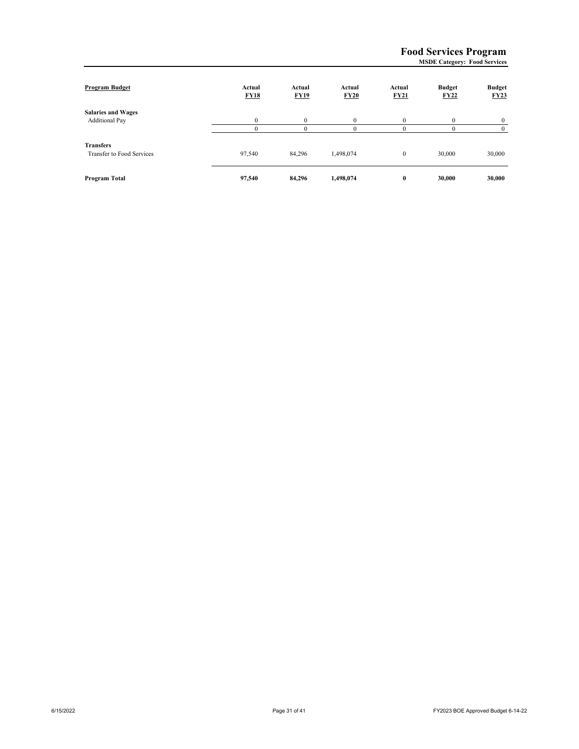# Food Services Program

**MSDE Category: Food Services**

| Program Budget | Actual FY18 | Actual FY19 | Actual FY20 | Actual FY21 | Budget FY22 | Budget FY23 |
|---|---|---|---|---|---|---|
| **Salaries and Wages** | | | | | | |
| Additional Pay | 0 | 0 | 0 | 0 | 0 | 0 |
| | 0 | 0 | 0 | 0 | 0 | 0 |
| **Transfers** | | | | | | |
| Transfer to Food Services | 97,540 | 84,296 | 1,498,074 | 0 | 30,000 | 30,000 |
| **Program Total** | **97,540** | **84,296** | **1,498,074** | **0** | **30,000** | **30,000** |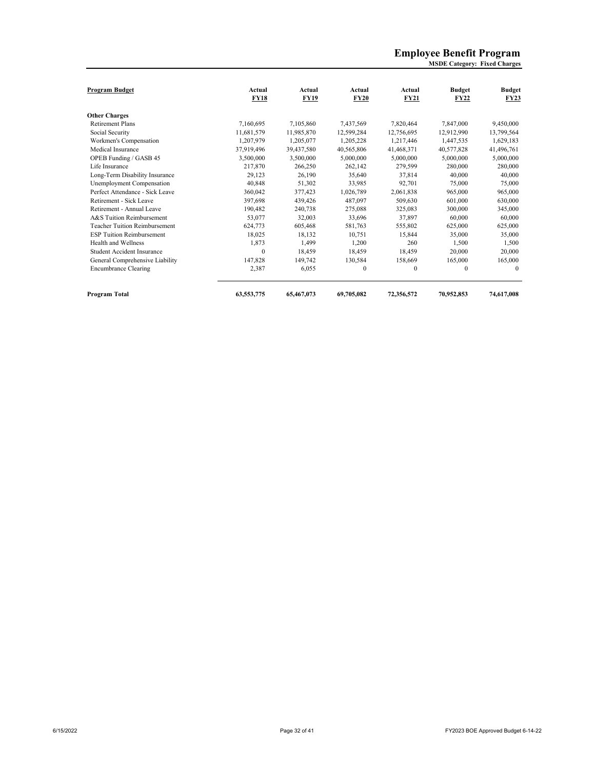# Employee Benefit Program

**MSDE Category: Fixed Charges**

| Program Budget | Actual FY18 | Actual FY19 | Actual FY20 | Actual FY21 | Budget FY22 | Budget FY23 |
|---|---|---|---|---|---|---|
| **Other Charges** | | | | | | |
| Retirement Plans | 7,160,695 | 7,105,860 | 7,437,569 | 7,820,464 | 7,847,000 | 9,450,000 |
| Social Security | 11,681,579 | 11,985,870 | 12,599,284 | 12,756,695 | 12,912,990 | 13,799,564 |
| Workmen's Compensation | 1,207,979 | 1,205,077 | 1,205,228 | 1,217,446 | 1,447,535 | 1,629,183 |
| Medical Insurance | 37,919,496 | 39,437,580 | 40,565,806 | 41,468,371 | 40,577,828 | 41,496,761 |
| OPEB Funding / GASB 45 | 3,500,000 | 3,500,000 | 5,000,000 | 5,000,000 | 5,000,000 | 5,000,000 |
| Life Insurance | 217,870 | 266,250 | 262,142 | 279,599 | 280,000 | 280,000 |
| Long-Term Disability Insurance | 29,123 | 26,190 | 35,640 | 37,814 | 40,000 | 40,000 |
| Unemployment Compensation | 40,848 | 51,302 | 33,985 | 92,701 | 75,000 | 75,000 |
| Perfect Attendance - Sick Leave | 360,042 | 377,423 | 1,026,789 | 2,061,838 | 965,000 | 965,000 |
| Retirement - Sick Leave | 397,698 | 439,426 | 487,097 | 509,630 | 601,000 | 630,000 |
| Retirement - Annual Leave | 190,482 | 240,738 | 275,088 | 325,083 | 300,000 | 345,000 |
| A&S Tuition Reimbursement | 53,077 | 32,003 | 33,696 | 37,897 | 60,000 | 60,000 |
| Teacher Tuition Reimbursement | 624,773 | 605,468 | 581,763 | 555,802 | 625,000 | 625,000 |
| ESP Tuition Reimbursement | 18,025 | 18,132 | 10,751 | 15,844 | 35,000 | 35,000 |
| Health and Wellness | 1,873 | 1,499 | 1,200 | 260 | 1,500 | 1,500 |
| Student Accident Insurance | 0 | 18,459 | 18,459 | 18,459 | 20,000 | 20,000 |
| General Comprehensive Liability | 147,828 | 149,742 | 130,584 | 158,669 | 165,000 | 165,000 |
| Encumbrance Clearing | 2,387 | 6,055 | 0 | 0 | 0 | 0 |
| **Program Total** | **63,553,775** | **65,467,073** | **69,705,082** | **72,356,572** | **70,952,853** | **74,617,008** |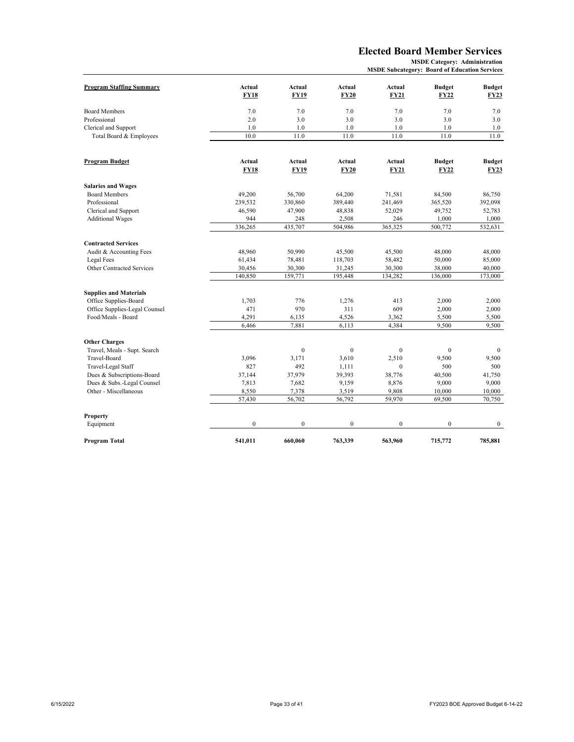# Elected Board Member Services

**MSDE Category: Administration**
**MSDE Subcategory: Board of Education Services**

| Program Staffing Summary | Actual FY18 | Actual FY19 | Actual FY20 | Actual FY21 | Budget FY22 | Budget FY23 |
|---|---|---|---|---|---|---|
| Board Members | 7.0 | 7.0 | 7.0 | 7.0 | 7.0 | 7.0 |
| Professional | 2.0 | 3.0 | 3.0 | 3.0 | 3.0 | 3.0 |
| Clerical and Support | 1.0 | 1.0 | 1.0 | 1.0 | 1.0 | 1.0 |
| Total Board & Employees | 10.0 | 11.0 | 11.0 | 11.0 | 11.0 | 11.0 |

| Program Budget | Actual FY18 | Actual FY19 | Actual FY20 | Actual FY21 | Budget FY22 | Budget FY23 |
|---|---|---|---|---|---|---|
| **Salaries and Wages** | | | | | | |
| Board Members | 49,200 | 56,700 | 64,200 | 71,581 | 84,500 | 86,750 |
| Professional | 239,532 | 330,860 | 389,440 | 241,469 | 365,520 | 392,098 |
| Clerical and Support | 46,590 | 47,900 | 48,838 | 52,029 | 49,752 | 52,783 |
| Additional Wages | 944 | 248 | 2,508 | 246 | 1,000 | 1,000 |
| | 336,265 | 435,707 | 504,986 | 365,325 | 500,772 | 532,631 |
| **Contracted Services** | | | | | | |
| Audit & Accounting Fees | 48,960 | 50,990 | 45,500 | 45,500 | 48,000 | 48,000 |
| Legal Fees | 61,434 | 78,481 | 118,703 | 58,482 | 50,000 | 85,000 |
| Other Contracted Services | 30,456 | 30,300 | 31,245 | 30,300 | 38,000 | 40,000 |
| | 140,850 | 159,771 | 195,448 | 134,282 | 136,000 | 173,000 |
| **Supplies and Materials** | | | | | | |
| Office Supplies-Board | 1,703 | 776 | 1,276 | 413 | 2,000 | 2,000 |
| Office Supplies-Legal Counsel | 471 | 970 | 311 | 609 | 2,000 | 2,000 |
| Food/Meals - Board | 4,291 | 6,135 | 4,526 | 3,362 | 5,500 | 5,500 |
| | 6,466 | 7,881 | 6,113 | 4,384 | 9,500 | 9,500 |
| **Other Charges** | | | | | | |
| Travel, Meals - Supt. Search | | 0 | 0 | 0 | 0 | 0 |
| Travel-Board | 3,096 | 3,171 | 3,610 | 2,510 | 9,500 | 9,500 |
| Travel-Legal Staff | 827 | 492 | 1,111 | 0 | 500 | 500 |
| Dues & Subscriptions-Board | 37,144 | 37,979 | 39,393 | 38,776 | 40,500 | 41,750 |
| Dues & Subs.-Legal Counsel | 7,813 | 7,682 | 9,159 | 8,876 | 9,000 | 9,000 |
| Other - Miscellaneous | 8,550 | 7,378 | 3,519 | 9,808 | 10,000 | 10,000 |
| | 57,430 | 56,702 | 56,792 | 59,970 | 69,500 | 70,750 |
| **Property** | | | | | | |
| Equipment | 0 | 0 | 0 | 0 | 0 | 0 |
| **Program Total** | **541,011** | **660,060** | **763,339** | **563,960** | **715,772** | **785,881** |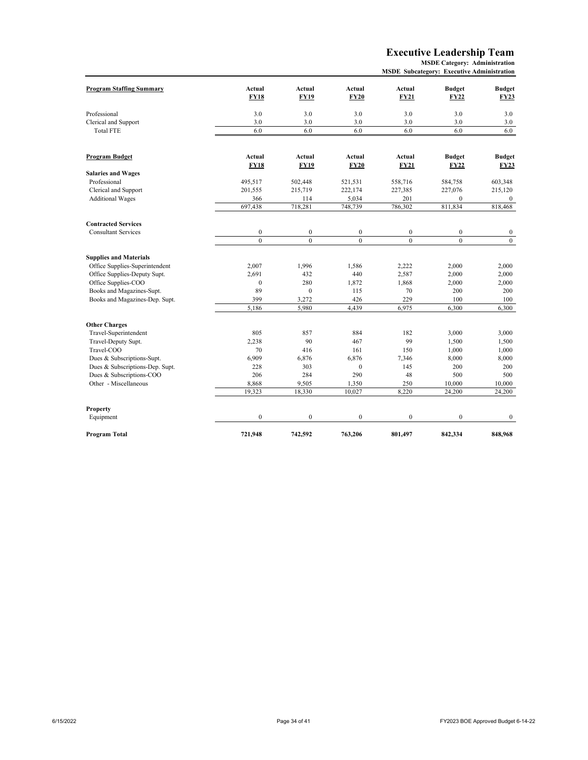# Executive Leadership Team

**MSDE Category: Administration**
**MSDE Subcategory: Executive Administration**

| Program Staffing Summary | Actual FY18 | Actual FY19 | Actual FY20 | Actual FY21 | Budget FY22 | Budget FY23 |
|---|---|---|---|---|---|---|
| Professional | 3.0 | 3.0 | 3.0 | 3.0 | 3.0 | 3.0 |
| Clerical and Support | 3.0 | 3.0 | 3.0 | 3.0 | 3.0 | 3.0 |
| Total FTE | 6.0 | 6.0 | 6.0 | 6.0 | 6.0 | 6.0 |

| Program Budget | Actual FY18 | Actual FY19 | Actual FY20 | Actual FY21 | Budget FY22 | Budget FY23 |
|---|---|---|---|---|---|---|
| **Salaries and Wages** | | | | | | |
| Professional | 495,517 | 502,448 | 521,531 | 558,716 | 584,758 | 603,348 |
| Clerical and Support | 201,555 | 215,719 | 222,174 | 227,385 | 227,076 | 215,120 |
| Additional Wages | 366 | 114 | 5,034 | 201 | 0 | 0 |
| | 697,438 | 718,281 | 748,739 | 786,302 | 811,834 | 818,468 |
| **Contracted Services** | | | | | | |
| Consultant Services | 0 | 0 | 0 | 0 | 0 | 0 |
| | 0 | 0 | 0 | 0 | 0 | 0 |
| **Supplies and Materials** | | | | | | |
| Office Supplies-Superintendent | 2,007 | 1,996 | 1,586 | 2,222 | 2,000 | 2,000 |
| Office Supplies-Deputy Supt. | 2,691 | 432 | 440 | 2,587 | 2,000 | 2,000 |
| Office Supplies-COO | 0 | 280 | 1,872 | 1,868 | 2,000 | 2,000 |
| Books and Magazines-Supt. | 89 | 0 | 115 | 70 | 200 | 200 |
| Books and Magazines-Dep. Supt. | 399 | 3,272 | 426 | 229 | 100 | 100 |
| | 5,186 | 5,980 | 4,439 | 6,975 | 6,300 | 6,300 |
| **Other Charges** | | | | | | |
| Travel-Superintendent | 805 | 857 | 884 | 182 | 3,000 | 3,000 |
| Travel-Deputy Supt. | 2,238 | 90 | 467 | 99 | 1,500 | 1,500 |
| Travel-COO | 70 | 416 | 161 | 150 | 1,000 | 1,000 |
| Dues & Subscriptions-Supt. | 6,909 | 6,876 | 6,876 | 7,346 | 8,000 | 8,000 |
| Dues & Subscriptions-Dep. Supt. | 228 | 303 | 0 | 145 | 200 | 200 |
| Dues & Subscriptions-COO | 206 | 284 | 290 | 48 | 500 | 500 |
| Other - Miscellaneous | 8,868 | 9,505 | 1,350 | 250 | 10,000 | 10,000 |
| | 19,323 | 18,330 | 10,027 | 8,220 | 24,200 | 24,200 |
| **Property** | | | | | | |
| Equipment | 0 | 0 | 0 | 0 | 0 | 0 |
| **Program Total** | **721,948** | **742,592** | **763,206** | **801,497** | **842,334** | **848,968** |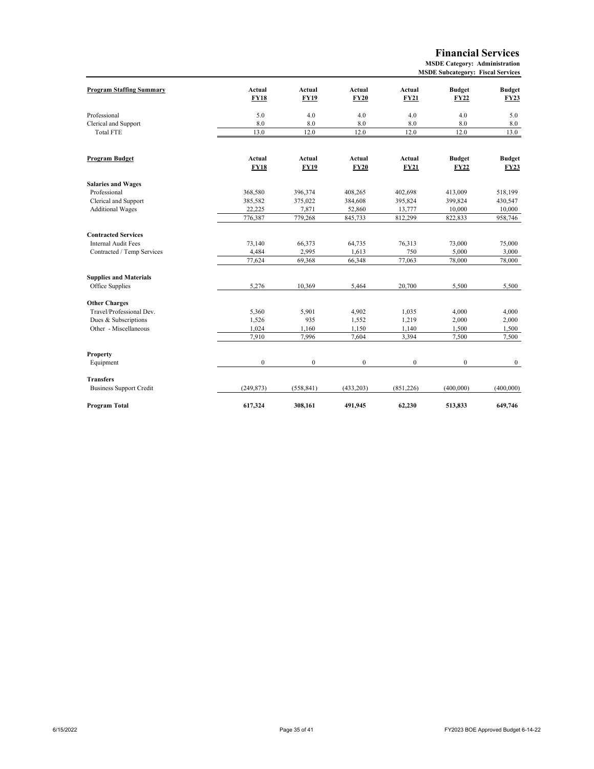# Financial Services

**MSDE Category: Administration**
**MSDE Subcategory: Fiscal Services**

| Program Staffing Summary | Actual FY18 | Actual FY19 | Actual FY20 | Actual FY21 | Budget FY22 | Budget FY23 |
|---|---|---|---|---|---|---|
| Professional | 5.0 | 4.0 | 4.0 | 4.0 | 4.0 | 5.0 |
| Clerical and Support | 8.0 | 8.0 | 8.0 | 8.0 | 8.0 | 8.0 |
| Total FTE | 13.0 | 12.0 | 12.0 | 12.0 | 12.0 | 13.0 |

| Program Budget | Actual FY18 | Actual FY19 | Actual FY20 | Actual FY21 | Budget FY22 | Budget FY23 |
|---|---|---|---|---|---|---|
| **Salaries and Wages** | | | | | | |
| Professional | 368,580 | 396,374 | 408,265 | 402,698 | 413,009 | 518,199 |
| Clerical and Support | 385,582 | 375,022 | 384,608 | 395,824 | 399,824 | 430,547 |
| Additional Wages | 22,225 | 7,871 | 52,860 | 13,777 | 10,000 | 10,000 |
| | 776,387 | 779,268 | 845,733 | 812,299 | 822,833 | 958,746 |
| **Contracted Services** | | | | | | |
| Internal Audit Fees | 73,140 | 66,373 | 64,735 | 76,313 | 73,000 | 75,000 |
| Contracted / Temp Services | 4,484 | 2,995 | 1,613 | 750 | 5,000 | 3,000 |
| | 77,624 | 69,368 | 66,348 | 77,063 | 78,000 | 78,000 |
| **Supplies and Materials** | | | | | | |
| Office Supplies | 5,276 | 10,369 | 5,464 | 20,700 | 5,500 | 5,500 |
| **Other Charges** | | | | | | |
| Travel/Professional Dev. | 5,360 | 5,901 | 4,902 | 1,035 | 4,000 | 4,000 |
| Dues & Subscriptions | 1,526 | 935 | 1,552 | 1,219 | 2,000 | 2,000 |
| Other - Miscellaneous | 1,024 | 1,160 | 1,150 | 1,140 | 1,500 | 1,500 |
| | 7,910 | 7,996 | 7,604 | 3,394 | 7,500 | 7,500 |
| **Property** | | | | | | |
| Equipment | 0 | 0 | 0 | 0 | 0 | 0 |
| **Transfers** | | | | | | |
| Business Support Credit | (249,873) | (558,841) | (433,203) | (851,226) | (400,000) | (400,000) |
| **Program Total** | **617,324** | **308,161** | **491,945** | **62,230** | **513,833** | **649,746** |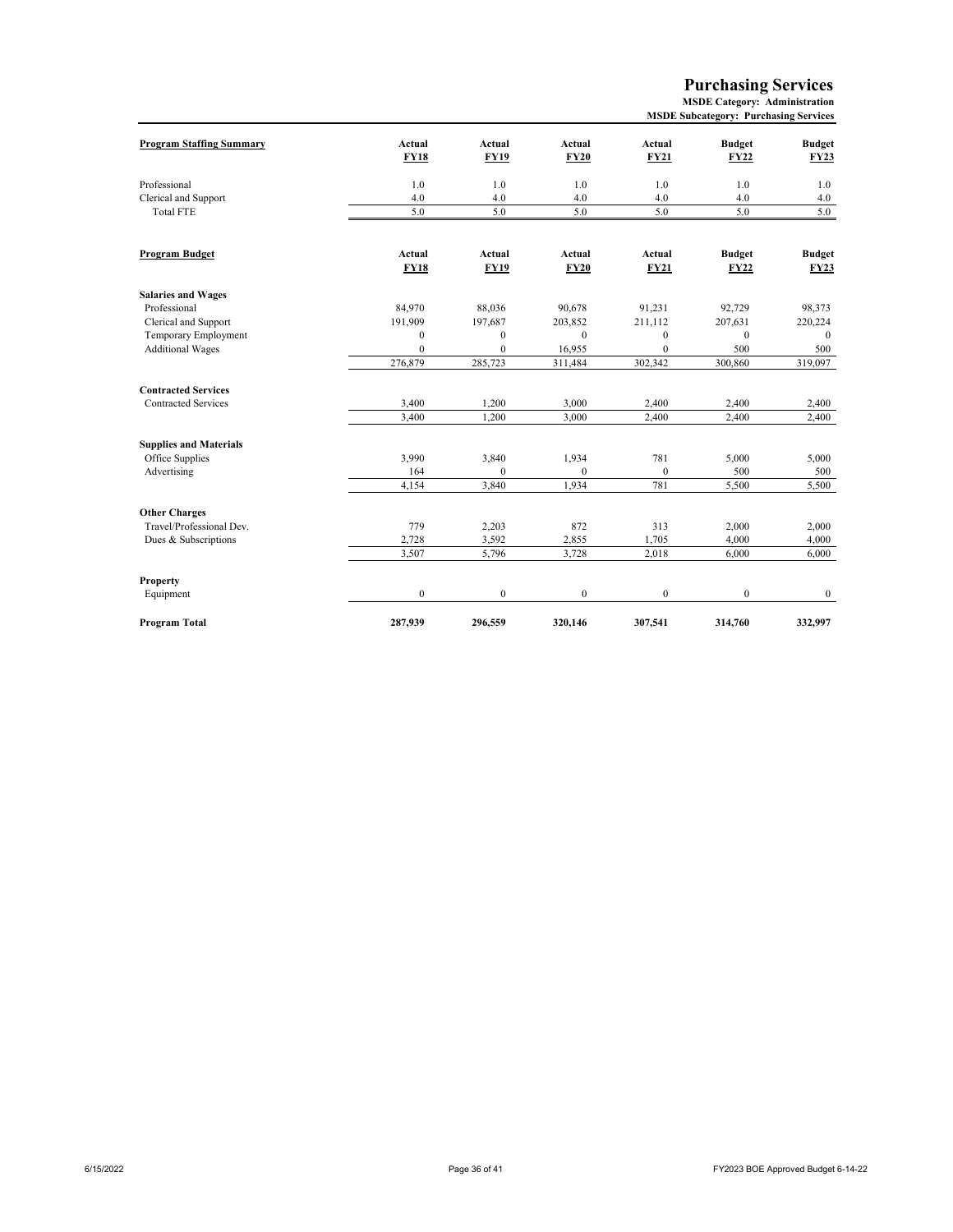# Purchasing Services

**MSDE Category: Administration**
**MSDE Subcategory: Purchasing Services**

| Program Staffing Summary | Actual FY18 | Actual FY19 | Actual FY20 | Actual FY21 | Budget FY22 | Budget FY23 |
|---|---|---|---|---|---|---|
| Professional | 1.0 | 1.0 | 1.0 | 1.0 | 1.0 | 1.0 |
| Clerical and Support | 4.0 | 4.0 | 4.0 | 4.0 | 4.0 | 4.0 |
| Total FTE | 5.0 | 5.0 | 5.0 | 5.0 | 5.0 | 5.0 |

| Program Budget | Actual FY18 | Actual FY19 | Actual FY20 | Actual FY21 | Budget FY22 | Budget FY23 |
|---|---|---|---|---|---|---|
| **Salaries and Wages** | | | | | | |
| Professional | 84,970 | 88,036 | 90,678 | 91,231 | 92,729 | 98,373 |
| Clerical and Support | 191,909 | 197,687 | 203,852 | 211,112 | 207,631 | 220,224 |
| Temporary Employment | 0 | 0 | 0 | 0 | 0 | 0 |
| Additional Wages | 0 | 0 | 16,955 | 0 | 500 | 500 |
| | 276,879 | 285,723 | 311,484 | 302,342 | 300,860 | 319,097 |
| **Contracted Services** | | | | | | |
| Contracted Services | 3,400 | 1,200 | 3,000 | 2,400 | 2,400 | 2,400 |
| | 3,400 | 1,200 | 3,000 | 2,400 | 2,400 | 2,400 |
| **Supplies and Materials** | | | | | | |
| Office Supplies | 3,990 | 3,840 | 1,934 | 781 | 5,000 | 5,000 |
| Advertising | 164 | 0 | 0 | 0 | 500 | 500 |
| | 4,154 | 3,840 | 1,934 | 781 | 5,500 | 5,500 |
| **Other Charges** | | | | | | |
| Travel/Professional Dev. | 779 | 2,203 | 872 | 313 | 2,000 | 2,000 |
| Dues & Subscriptions | 2,728 | 3,592 | 2,855 | 1,705 | 4,000 | 4,000 |
| | 3,507 | 5,796 | 3,728 | 2,018 | 6,000 | 6,000 |
| **Property** | | | | | | |
| Equipment | 0 | 0 | 0 | 0 | 0 | 0 |
| **Program Total** | **287,939** | **296,559** | **320,146** | **307,541** | **314,760** | **332,997** |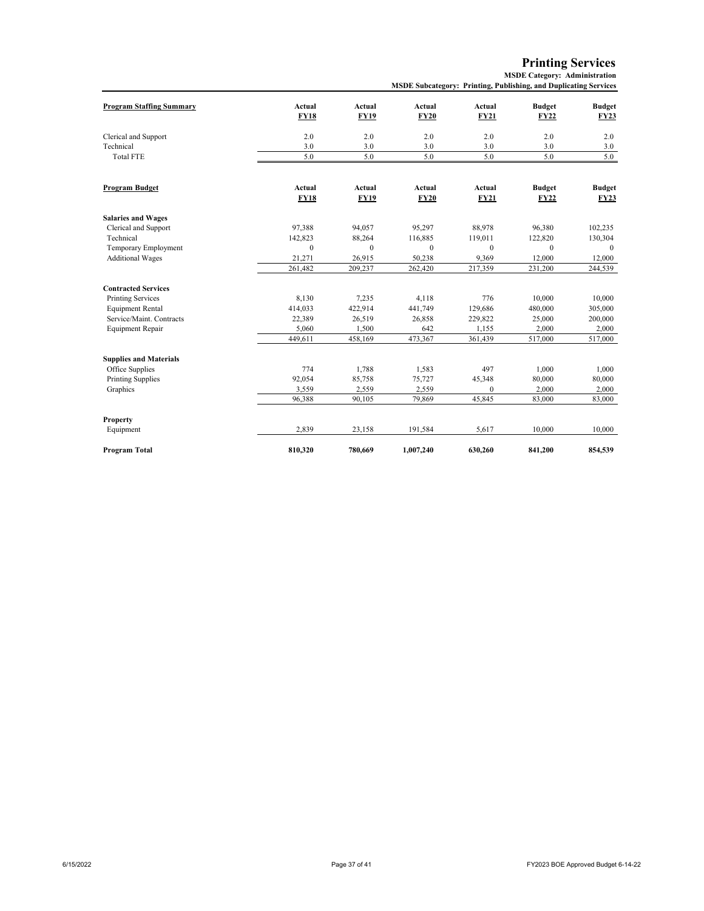# Printing Services

**MSDE Category: Administration**

**MSDE Subcategory: Printing, Publishing, and Duplicating Services**

| Program Staffing Summary | Actual FY18 | Actual FY19 | Actual FY20 | Actual FY21 | Budget FY22 | Budget FY23 |
|---|---|---|---|---|---|---|
| Clerical and Support | 2.0 | 2.0 | 2.0 | 2.0 | 2.0 | 2.0 |
| Technical | 3.0 | 3.0 | 3.0 | 3.0 | 3.0 | 3.0 |
| Total FTE | 5.0 | 5.0 | 5.0 | 5.0 | 5.0 | 5.0 |

| Program Budget | Actual FY18 | Actual FY19 | Actual FY20 | Actual FY21 | Budget FY22 | Budget FY23 |
|---|---|---|---|---|---|---|
| **Salaries and Wages** | | | | | | |
| Clerical and Support | 97,388 | 94,057 | 95,297 | 88,978 | 96,380 | 102,235 |
| Technical | 142,823 | 88,264 | 116,885 | 119,011 | 122,820 | 130,304 |
| Temporary Employment | 0 | 0 | 0 | 0 | 0 | 0 |
| Additional Wages | 21,271 | 26,915 | 50,238 | 9,369 | 12,000 | 12,000 |
| | 261,482 | 209,237 | 262,420 | 217,359 | 231,200 | 244,539 |
| **Contracted Services** | | | | | | |
| Printing Services | 8,130 | 7,235 | 4,118 | 776 | 10,000 | 10,000 |
| Equipment Rental | 414,033 | 422,914 | 441,749 | 129,686 | 480,000 | 305,000 |
| Service/Maint. Contracts | 22,389 | 26,519 | 26,858 | 229,822 | 25,000 | 200,000 |
| Equipment Repair | 5,060 | 1,500 | 642 | 1,155 | 2,000 | 2,000 |
| | 449,611 | 458,169 | 473,367 | 361,439 | 517,000 | 517,000 |
| **Supplies and Materials** | | | | | | |
| Office Supplies | 774 | 1,788 | 1,583 | 497 | 1,000 | 1,000 |
| Printing Supplies | 92,054 | 85,758 | 75,727 | 45,348 | 80,000 | 80,000 |
| Graphics | 3,559 | 2,559 | 2,559 | 0 | 2,000 | 2,000 |
| | 96,388 | 90,105 | 79,869 | 45,845 | 83,000 | 83,000 |
| **Property** | | | | | | |
| Equipment | 2,839 | 23,158 | 191,584 | 5,617 | 10,000 | 10,000 |
| **Program Total** | **810,320** | **780,669** | **1,007,240** | **630,260** | **841,200** | **854,539** |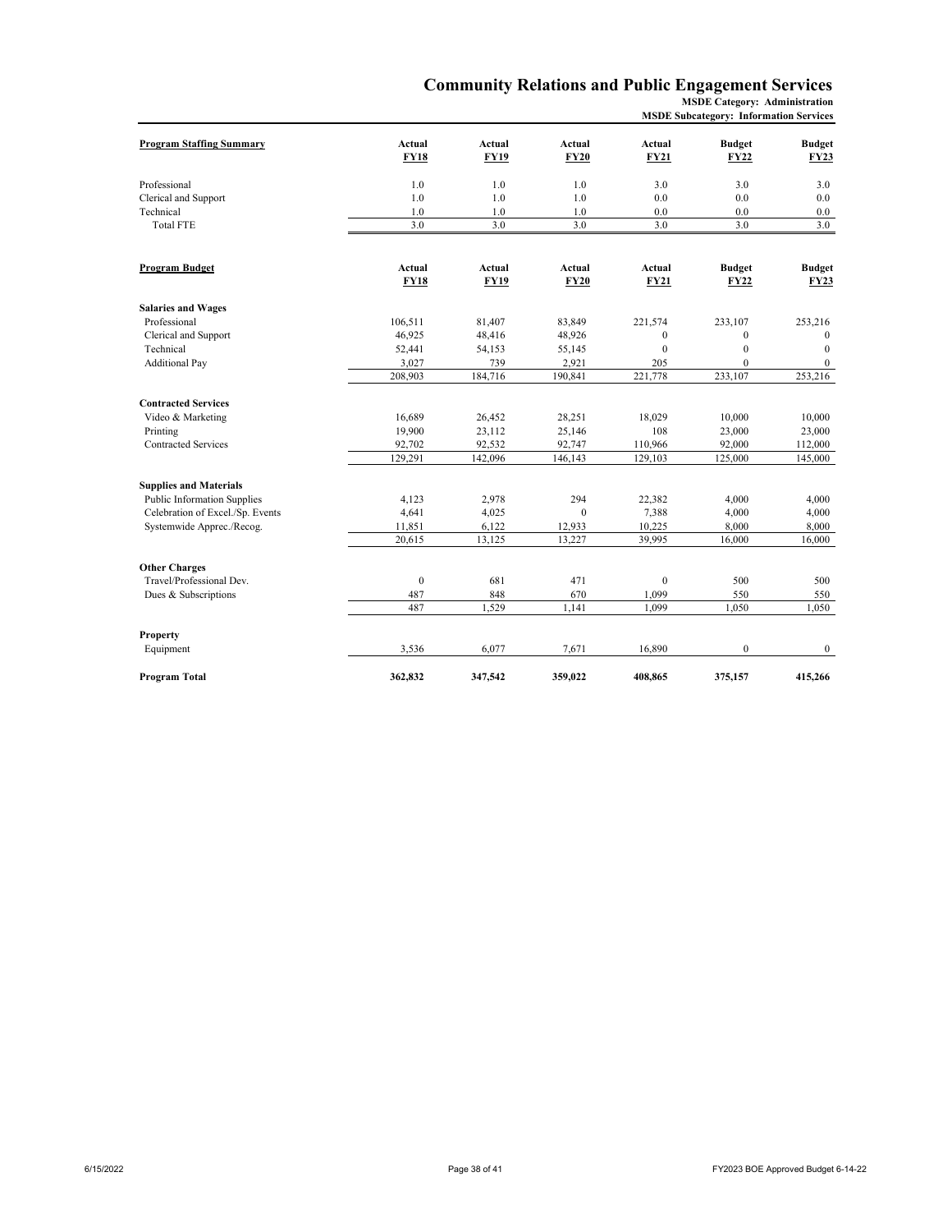# Community Relations and Public Engagement Services

**MSDE Category: Administration**
**MSDE Subcategory: Information Services**

| Program Staffing Summary | Actual FY18 | Actual FY19 | Actual FY20 | Actual FY21 | Budget FY22 | Budget FY23 |
|---|---|---|---|---|---|---|
| Professional | 1.0 | 1.0 | 1.0 | 3.0 | 3.0 | 3.0 |
| Clerical and Support | 1.0 | 1.0 | 1.0 | 0.0 | 0.0 | 0.0 |
| Technical | 1.0 | 1.0 | 1.0 | 0.0 | 0.0 | 0.0 |
| Total FTE | 3.0 | 3.0 | 3.0 | 3.0 | 3.0 | 3.0 |

| Program Budget | Actual FY18 | Actual FY19 | Actual FY20 | Actual FY21 | Budget FY22 | Budget FY23 |
|---|---|---|---|---|---|---|
| **Salaries and Wages** | | | | | | |
| Professional | 106,511 | 81,407 | 83,849 | 221,574 | 233,107 | 253,216 |
| Clerical and Support | 46,925 | 48,416 | 48,926 | 0 | 0 | 0 |
| Technical | 52,441 | 54,153 | 55,145 | 0 | 0 | 0 |
| Additional Pay | 3,027 | 739 | 2,921 | 205 | 0 | 0 |
| | 208,903 | 184,716 | 190,841 | 221,778 | 233,107 | 253,216 |
| **Contracted Services** | | | | | | |
| Video & Marketing | 16,689 | 26,452 | 28,251 | 18,029 | 10,000 | 10,000 |
| Printing | 19,900 | 23,112 | 25,146 | 108 | 23,000 | 23,000 |
| Contracted Services | 92,702 | 92,532 | 92,747 | 110,966 | 92,000 | 112,000 |
| | 129,291 | 142,096 | 146,143 | 129,103 | 125,000 | 145,000 |
| **Supplies and Materials** | | | | | | |
| Public Information Supplies | 4,123 | 2,978 | 294 | 22,382 | 4,000 | 4,000 |
| Celebration of Excel./Sp. Events | 4,641 | 4,025 | 0 | 7,388 | 4,000 | 4,000 |
| Systemwide Apprec./Recog. | 11,851 | 6,122 | 12,933 | 10,225 | 8,000 | 8,000 |
| | 20,615 | 13,125 | 13,227 | 39,995 | 16,000 | 16,000 |
| **Other Charges** | | | | | | |
| Travel/Professional Dev. | 0 | 681 | 471 | 0 | 500 | 500 |
| Dues & Subscriptions | 487 | 848 | 670 | 1,099 | 550 | 550 |
| | 487 | 1,529 | 1,141 | 1,099 | 1,050 | 1,050 |
| **Property** | | | | | | |
| Equipment | 3,536 | 6,077 | 7,671 | 16,890 | 0 | 0 |
| **Program Total** | **362,832** | **347,542** | **359,022** | **408,865** | **375,157** | **415,266** |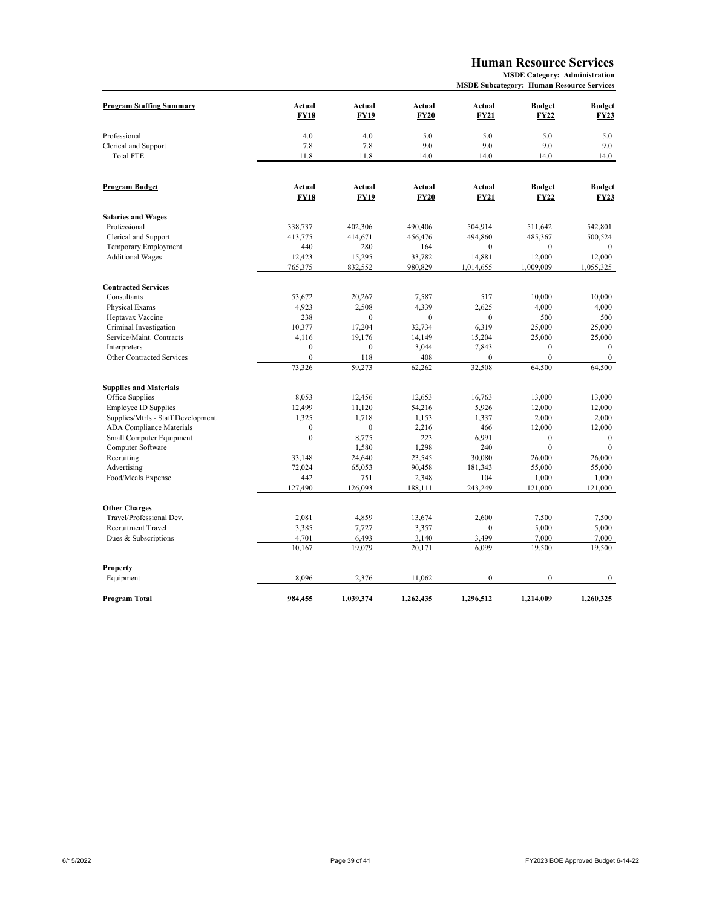# Human Resource Services

**MSDE Category: Administration**
**MSDE Subcategory: Human Resource Services**

| Program Staffing Summary | Actual FY18 | Actual FY19 | Actual FY20 | Actual FY21 | Budget FY22 | Budget FY23 |
|---|---|---|---|---|---|---|
| Professional | 4.0 | 4.0 | 5.0 | 5.0 | 5.0 | 5.0 |
| Clerical and Support | 7.8 | 7.8 | 9.0 | 9.0 | 9.0 | 9.0 |
| Total FTE | 11.8 | 11.8 | 14.0 | 14.0 | 14.0 | 14.0 |

| Program Budget | Actual FY18 | Actual FY19 | Actual FY20 | Actual FY21 | Budget FY22 | Budget FY23 |
|---|---|---|---|---|---|---|
| **Salaries and Wages** | | | | | | |
| Professional | 338,737 | 402,306 | 490,406 | 504,914 | 511,642 | 542,801 |
| Clerical and Support | 413,775 | 414,671 | 456,476 | 494,860 | 485,367 | 500,524 |
| Temporary Employment | 440 | 280 | 164 | 0 | 0 | 0 |
| Additional Wages | 12,423 | 15,295 | 33,782 | 14,881 | 12,000 | 12,000 |
| | 765,375 | 832,552 | 980,829 | 1,014,655 | 1,009,009 | 1,055,325 |
| **Contracted Services** | | | | | | |
| Consultants | 53,672 | 20,267 | 7,587 | 517 | 10,000 | 10,000 |
| Physical Exams | 4,923 | 2,508 | 4,339 | 2,625 | 4,000 | 4,000 |
| Heptavax Vaccine | 238 | 0 | 0 | 0 | 500 | 500 |
| Criminal Investigation | 10,377 | 17,204 | 32,734 | 6,319 | 25,000 | 25,000 |
| Service/Maint. Contracts | 4,116 | 19,176 | 14,149 | 15,204 | 25,000 | 25,000 |
| Interpreters | 0 | 0 | 3,044 | 7,843 | 0 | 0 |
| Other Contracted Services | 0 | 118 | 408 | 0 | 0 | 0 |
| | 73,326 | 59,273 | 62,262 | 32,508 | 64,500 | 64,500 |
| **Supplies and Materials** | | | | | | |
| Office Supplies | 8,053 | 12,456 | 12,653 | 16,763 | 13,000 | 13,000 |
| Employee ID Supplies | 12,499 | 11,120 | 54,216 | 5,926 | 12,000 | 12,000 |
| Supplies/Mtrls - Staff Development | 1,325 | 1,718 | 1,153 | 1,337 | 2,000 | 2,000 |
| ADA Compliance Materials | 0 | 0 | 2,216 | 466 | 12,000 | 12,000 |
| Small Computer Equipment | 0 | 8,775 | 223 | 6,991 | 0 | 0 |
| Computer Software | | 1,580 | 1,298 | 240 | 0 | 0 |
| Recruiting | 33,148 | 24,640 | 23,545 | 30,080 | 26,000 | 26,000 |
| Advertising | 72,024 | 65,053 | 90,458 | 181,343 | 55,000 | 55,000 |
| Food/Meals Expense | 442 | 751 | 2,348 | 104 | 1,000 | 1,000 |
| | 127,490 | 126,093 | 188,111 | 243,249 | 121,000 | 121,000 |
| **Other Charges** | | | | | | |
| Travel/Professional Dev. | 2,081 | 4,859 | 13,674 | 2,600 | 7,500 | 7,500 |
| Recruitment Travel | 3,385 | 7,727 | 3,357 | 0 | 5,000 | 5,000 |
| Dues & Subscriptions | 4,701 | 6,493 | 3,140 | 3,499 | 7,000 | 7,000 |
| | 10,167 | 19,079 | 20,171 | 6,099 | 19,500 | 19,500 |
| **Property** | | | | | | |
| Equipment | 8,096 | 2,376 | 11,062 | 0 | 0 | 0 |
| **Program Total** | **984,455** | **1,039,374** | **1,262,435** | **1,296,512** | **1,214,009** | **1,260,325** |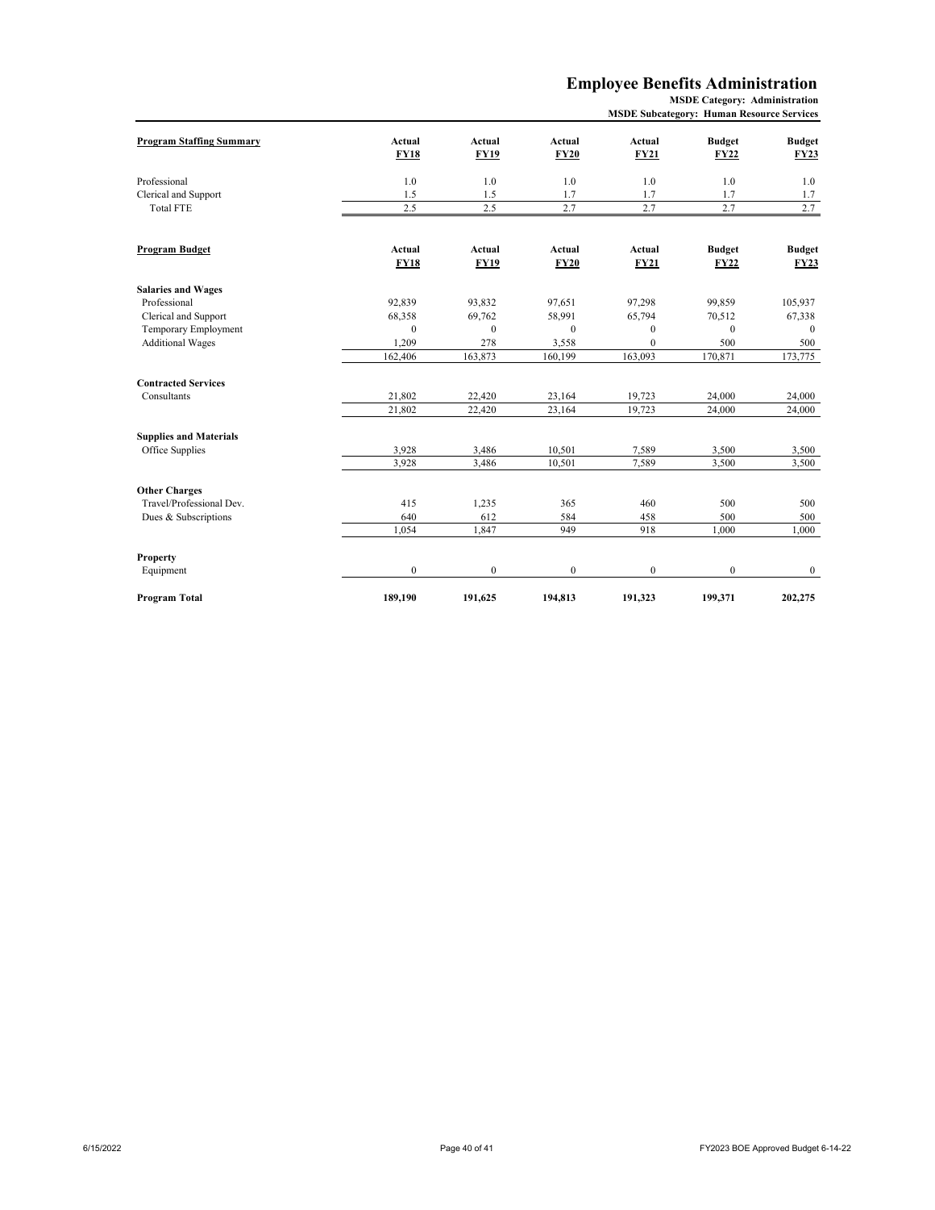# Employee Benefits Administration

**MSDE Category: Administration**
**MSDE Subcategory: Human Resource Services**

| Program Staffing Summary | Actual FY18 | Actual FY19 | Actual FY20 | Actual FY21 | Budget FY22 | Budget FY23 |
|---|---|---|---|---|---|---|
| Professional | 1.0 | 1.0 | 1.0 | 1.0 | 1.0 | 1.0 |
| Clerical and Support | 1.5 | 1.5 | 1.7 | 1.7 | 1.7 | 1.7 |
| Total FTE | 2.5 | 2.5 | 2.7 | 2.7 | 2.7 | 2.7 |

| Program Budget | Actual FY18 | Actual FY19 | Actual FY20 | Actual FY21 | Budget FY22 | Budget FY23 |
|---|---|---|---|---|---|---|
| **Salaries and Wages** | | | | | | |
| Professional | 92,839 | 93,832 | 97,651 | 97,298 | 99,859 | 105,937 |
| Clerical and Support | 68,358 | 69,762 | 58,991 | 65,794 | 70,512 | 67,338 |
| Temporary Employment | 0 | 0 | 0 | 0 | 0 | 0 |
| Additional Wages | 1,209 | 278 | 3,558 | 0 | 500 | 500 |
| | 162,406 | 163,873 | 160,199 | 163,093 | 170,871 | 173,775 |
| **Contracted Services** | | | | | | |
| Consultants | 21,802 | 22,420 | 23,164 | 19,723 | 24,000 | 24,000 |
| | 21,802 | 22,420 | 23,164 | 19,723 | 24,000 | 24,000 |
| **Supplies and Materials** | | | | | | |
| Office Supplies | 3,928 | 3,486 | 10,501 | 7,589 | 3,500 | 3,500 |
| | 3,928 | 3,486 | 10,501 | 7,589 | 3,500 | 3,500 |
| **Other Charges** | | | | | | |
| Travel/Professional Dev. | 415 | 1,235 | 365 | 460 | 500 | 500 |
| Dues & Subscriptions | 640 | 612 | 584 | 458 | 500 | 500 |
| | 1,054 | 1,847 | 949 | 918 | 1,000 | 1,000 |
| **Property** | | | | | | |
| Equipment | 0 | 0 | 0 | 0 | 0 | 0 |
| **Program Total** | **189,190** | **191,625** | **194,813** | **191,323** | **199,371** | **202,275** |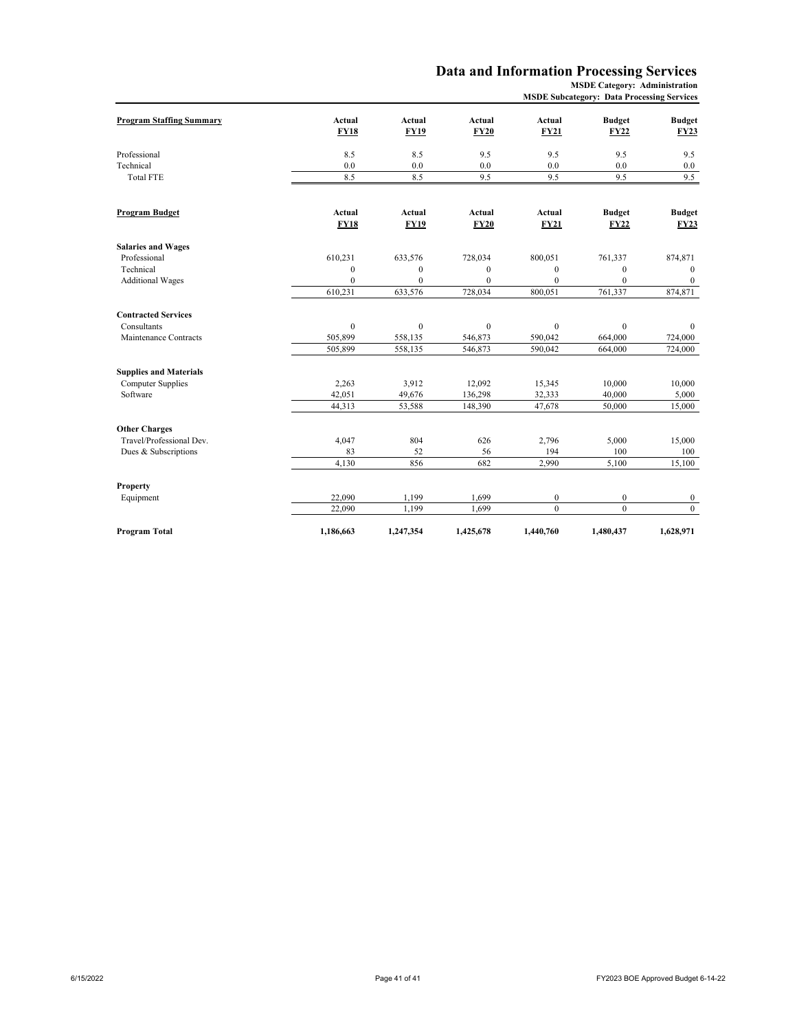# Data and Information Processing Services

**MSDE Category: Administration**
**MSDE Subcategory: Data Processing Services**

| Program Staffing Summary | Actual FY18 | Actual FY19 | Actual FY20 | Actual FY21 | Budget FY22 | Budget FY23 |
|---|---|---|---|---|---|---|
| Professional | 8.5 | 8.5 | 9.5 | 9.5 | 9.5 | 9.5 |
| Technical | 0.0 | 0.0 | 0.0 | 0.0 | 0.0 | 0.0 |
| Total FTE | 8.5 | 8.5 | 9.5 | 9.5 | 9.5 | 9.5 |

| Program Budget | Actual FY18 | Actual FY19 | Actual FY20 | Actual FY21 | Budget FY22 | Budget FY23 |
|---|---|---|---|---|---|---|
| **Salaries and Wages** | | | | | | |
| Professional | 610,231 | 633,576 | 728,034 | 800,051 | 761,337 | 874,871 |
| Technical | 0 | 0 | 0 | 0 | 0 | 0 |
| Additional Wages | 0 | 0 | 0 | 0 | 0 | 0 |
| | 610,231 | 633,576 | 728,034 | 800,051 | 761,337 | 874,871 |
| **Contracted Services** | | | | | | |
| Consultants | 0 | 0 | 0 | 0 | 0 | 0 |
| Maintenance Contracts | 505,899 | 558,135 | 546,873 | 590,042 | 664,000 | 724,000 |
| | 505,899 | 558,135 | 546,873 | 590,042 | 664,000 | 724,000 |
| **Supplies and Materials** | | | | | | |
| Computer Supplies | 2,263 | 3,912 | 12,092 | 15,345 | 10,000 | 10,000 |
| Software | 42,051 | 49,676 | 136,298 | 32,333 | 40,000 | 5,000 |
| | 44,313 | 53,588 | 148,390 | 47,678 | 50,000 | 15,000 |
| **Other Charges** | | | | | | |
| Travel/Professional Dev. | 4,047 | 804 | 626 | 2,796 | 5,000 | 15,000 |
| Dues & Subscriptions | 83 | 52 | 56 | 194 | 100 | 100 |
| | 4,130 | 856 | 682 | 2,990 | 5,100 | 15,100 |
| **Property** | | | | | | |
| Equipment | 22,090 | 1,199 | 1,699 | 0 | 0 | 0 |
| | 22,090 | 1,199 | 1,699 | 0 | 0 | 0 |
| **Program Total** | **1,186,663** | **1,247,354** | **1,425,678** | **1,440,760** | **1,480,437** | **1,628,971** |